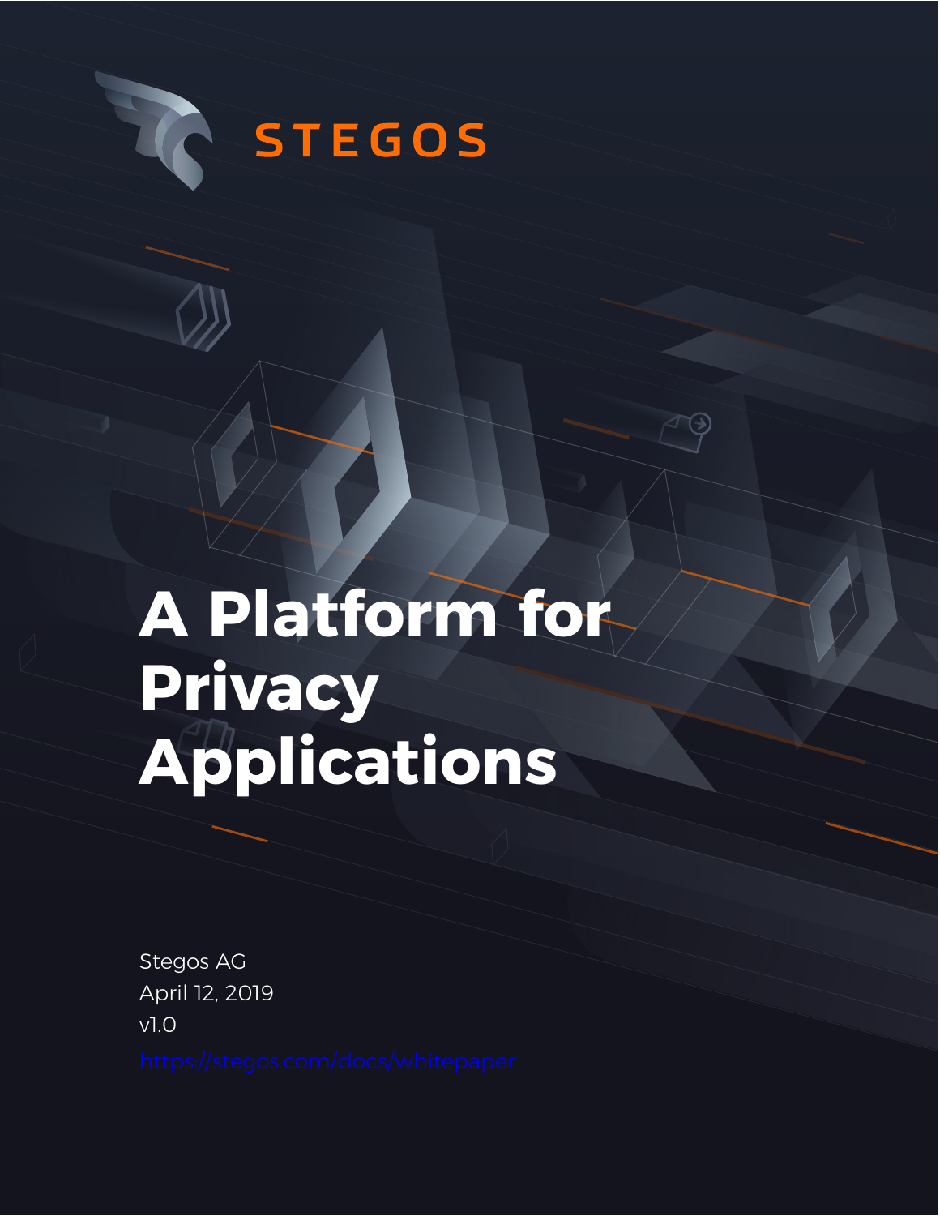STEGOS

# A Platform for Privacy Applications

Stegos AG
April 12, 2019
v1.0
https://stegos.com/docs/whitepaper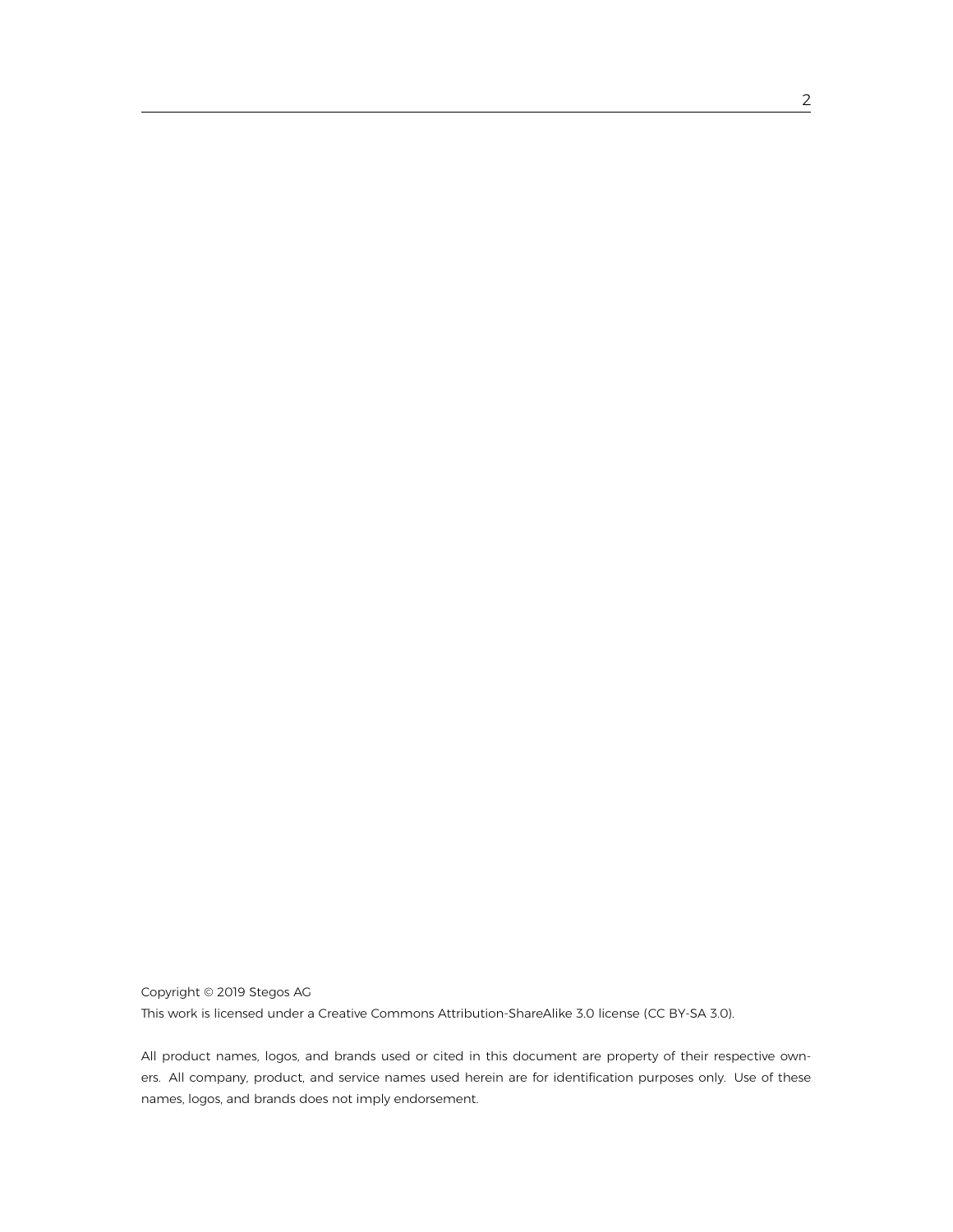Copyright © 2019 Stegos AG

This work is licensed under a Creative Commons Attribution-ShareAlike 3.0 license (CC BY-SA 3.0).

All product names, logos, and brands used or cited in this document are property of their respective owners. All company, product, and service names used herein are for identification purposes only. Use of these names, logos, and brands does not imply endorsement.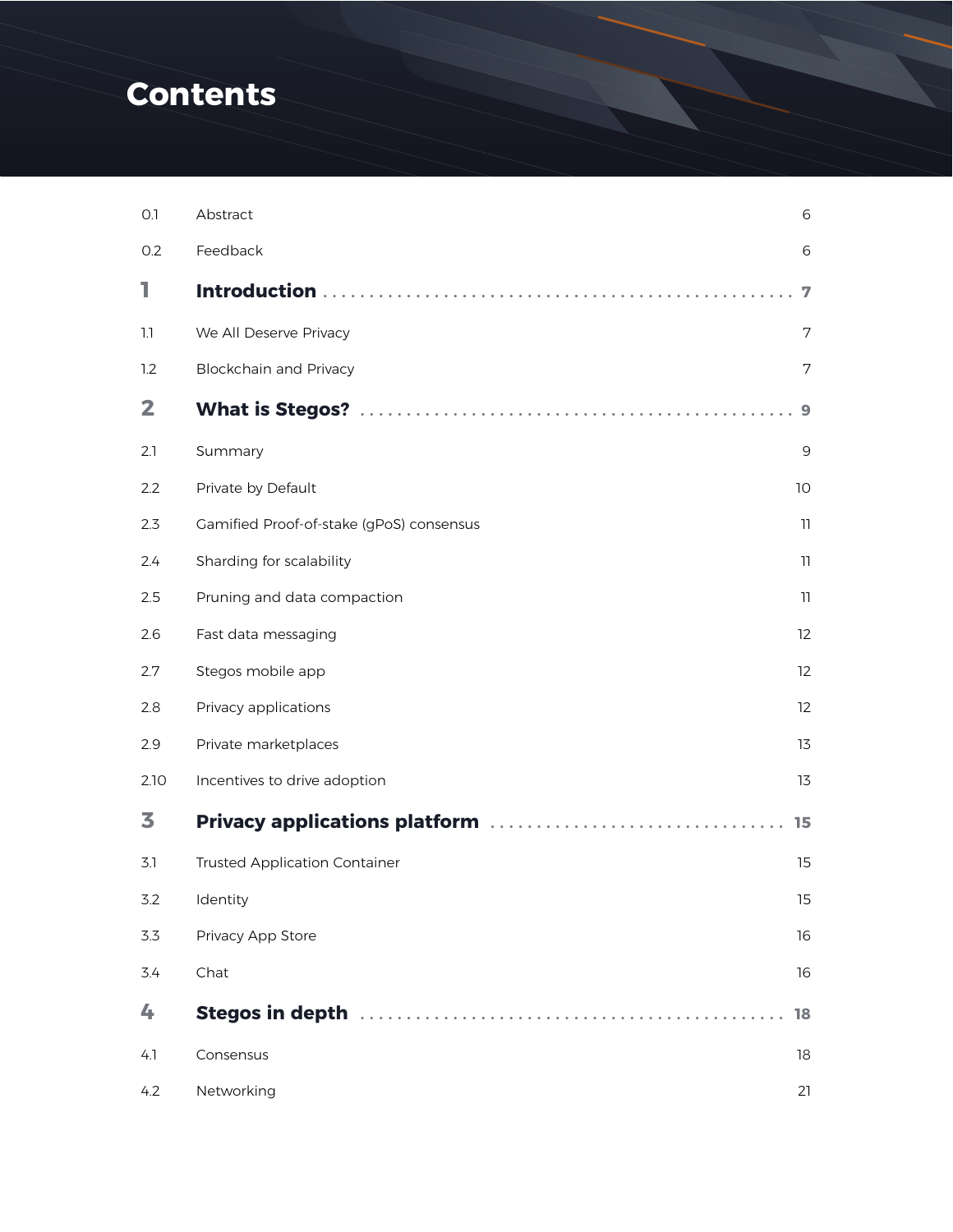# Contents

| | | |
|---|---|---|
| 0.1 | Abstract | 6 |
| 0.2 | Feedback | 6 |
| **1** | **Introduction** | **7** |
| 1.1 | We All Deserve Privacy | 7 |
| 1.2 | Blockchain and Privacy | 7 |
| **2** | **What is Stegos?** | **9** |
| 2.1 | Summary | 9 |
| 2.2 | Private by Default | 10 |
| 2.3 | Gamified Proof-of-stake (gPoS) consensus | 11 |
| 2.4 | Sharding for scalability | 11 |
| 2.5 | Pruning and data compaction | 11 |
| 2.6 | Fast data messaging | 12 |
| 2.7 | Stegos mobile app | 12 |
| 2.8 | Privacy applications | 12 |
| 2.9 | Private marketplaces | 13 |
| 2.10 | Incentives to drive adoption | 13 |
| **3** | **Privacy applications platform** | **15** |
| 3.1 | Trusted Application Container | 15 |
| 3.2 | Identity | 15 |
| 3.3 | Privacy App Store | 16 |
| 3.4 | Chat | 16 |
| **4** | **Stegos in depth** | **18** |
| 4.1 | Consensus | 18 |
| 4.2 | Networking | 21 |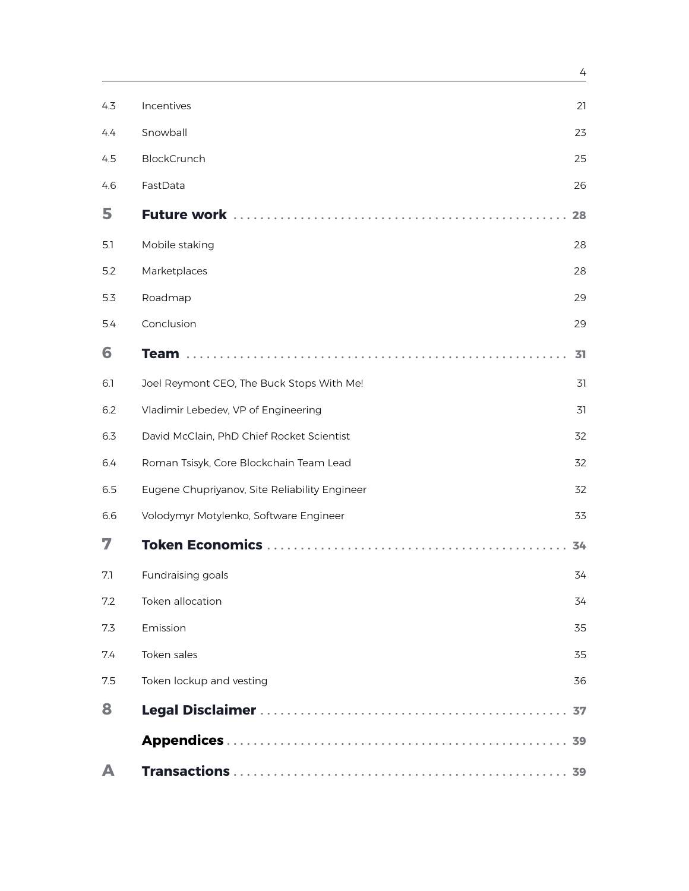| | | |
|---|---|---|
| 4.3 | Incentives | 21 |
| 4.4 | Snowball | 23 |
| 4.5 | BlockCrunch | 25 |
| 4.6 | FastData | 26 |
| **5** | **Future work** | **28** |
| 5.1 | Mobile staking | 28 |
| 5.2 | Marketplaces | 28 |
| 5.3 | Roadmap | 29 |
| 5.4 | Conclusion | 29 |
| **6** | **Team** | **31** |
| 6.1 | Joel Reymont CEO, The Buck Stops With Me! | 31 |
| 6.2 | Vladimir Lebedev, VP of Engineering | 31 |
| 6.3 | David McClain, PhD Chief Rocket Scientist | 32 |
| 6.4 | Roman Tsisyk, Core Blockchain Team Lead | 32 |
| 6.5 | Eugene Chupriyanov, Site Reliability Engineer | 32 |
| 6.6 | Volodymyr Motylenko, Software Engineer | 33 |
| **7** | **Token Economics** | **34** |
| 7.1 | Fundraising goals | 34 |
| 7.2 | Token allocation | 34 |
| 7.3 | Emission | 35 |
| 7.4 | Token sales | 35 |
| 7.5 | Token lockup and vesting | 36 |
| **8** | **Legal Disclaimer** | **37** |
| | **Appendices** | **39** |
| **A** | **Transactions** | **39** |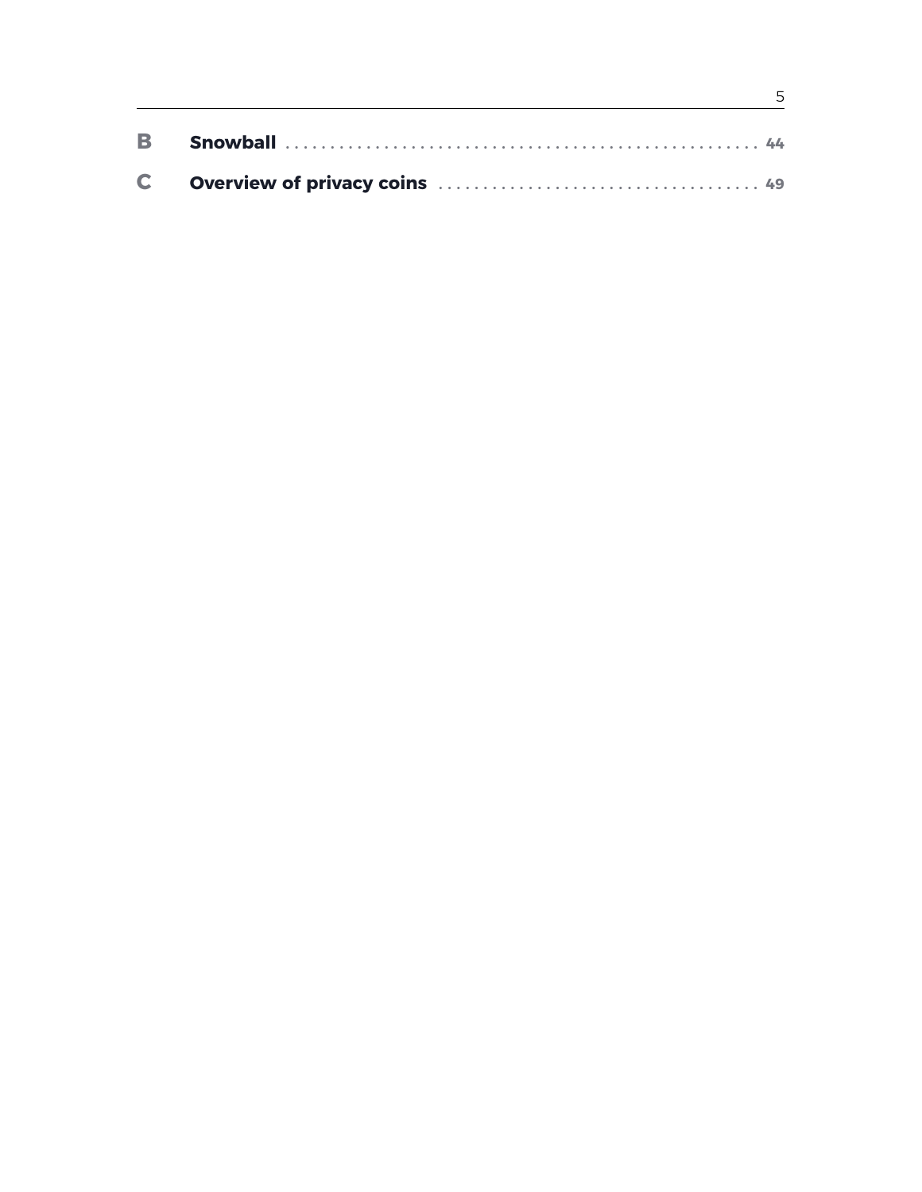**B** **Snowball** . . . . . . . . . . . . . . . . . . . . . . . . . . . . . . . . . . . . . . . . . . . . . . . . . . . . . 44

**C** **Overview of privacy coins** . . . . . . . . . . . . . . . . . . . . . . . . . . . . . . . . . . . . 49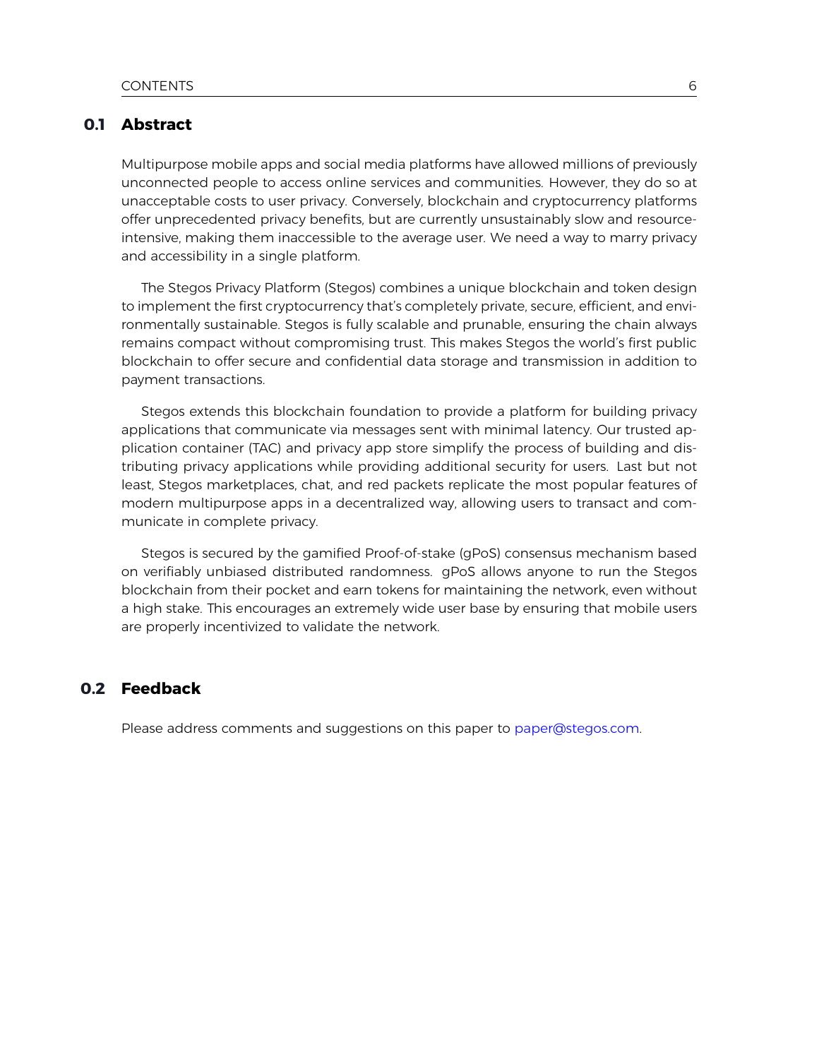## 0.1 Abstract

Multipurpose mobile apps and social media platforms have allowed millions of previously unconnected people to access online services and communities. However, they do so at unacceptable costs to user privacy. Conversely, blockchain and cryptocurrency platforms offer unprecedented privacy benefits, but are currently unsustainably slow and resource-intensive, making them inaccessible to the average user. We need a way to marry privacy and accessibility in a single platform.

The Stegos Privacy Platform (Stegos) combines a unique blockchain and token design to implement the first cryptocurrency that's completely private, secure, efficient, and environmentally sustainable. Stegos is fully scalable and prunable, ensuring the chain always remains compact without compromising trust. This makes Stegos the world's first public blockchain to offer secure and confidential data storage and transmission in addition to payment transactions.

Stegos extends this blockchain foundation to provide a platform for building privacy applications that communicate via messages sent with minimal latency. Our trusted application container (TAC) and privacy app store simplify the process of building and distributing privacy applications while providing additional security for users. Last but not least, Stegos marketplaces, chat, and red packets replicate the most popular features of modern multipurpose apps in a decentralized way, allowing users to transact and communicate in complete privacy.

Stegos is secured by the gamified Proof-of-stake (gPoS) consensus mechanism based on verifiably unbiased distributed randomness. gPoS allows anyone to run the Stegos blockchain from their pocket and earn tokens for maintaining the network, even without a high stake. This encourages an extremely wide user base by ensuring that mobile users are properly incentivized to validate the network.

## 0.2 Feedback

Please address comments and suggestions on this paper to paper@stegos.com.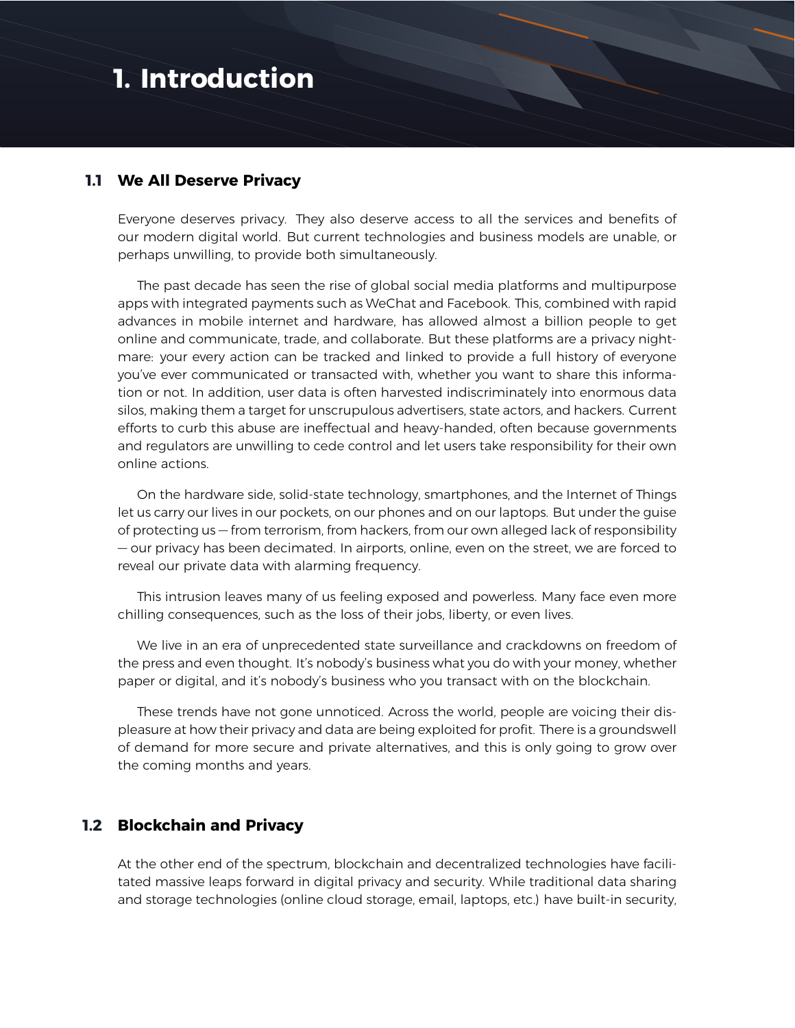# 1. Introduction

## 1.1 We All Deserve Privacy

Everyone deserves privacy. They also deserve access to all the services and benefits of our modern digital world. But current technologies and business models are unable, or perhaps unwilling, to provide both simultaneously.

The past decade has seen the rise of global social media platforms and multipurpose apps with integrated payments such as WeChat and Facebook. This, combined with rapid advances in mobile internet and hardware, has allowed almost a billion people to get online and communicate, trade, and collaborate. But these platforms are a privacy nightmare: your every action can be tracked and linked to provide a full history of everyone you've ever communicated or transacted with, whether you want to share this information or not. In addition, user data is often harvested indiscriminately into enormous data silos, making them a target for unscrupulous advertisers, state actors, and hackers. Current efforts to curb this abuse are ineffectual and heavy-handed, often because governments and regulators are unwilling to cede control and let users take responsibility for their own online actions.

On the hardware side, solid-state technology, smartphones, and the Internet of Things let us carry our lives in our pockets, on our phones and on our laptops. But under the guise of protecting us — from terrorism, from hackers, from our own alleged lack of responsibility — our privacy has been decimated. In airports, online, even on the street, we are forced to reveal our private data with alarming frequency.

This intrusion leaves many of us feeling exposed and powerless. Many face even more chilling consequences, such as the loss of their jobs, liberty, or even lives.

We live in an era of unprecedented state surveillance and crackdowns on freedom of the press and even thought. It's nobody's business what you do with your money, whether paper or digital, and it's nobody's business who you transact with on the blockchain.

These trends have not gone unnoticed. Across the world, people are voicing their displeasure at how their privacy and data are being exploited for profit. There is a groundswell of demand for more secure and private alternatives, and this is only going to grow over the coming months and years.

## 1.2 Blockchain and Privacy

At the other end of the spectrum, blockchain and decentralized technologies have facilitated massive leaps forward in digital privacy and security. While traditional data sharing and storage technologies (online cloud storage, email, laptops, etc.) have built-in security,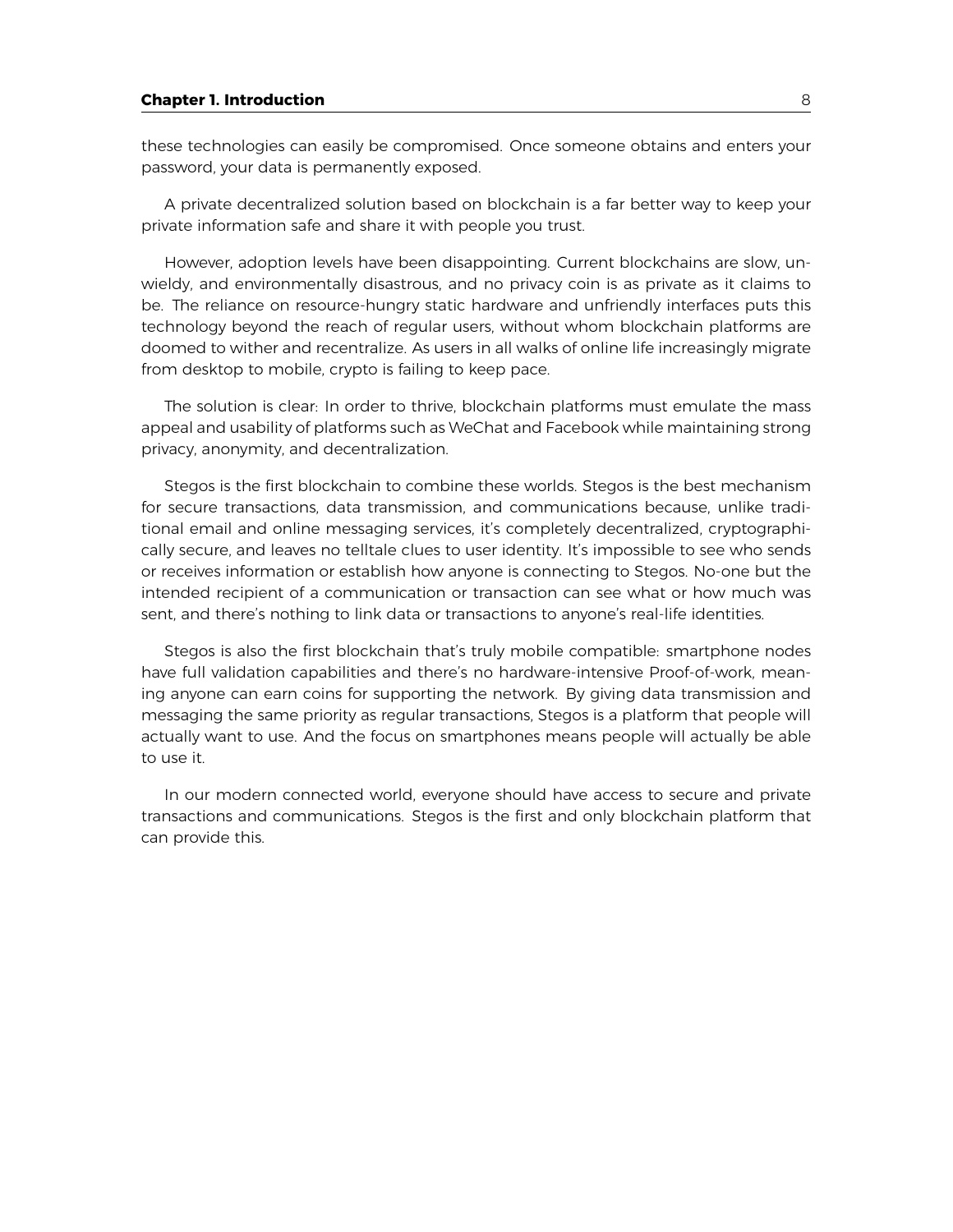these technologies can easily be compromised. Once someone obtains and enters your password, your data is permanently exposed.

A private decentralized solution based on blockchain is a far better way to keep your private information safe and share it with people you trust.

However, adoption levels have been disappointing. Current blockchains are slow, unwieldy, and environmentally disastrous, and no privacy coin is as private as it claims to be. The reliance on resource-hungry static hardware and unfriendly interfaces puts this technology beyond the reach of regular users, without whom blockchain platforms are doomed to wither and recentralize. As users in all walks of online life increasingly migrate from desktop to mobile, crypto is failing to keep pace.

The solution is clear: In order to thrive, blockchain platforms must emulate the mass appeal and usability of platforms such as WeChat and Facebook while maintaining strong privacy, anonymity, and decentralization.

Stegos is the first blockchain to combine these worlds. Stegos is the best mechanism for secure transactions, data transmission, and communications because, unlike traditional email and online messaging services, it's completely decentralized, cryptographically secure, and leaves no telltale clues to user identity. It's impossible to see who sends or receives information or establish how anyone is connecting to Stegos. No-one but the intended recipient of a communication or transaction can see what or how much was sent, and there's nothing to link data or transactions to anyone's real-life identities.

Stegos is also the first blockchain that's truly mobile compatible: smartphone nodes have full validation capabilities and there's no hardware-intensive Proof-of-work, meaning anyone can earn coins for supporting the network. By giving data transmission and messaging the same priority as regular transactions, Stegos is a platform that people will actually want to use. And the focus on smartphones means people will actually be able to use it.

In our modern connected world, everyone should have access to secure and private transactions and communications. Stegos is the first and only blockchain platform that can provide this.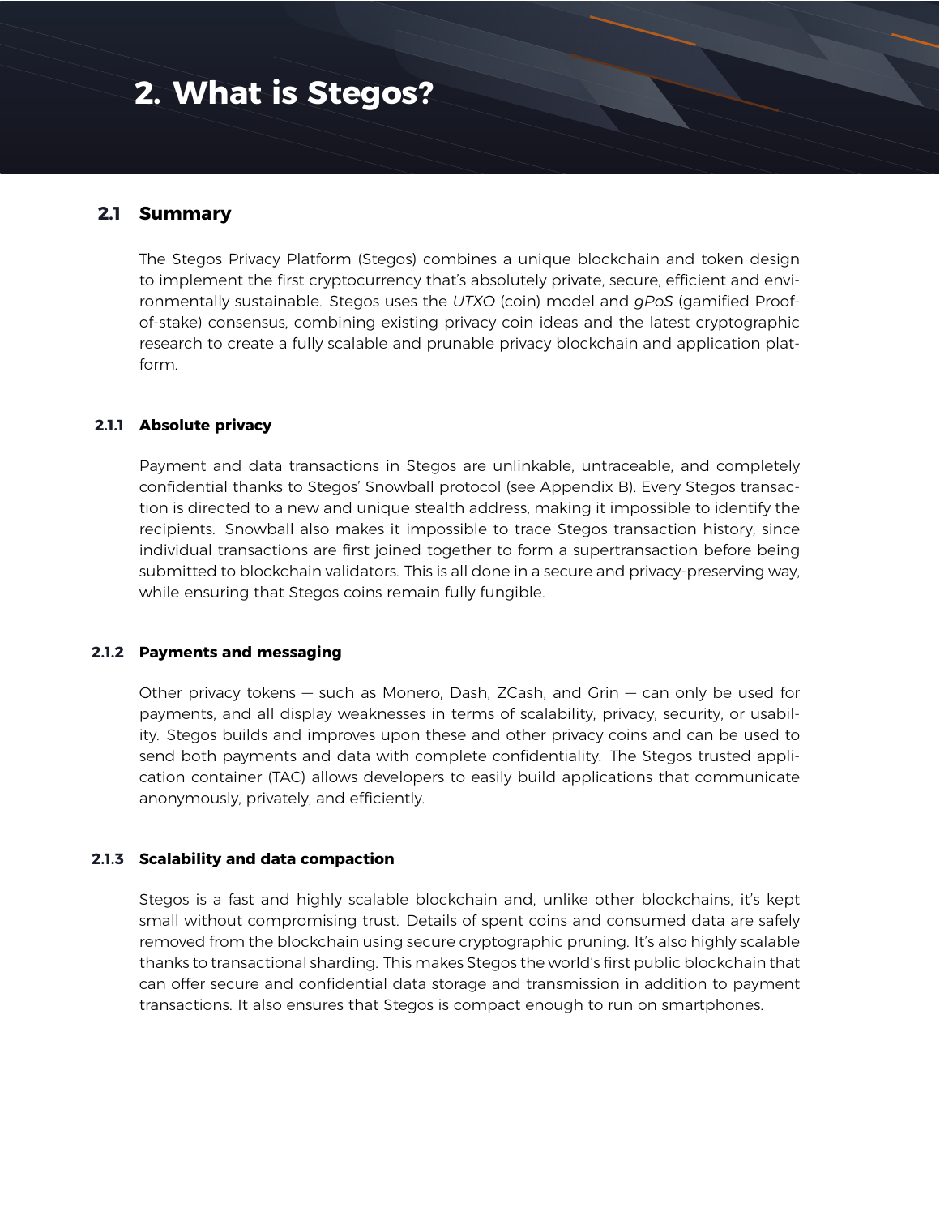# 2. What is Stegos?

## 2.1 Summary

The Stegos Privacy Platform (Stegos) combines a unique blockchain and token design to implement the first cryptocurrency that's absolutely private, secure, efficient and environmentally sustainable. Stegos uses the *UTXO* (coin) model and *gPoS* (gamified Proof-of-stake) consensus, combining existing privacy coin ideas and the latest cryptographic research to create a fully scalable and prunable privacy blockchain and application platform.

### 2.1.1 Absolute privacy

Payment and data transactions in Stegos are unlinkable, untraceable, and completely confidential thanks to Stegos' Snowball protocol (see Appendix B). Every Stegos transaction is directed to a new and unique stealth address, making it impossible to identify the recipients. Snowball also makes it impossible to trace Stegos transaction history, since individual transactions are first joined together to form a supertransaction before being submitted to blockchain validators. This is all done in a secure and privacy-preserving way, while ensuring that Stegos coins remain fully fungible.

### 2.1.2 Payments and messaging

Other privacy tokens — such as Monero, Dash, ZCash, and Grin — can only be used for payments, and all display weaknesses in terms of scalability, privacy, security, or usability. Stegos builds and improves upon these and other privacy coins and can be used to send both payments and data with complete confidentiality. The Stegos trusted application container (TAC) allows developers to easily build applications that communicate anonymously, privately, and efficiently.

### 2.1.3 Scalability and data compaction

Stegos is a fast and highly scalable blockchain and, unlike other blockchains, it's kept small without compromising trust. Details of spent coins and consumed data are safely removed from the blockchain using secure cryptographic pruning. It's also highly scalable thanks to transactional sharding. This makes Stegos the world's first public blockchain that can offer secure and confidential data storage and transmission in addition to payment transactions. It also ensures that Stegos is compact enough to run on smartphones.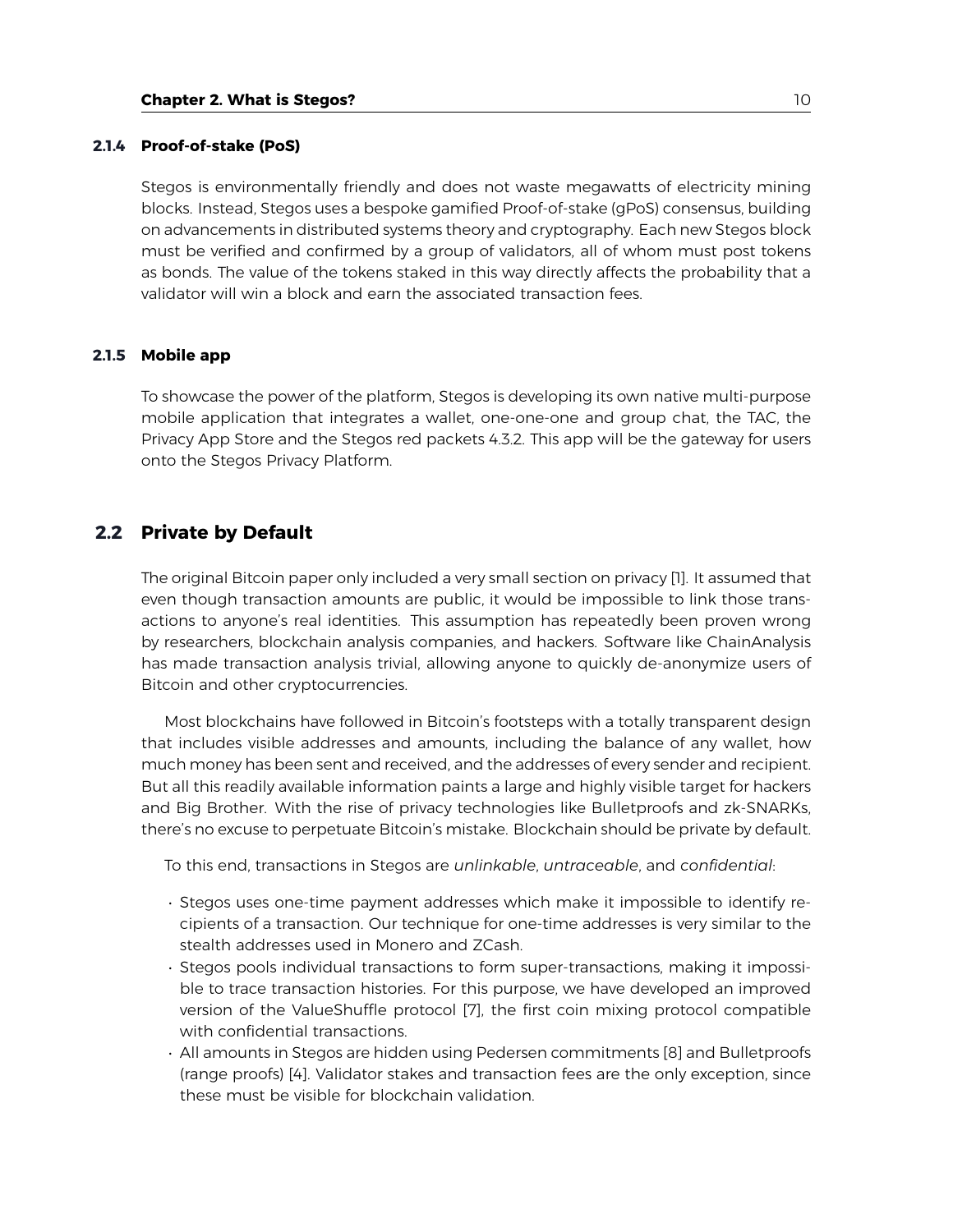### 2.1.4 Proof-of-stake (PoS)

Stegos is environmentally friendly and does not waste megawatts of electricity mining blocks. Instead, Stegos uses a bespoke gamified Proof-of-stake (gPoS) consensus, building on advancements in distributed systems theory and cryptography. Each new Stegos block must be verified and confirmed by a group of validators, all of whom must post tokens as bonds. The value of the tokens staked in this way directly affects the probability that a validator will win a block and earn the associated transaction fees.

### 2.1.5 Mobile app

To showcase the power of the platform, Stegos is developing its own native multi-purpose mobile application that integrates a wallet, one-one-one and group chat, the TAC, the Privacy App Store and the Stegos red packets 4.3.2. This app will be the gateway for users onto the Stegos Privacy Platform.

## 2.2 Private by Default

The original Bitcoin paper only included a very small section on privacy [1]. It assumed that even though transaction amounts are public, it would be impossible to link those transactions to anyone's real identities. This assumption has repeatedly been proven wrong by researchers, blockchain analysis companies, and hackers. Software like ChainAnalysis has made transaction analysis trivial, allowing anyone to quickly de-anonymize users of Bitcoin and other cryptocurrencies.

Most blockchains have followed in Bitcoin's footsteps with a totally transparent design that includes visible addresses and amounts, including the balance of any wallet, how much money has been sent and received, and the addresses of every sender and recipient. But all this readily available information paints a large and highly visible target for hackers and Big Brother. With the rise of privacy technologies like Bulletproofs and zk-SNARKs, there's no excuse to perpetuate Bitcoin's mistake. Blockchain should be private by default.

To this end, transactions in Stegos are *unlinkable*, *untraceable*, and *confidential*:

- Stegos uses one-time payment addresses which make it impossible to identify recipients of a transaction. Our technique for one-time addresses is very similar to the stealth addresses used in Monero and ZCash.
- Stegos pools individual transactions to form super-transactions, making it impossible to trace transaction histories. For this purpose, we have developed an improved version of the ValueShuffle protocol [7], the first coin mixing protocol compatible with confidential transactions.
- All amounts in Stegos are hidden using Pedersen commitments [8] and Bulletproofs (range proofs) [4]. Validator stakes and transaction fees are the only exception, since these must be visible for blockchain validation.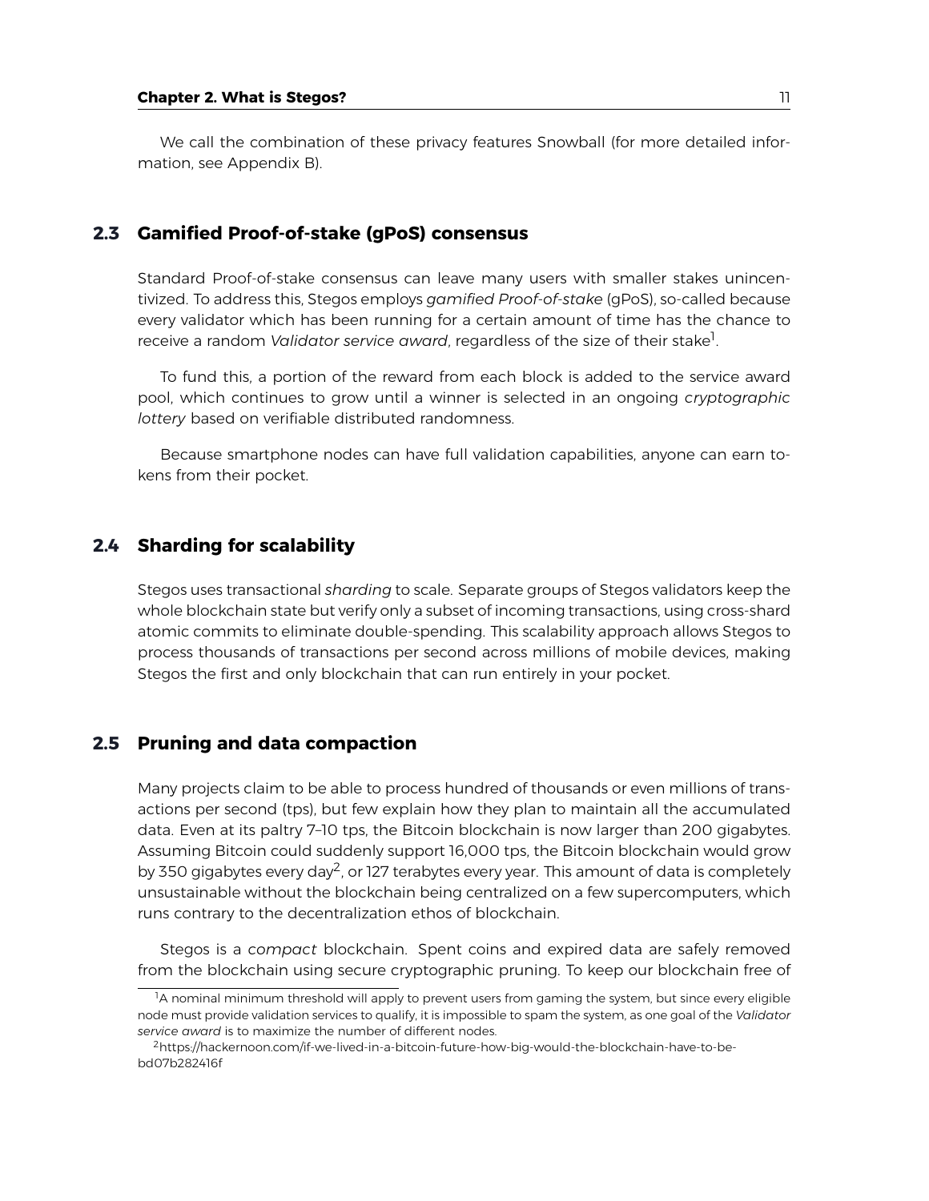We call the combination of these privacy features Snowball (for more detailed information, see Appendix B).

## 2.3 Gamified Proof-of-stake (gPoS) consensus

Standard Proof-of-stake consensus can leave many users with smaller stakes unincentivized. To address this, Stegos employs *gamified Proof-of-stake* (gPoS), so-called because every validator which has been running for a certain amount of time has the chance to receive a random *Validator service award*, regardless of the size of their stake[1].

To fund this, a portion of the reward from each block is added to the service award pool, which continues to grow until a winner is selected in an ongoing *cryptographic lottery* based on verifiable distributed randomness.

Because smartphone nodes can have full validation capabilities, anyone can earn tokens from their pocket.

## 2.4 Sharding for scalability

Stegos uses transactional *sharding* to scale. Separate groups of Stegos validators keep the whole blockchain state but verify only a subset of incoming transactions, using cross-shard atomic commits to eliminate double-spending. This scalability approach allows Stegos to process thousands of transactions per second across millions of mobile devices, making Stegos the first and only blockchain that can run entirely in your pocket.

## 2.5 Pruning and data compaction

Many projects claim to be able to process hundred of thousands or even millions of transactions per second (tps), but few explain how they plan to maintain all the accumulated data. Even at its paltry 7–10 tps, the Bitcoin blockchain is now larger than 200 gigabytes. Assuming Bitcoin could suddenly support 16,000 tps, the Bitcoin blockchain would grow by 350 gigabytes every day[2], or 127 terabytes every year. This amount of data is completely unsustainable without the blockchain being centralized on a few supercomputers, which runs contrary to the decentralization ethos of blockchain.

Stegos is a *compact* blockchain. Spent coins and expired data are safely removed from the blockchain using secure cryptographic pruning. To keep our blockchain free of

---

[1] A nominal minimum threshold will apply to prevent users from gaming the system, but since every eligible node must provide validation services to qualify, it is impossible to spam the system, as one goal of the *Validator service award* is to maximize the number of different nodes.

[2] https://hackernoon.com/if-we-lived-in-a-bitcoin-future-how-big-would-the-blockchain-have-to-be-bd07b282416f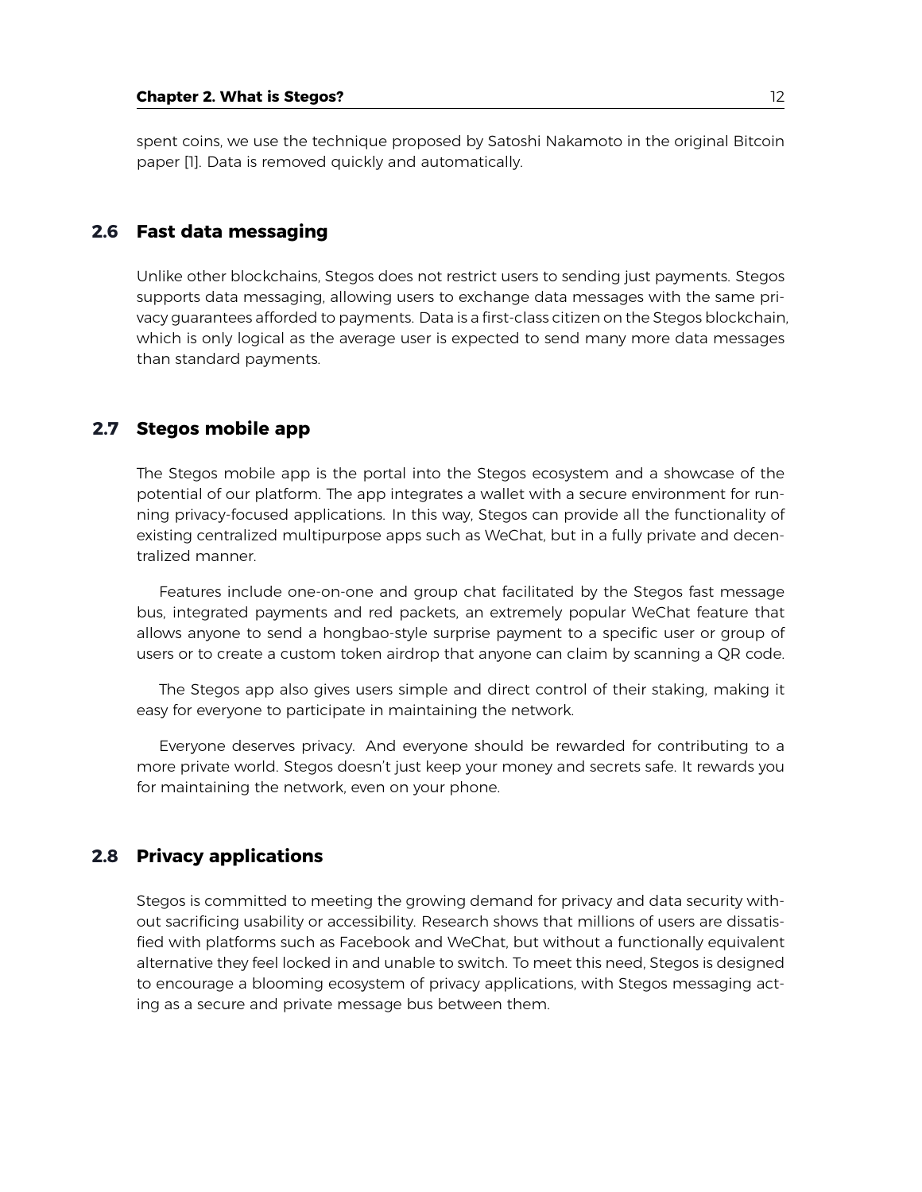spent coins, we use the technique proposed by Satoshi Nakamoto in the original Bitcoin paper [1]. Data is removed quickly and automatically.

## 2.6 Fast data messaging

Unlike other blockchains, Stegos does not restrict users to sending just payments. Stegos supports data messaging, allowing users to exchange data messages with the same privacy guarantees afforded to payments. Data is a first-class citizen on the Stegos blockchain, which is only logical as the average user is expected to send many more data messages than standard payments.

## 2.7 Stegos mobile app

The Stegos mobile app is the portal into the Stegos ecosystem and a showcase of the potential of our platform. The app integrates a wallet with a secure environment for running privacy-focused applications. In this way, Stegos can provide all the functionality of existing centralized multipurpose apps such as WeChat, but in a fully private and decentralized manner.

Features include one-on-one and group chat facilitated by the Stegos fast message bus, integrated payments and red packets, an extremely popular WeChat feature that allows anyone to send a hongbao-style surprise payment to a specific user or group of users or to create a custom token airdrop that anyone can claim by scanning a QR code.

The Stegos app also gives users simple and direct control of their staking, making it easy for everyone to participate in maintaining the network.

Everyone deserves privacy. And everyone should be rewarded for contributing to a more private world. Stegos doesn't just keep your money and secrets safe. It rewards you for maintaining the network, even on your phone.

## 2.8 Privacy applications

Stegos is committed to meeting the growing demand for privacy and data security without sacrificing usability or accessibility. Research shows that millions of users are dissatisfied with platforms such as Facebook and WeChat, but without a functionally equivalent alternative they feel locked in and unable to switch. To meet this need, Stegos is designed to encourage a blooming ecosystem of privacy applications, with Stegos messaging acting as a secure and private message bus between them.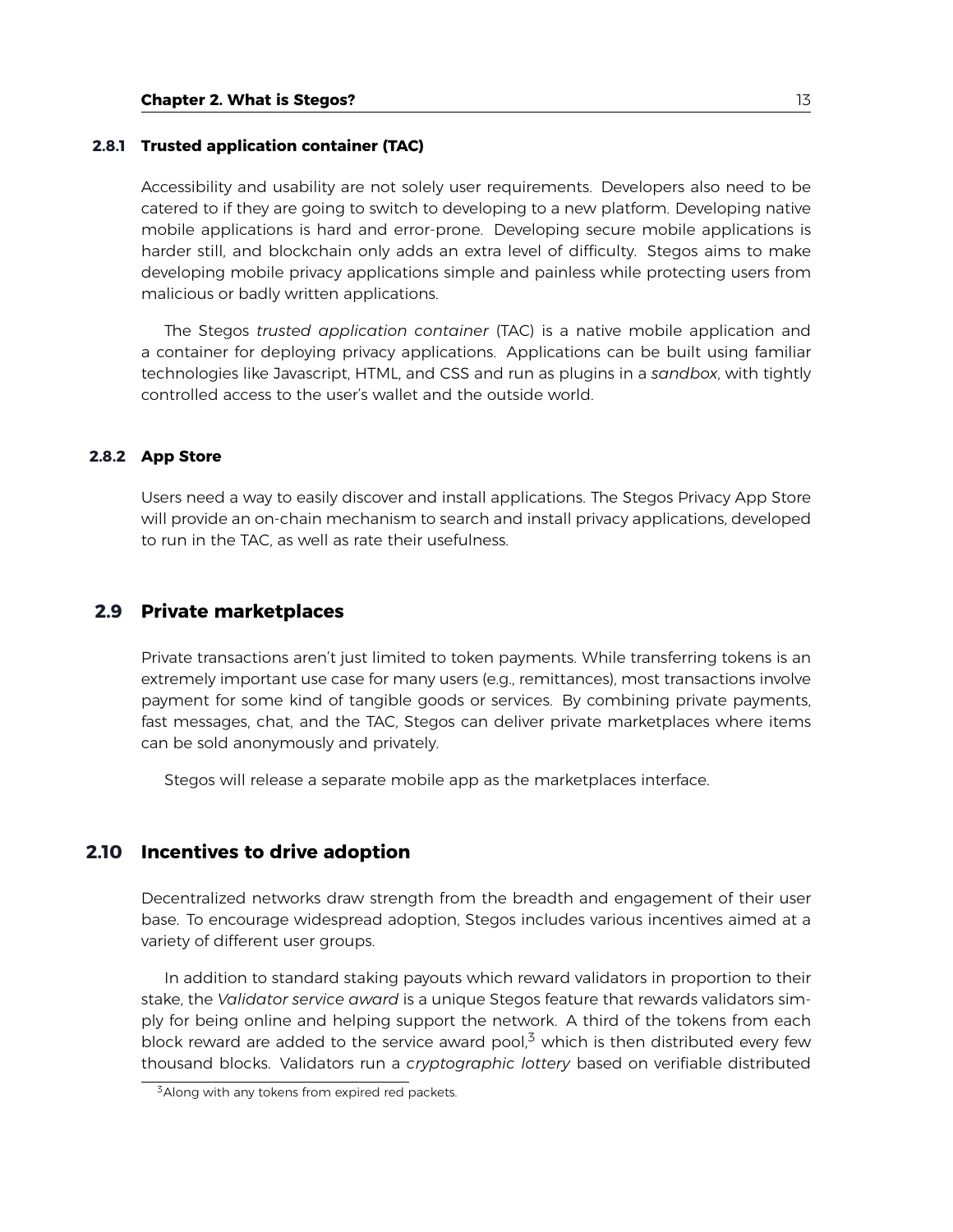### 2.8.1 Trusted application container (TAC)

Accessibility and usability are not solely user requirements. Developers also need to be catered to if they are going to switch to developing to a new platform. Developing native mobile applications is hard and error-prone. Developing secure mobile applications is harder still, and blockchain only adds an extra level of difficulty. Stegos aims to make developing mobile privacy applications simple and painless while protecting users from malicious or badly written applications.

The Stegos *trusted application container* (TAC) is a native mobile application and a container for deploying privacy applications. Applications can be built using familiar technologies like Javascript, HTML, and CSS and run as plugins in a *sandbox*, with tightly controlled access to the user's wallet and the outside world.

### 2.8.2 App Store

Users need a way to easily discover and install applications. The Stegos Privacy App Store will provide an on-chain mechanism to search and install privacy applications, developed to run in the TAC, as well as rate their usefulness.

## 2.9 Private marketplaces

Private transactions aren't just limited to token payments. While transferring tokens is an extremely important use case for many users (e.g., remittances), most transactions involve payment for some kind of tangible goods or services. By combining private payments, fast messages, chat, and the TAC, Stegos can deliver private marketplaces where items can be sold anonymously and privately.

Stegos will release a separate mobile app as the marketplaces interface.

## 2.10 Incentives to drive adoption

Decentralized networks draw strength from the breadth and engagement of their user base. To encourage widespread adoption, Stegos includes various incentives aimed at a variety of different user groups.

In addition to standard staking payouts which reward validators in proportion to their stake, the *Validator service award* is a unique Stegos feature that rewards validators simply for being online and helping support the network. A third of the tokens from each block reward are added to the service award pool,[3] which is then distributed every few thousand blocks. Validators run a *cryptographic lottery* based on verifiable distributed

[3] Along with any tokens from expired red packets.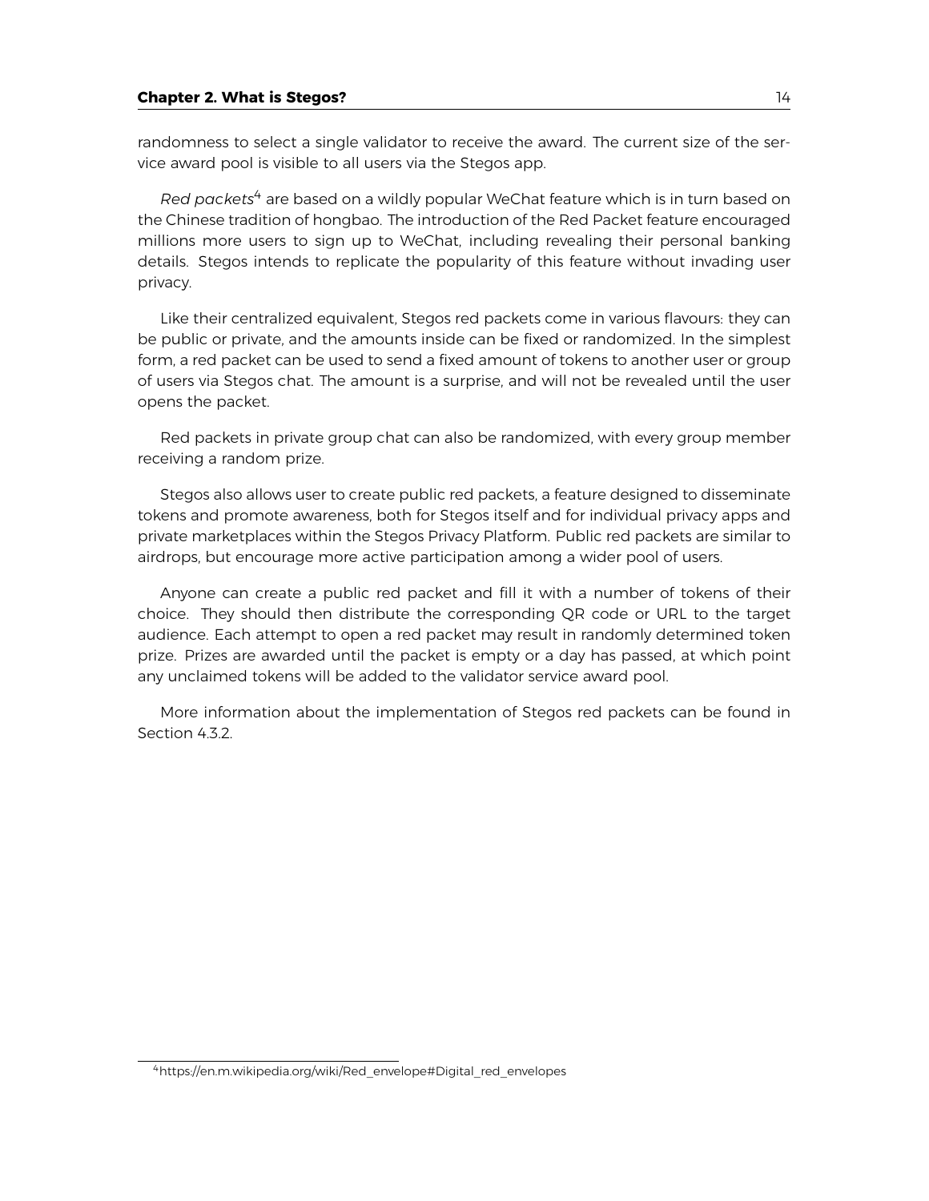randomness to select a single validator to receive the award. The current size of the service award pool is visible to all users via the Stegos app.

*Red packets*[4] are based on a wildly popular WeChat feature which is in turn based on the Chinese tradition of hongbao. The introduction of the Red Packet feature encouraged millions more users to sign up to WeChat, including revealing their personal banking details. Stegos intends to replicate the popularity of this feature without invading user privacy.

Like their centralized equivalent, Stegos red packets come in various flavours: they can be public or private, and the amounts inside can be fixed or randomized. In the simplest form, a red packet can be used to send a fixed amount of tokens to another user or group of users via Stegos chat. The amount is a surprise, and will not be revealed until the user opens the packet.

Red packets in private group chat can also be randomized, with every group member receiving a random prize.

Stegos also allows user to create public red packets, a feature designed to disseminate tokens and promote awareness, both for Stegos itself and for individual privacy apps and private marketplaces within the Stegos Privacy Platform. Public red packets are similar to airdrops, but encourage more active participation among a wider pool of users.

Anyone can create a public red packet and fill it with a number of tokens of their choice. They should then distribute the corresponding QR code or URL to the target audience. Each attempt to open a red packet may result in randomly determined token prize. Prizes are awarded until the packet is empty or a day has passed, at which point any unclaimed tokens will be added to the validator service award pool.

More information about the implementation of Stegos red packets can be found in Section 4.3.2.

[4] https://en.m.wikipedia.org/wiki/Red_envelope#Digital_red_envelopes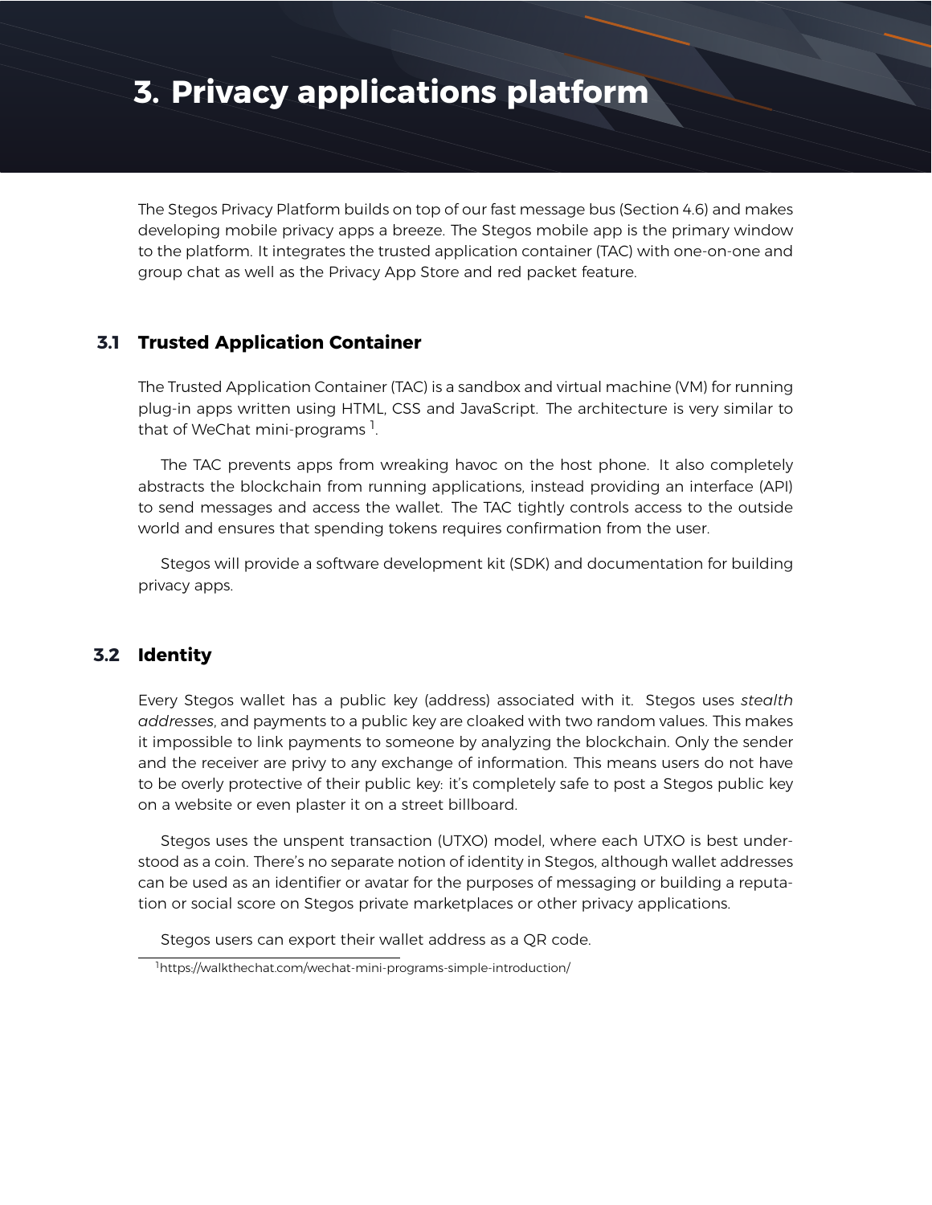# 3. Privacy applications platform

The Stegos Privacy Platform builds on top of our fast message bus (Section 4.6) and makes developing mobile privacy apps a breeze. The Stegos mobile app is the primary window to the platform. It integrates the trusted application container (TAC) with one-on-one and group chat as well as the Privacy App Store and red packet feature.

## 3.1 Trusted Application Container

The Trusted Application Container (TAC) is a sandbox and virtual machine (VM) for running plug-in apps written using HTML, CSS and JavaScript. The architecture is very similar to that of WeChat mini-programs [1].

The TAC prevents apps from wreaking havoc on the host phone. It also completely abstracts the blockchain from running applications, instead providing an interface (API) to send messages and access the wallet. The TAC tightly controls access to the outside world and ensures that spending tokens requires confirmation from the user.

Stegos will provide a software development kit (SDK) and documentation for building privacy apps.

## 3.2 Identity

Every Stegos wallet has a public key (address) associated with it. Stegos uses *stealth addresses*, and payments to a public key are cloaked with two random values. This makes it impossible to link payments to someone by analyzing the blockchain. Only the sender and the receiver are privy to any exchange of information. This means users do not have to be overly protective of their public key: it's completely safe to post a Stegos public key on a website or even plaster it on a street billboard.

Stegos uses the unspent transaction (UTXO) model, where each UTXO is best understood as a coin. There's no separate notion of identity in Stegos, although wallet addresses can be used as an identifier or avatar for the purposes of messaging or building a reputation or social score on Stegos private marketplaces or other privacy applications.

Stegos users can export their wallet address as a QR code.

[1] https://walkthechat.com/wechat-mini-programs-simple-introduction/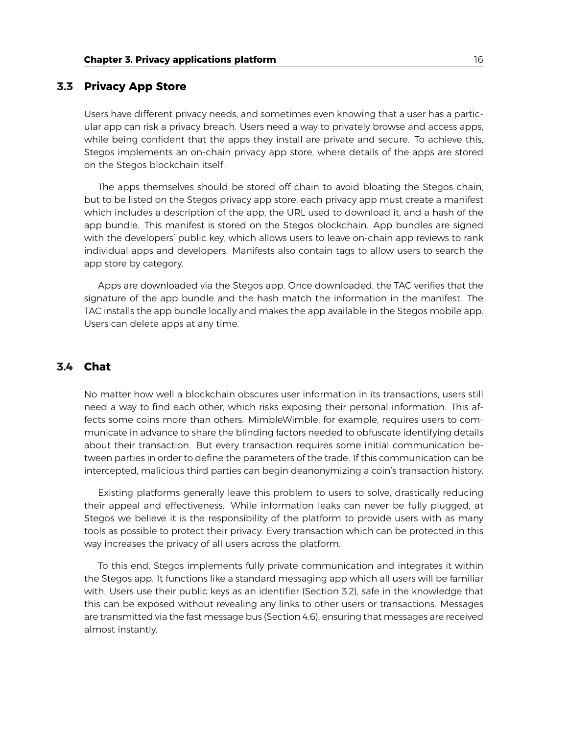## 3.3 Privacy App Store

Users have different privacy needs, and sometimes even knowing that a user has a particular app can risk a privacy breach. Users need a way to privately browse and access apps, while being confident that the apps they install are private and secure. To achieve this, Stegos implements an on-chain privacy app store, where details of the apps are stored on the Stegos blockchain itself.

The apps themselves should be stored off chain to avoid bloating the Stegos chain, but to be listed on the Stegos privacy app store, each privacy app must create a manifest which includes a description of the app, the URL used to download it, and a hash of the app bundle. This manifest is stored on the Stegos blockchain. App bundles are signed with the developers' public key, which allows users to leave on-chain app reviews to rank individual apps and developers. Manifests also contain tags to allow users to search the app store by category.

Apps are downloaded via the Stegos app. Once downloaded, the TAC verifies that the signature of the app bundle and the hash match the information in the manifest. The TAC installs the app bundle locally and makes the app available in the Stegos mobile app. Users can delete apps at any time.

## 3.4 Chat

No matter how well a blockchain obscures user information in its transactions, users still need a way to find each other, which risks exposing their personal information. This affects some coins more than others. MimbleWimble, for example, requires users to communicate in advance to share the blinding factors needed to obfuscate identifying details about their transaction. But every transaction requires some initial communication between parties in order to define the parameters of the trade. If this communication can be intercepted, malicious third parties can begin deanonymizing a coin's transaction history.

Existing platforms generally leave this problem to users to solve, drastically reducing their appeal and effectiveness. While information leaks can never be fully plugged, at Stegos we believe it is the responsibility of the platform to provide users with as many tools as possible to protect their privacy. Every transaction which can be protected in this way increases the privacy of all users across the platform.

To this end, Stegos implements fully private communication and integrates it within the Stegos app. It functions like a standard messaging app which all users will be familiar with. Users use their public keys as an identifier (Section 3.2), safe in the knowledge that this can be exposed without revealing any links to other users or transactions. Messages are transmitted via the fast message bus (Section 4.6), ensuring that messages are received almost instantly.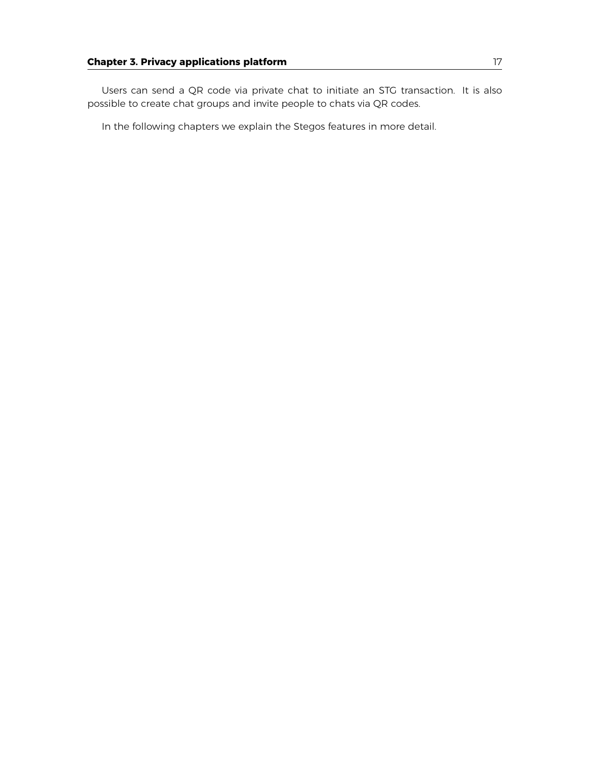Users can send a QR code via private chat to initiate an STG transaction. It is also possible to create chat groups and invite people to chats via QR codes.

In the following chapters we explain the Stegos features in more detail.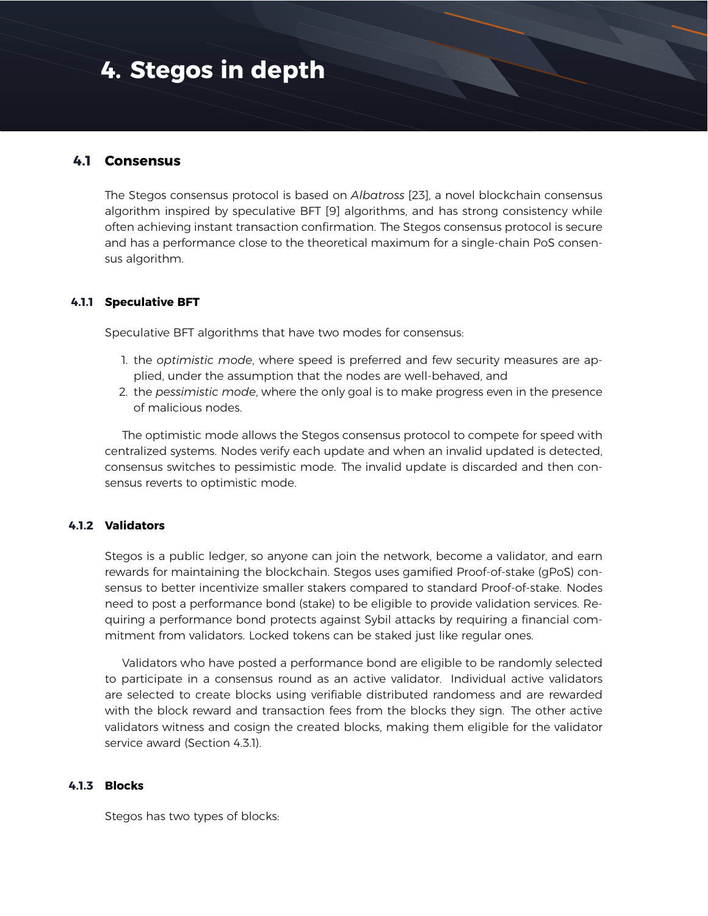# 4. Stegos in depth

## 4.1 Consensus

The Stegos consensus protocol is based on *Albatross* [23], a novel blockchain consensus algorithm inspired by speculative BFT [9] algorithms, and has strong consistency while often achieving instant transaction confirmation. The Stegos consensus protocol is secure and has a performance close to the theoretical maximum for a single-chain PoS consensus algorithm.

### 4.1.1 Speculative BFT

Speculative BFT algorithms that have two modes for consensus:

1. the *optimistic mode*, where speed is preferred and few security measures are applied, under the assumption that the nodes are well-behaved, and
2. the *pessimistic mode*, where the only goal is to make progress even in the presence of malicious nodes.

The optimistic mode allows the Stegos consensus protocol to compete for speed with centralized systems. Nodes verify each update and when an invalid updated is detected, consensus switches to pessimistic mode. The invalid update is discarded and then consensus reverts to optimistic mode.

### 4.1.2 Validators

Stegos is a public ledger, so anyone can join the network, become a validator, and earn rewards for maintaining the blockchain. Stegos uses gamified Proof-of-stake (gPoS) consensus to better incentivize smaller stakers compared to standard Proof-of-stake. Nodes need to post a performance bond (stake) to be eligible to provide validation services. Requiring a performance bond protects against Sybil attacks by requiring a financial commitment from validators. Locked tokens can be staked just like regular ones.

Validators who have posted a performance bond are eligible to be randomly selected to participate in a consensus round as an active validator. Individual active validators are selected to create blocks using verifiable distributed randomess and are rewarded with the block reward and transaction fees from the blocks they sign. The other active validators witness and cosign the created blocks, making them eligible for the validator service award (Section 4.3.1).

### 4.1.3 Blocks

Stegos has two types of blocks: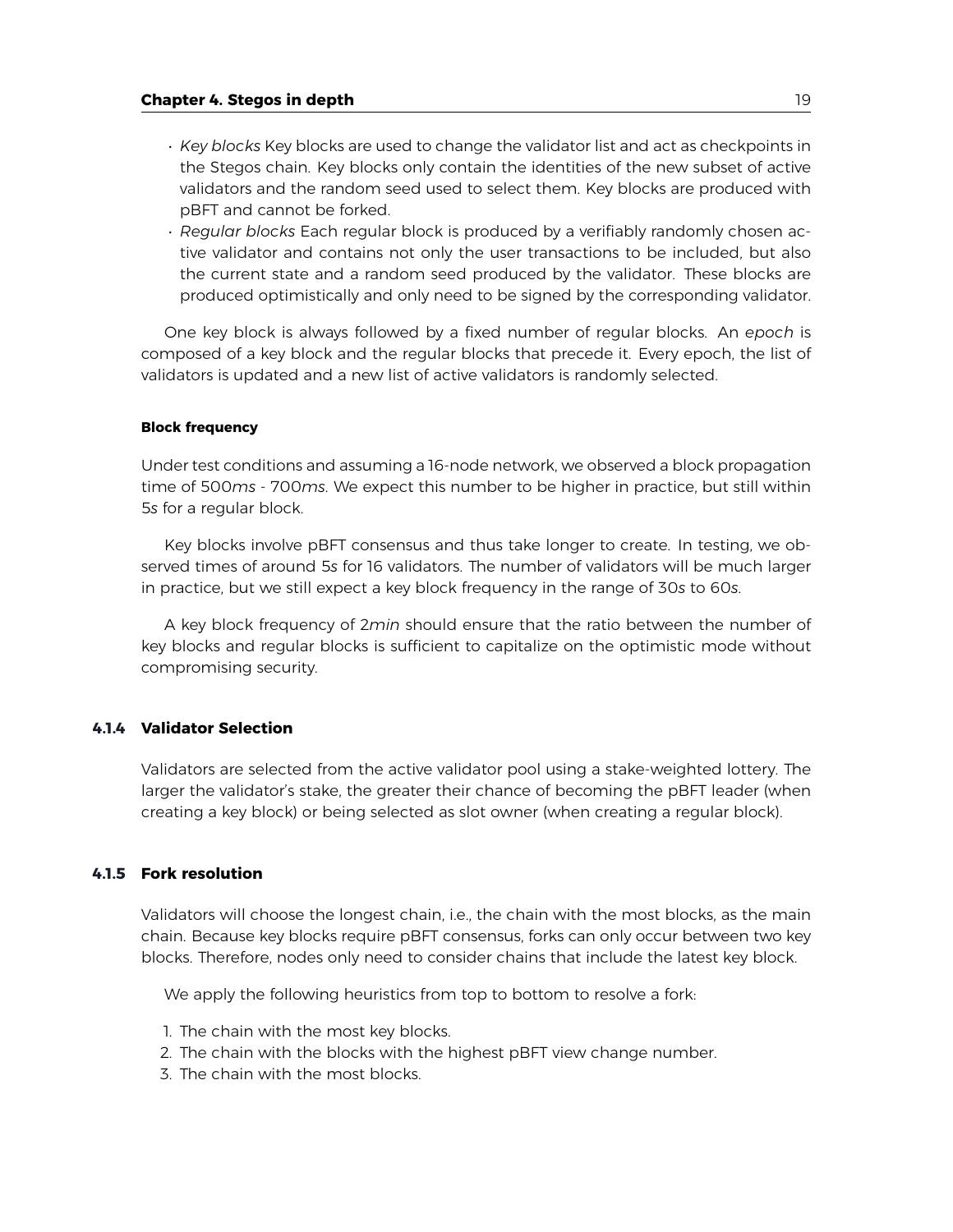- *Key blocks* Key blocks are used to change the validator list and act as checkpoints in the Stegos chain. Key blocks only contain the identities of the new subset of active validators and the random seed used to select them. Key blocks are produced with pBFT and cannot be forked.
- *Regular blocks* Each regular block is produced by a verifiably randomly chosen active validator and contains not only the user transactions to be included, but also the current state and a random seed produced by the validator. These blocks are produced optimistically and only need to be signed by the corresponding validator.

One key block is always followed by a fixed number of regular blocks. An *epoch* is composed of a key block and the regular blocks that precede it. Every epoch, the list of validators is updated and a new list of active validators is randomly selected.

##### Block frequency

Under test conditions and assuming a 16-node network, we observed a block propagation time of 500*ms* - 700*ms*. We expect this number to be higher in practice, but still within 5*s* for a regular block.

Key blocks involve pBFT consensus and thus take longer to create. In testing, we observed times of around 5*s* for 16 validators. The number of validators will be much larger in practice, but we still expect a key block frequency in the range of 30*s* to 60*s*.

A key block frequency of 2*min* should ensure that the ratio between the number of key blocks and regular blocks is sufficient to capitalize on the optimistic mode without compromising security.

### 4.1.4 Validator Selection

Validators are selected from the active validator pool using a stake-weighted lottery. The larger the validator's stake, the greater their chance of becoming the pBFT leader (when creating a key block) or being selected as slot owner (when creating a regular block).

### 4.1.5 Fork resolution

Validators will choose the longest chain, i.e., the chain with the most blocks, as the main chain. Because key blocks require pBFT consensus, forks can only occur between two key blocks. Therefore, nodes only need to consider chains that include the latest key block.

We apply the following heuristics from top to bottom to resolve a fork:

1. The chain with the most key blocks.
2. The chain with the blocks with the highest pBFT view change number.
3. The chain with the most blocks.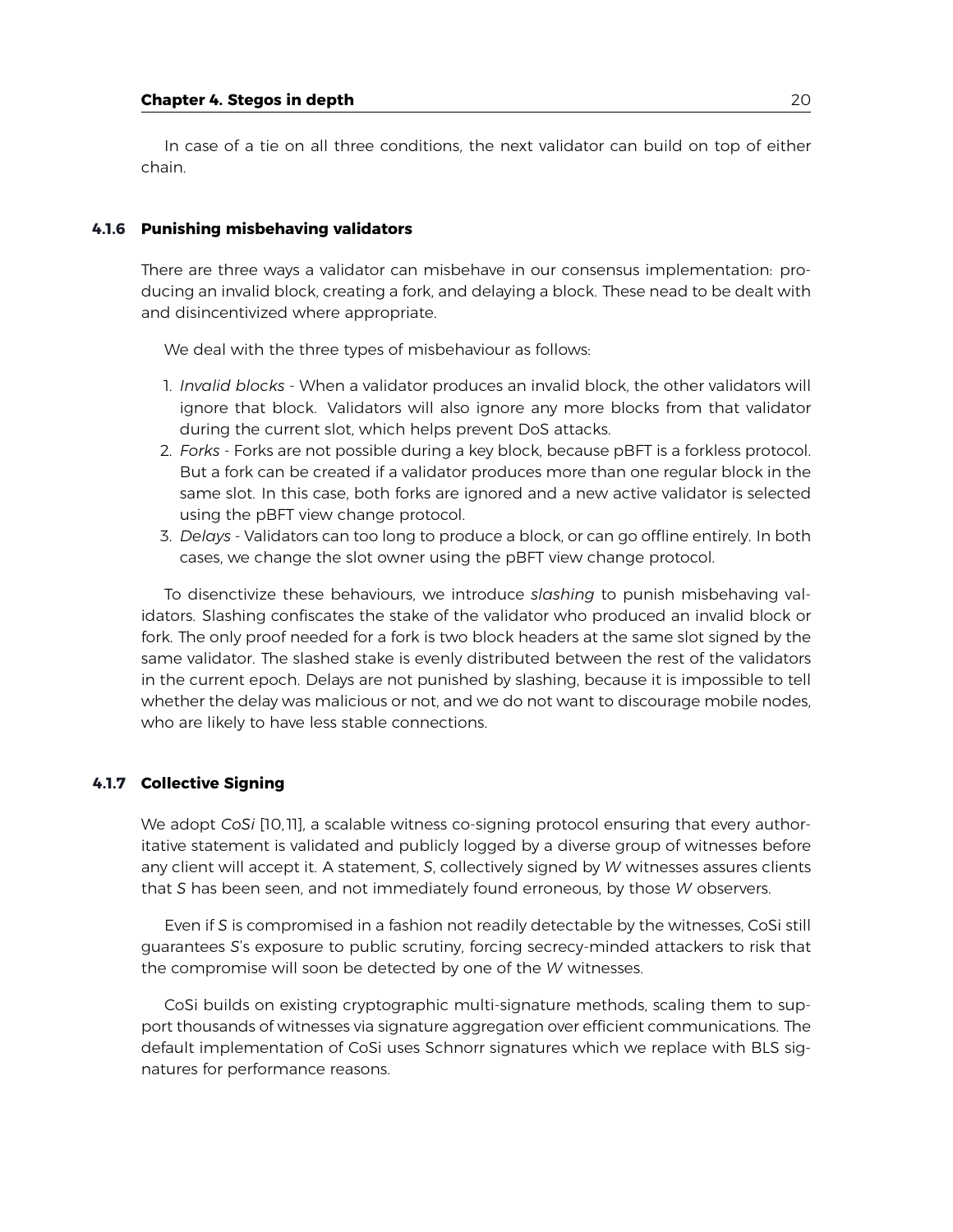In case of a tie on all three conditions, the next validator can build on top of either chain.

### 4.1.6 Punishing misbehaving validators

There are three ways a validator can misbehave in our consensus implementation: producing an invalid block, creating a fork, and delaying a block. These nead to be dealt with and disincentivized where appropriate.

We deal with the three types of misbehaviour as follows:

1. *Invalid blocks* - When a validator produces an invalid block, the other validators will ignore that block. Validators will also ignore any more blocks from that validator during the current slot, which helps prevent DoS attacks.
2. *Forks* - Forks are not possible during a key block, because pBFT is a forkless protocol. But a fork can be created if a validator produces more than one regular block in the same slot. In this case, both forks are ignored and a new active validator is selected using the pBFT view change protocol.
3. *Delays* - Validators can too long to produce a block, or can go offline entirely. In both cases, we change the slot owner using the pBFT view change protocol.

To disenctivize these behaviours, we introduce *slashing* to punish misbehaving validators. Slashing confiscates the stake of the validator who produced an invalid block or fork. The only proof needed for a fork is two block headers at the same slot signed by the same validator. The slashed stake is evenly distributed between the rest of the validators in the current epoch. Delays are not punished by slashing, because it is impossible to tell whether the delay was malicious or not, and we do not want to discourage mobile nodes, who are likely to have less stable connections.

### 4.1.7 Collective Signing

We adopt *CoSi* [10,11], a scalable witness co-signing protocol ensuring that every authoritative statement is validated and publicly logged by a diverse group of witnesses before any client will accept it. A statement, *S*, collectively signed by *W* witnesses assures clients that *S* has been seen, and not immediately found erroneous, by those *W* observers.

Even if *S* is compromised in a fashion not readily detectable by the witnesses, CoSi still guarantees *S*'s exposure to public scrutiny, forcing secrecy-minded attackers to risk that the compromise will soon be detected by one of the *W* witnesses.

CoSi builds on existing cryptographic multi-signature methods, scaling them to support thousands of witnesses via signature aggregation over efficient communications. The default implementation of CoSi uses Schnorr signatures which we replace with BLS signatures for performance reasons.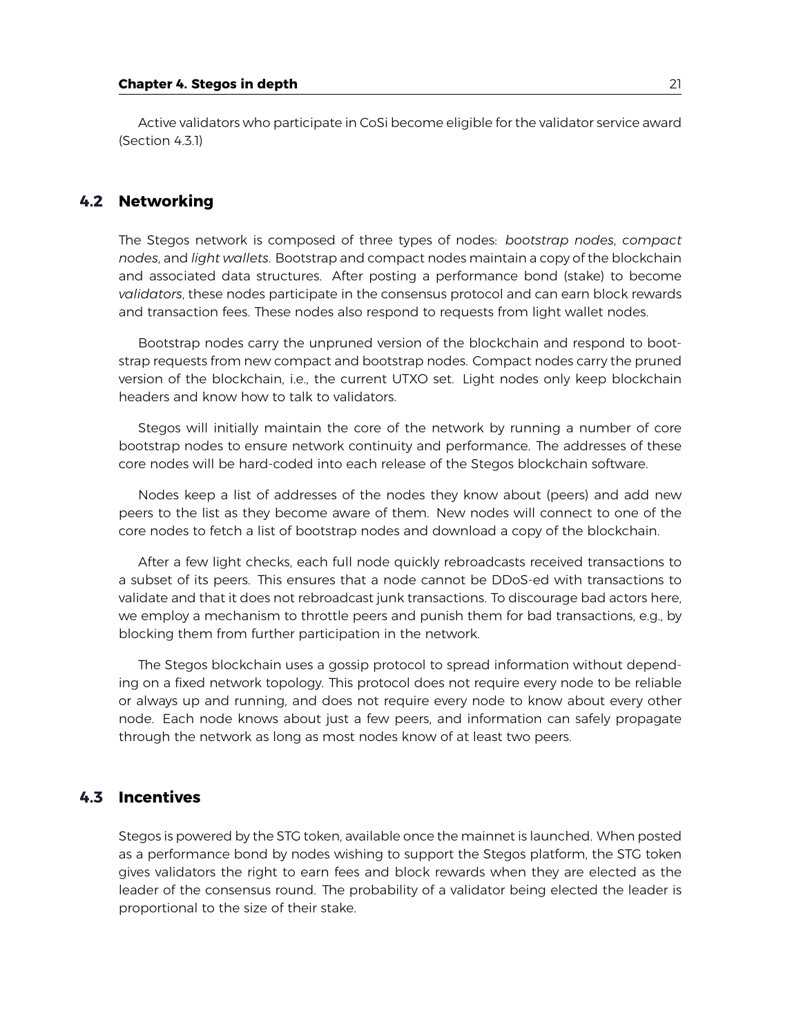Active validators who participate in CoSi become eligible for the validator service award (Section 4.3.1)

## 4.2 Networking

The Stegos network is composed of three types of nodes: *bootstrap nodes*, *compact nodes*, and *light wallets*. Bootstrap and compact nodes maintain a copy of the blockchain and associated data structures. After posting a performance bond (stake) to become *validators*, these nodes participate in the consensus protocol and can earn block rewards and transaction fees. These nodes also respond to requests from light wallet nodes.

Bootstrap nodes carry the unpruned version of the blockchain and respond to bootstrap requests from new compact and bootstrap nodes. Compact nodes carry the pruned version of the blockchain, i.e., the current UTXO set. Light nodes only keep blockchain headers and know how to talk to validators.

Stegos will initially maintain the core of the network by running a number of core bootstrap nodes to ensure network continuity and performance. The addresses of these core nodes will be hard-coded into each release of the Stegos blockchain software.

Nodes keep a list of addresses of the nodes they know about (peers) and add new peers to the list as they become aware of them. New nodes will connect to one of the core nodes to fetch a list of bootstrap nodes and download a copy of the blockchain.

After a few light checks, each full node quickly rebroadcasts received transactions to a subset of its peers. This ensures that a node cannot be DDoS-ed with transactions to validate and that it does not rebroadcast junk transactions. To discourage bad actors here, we employ a mechanism to throttle peers and punish them for bad transactions, e.g., by blocking them from further participation in the network.

The Stegos blockchain uses a gossip protocol to spread information without depending on a fixed network topology. This protocol does not require every node to be reliable or always up and running, and does not require every node to know about every other node. Each node knows about just a few peers, and information can safely propagate through the network as long as most nodes know of at least two peers.

## 4.3 Incentives

Stegos is powered by the STG token, available once the mainnet is launched. When posted as a performance bond by nodes wishing to support the Stegos platform, the STG token gives validators the right to earn fees and block rewards when they are elected as the leader of the consensus round. The probability of a validator being elected the leader is proportional to the size of their stake.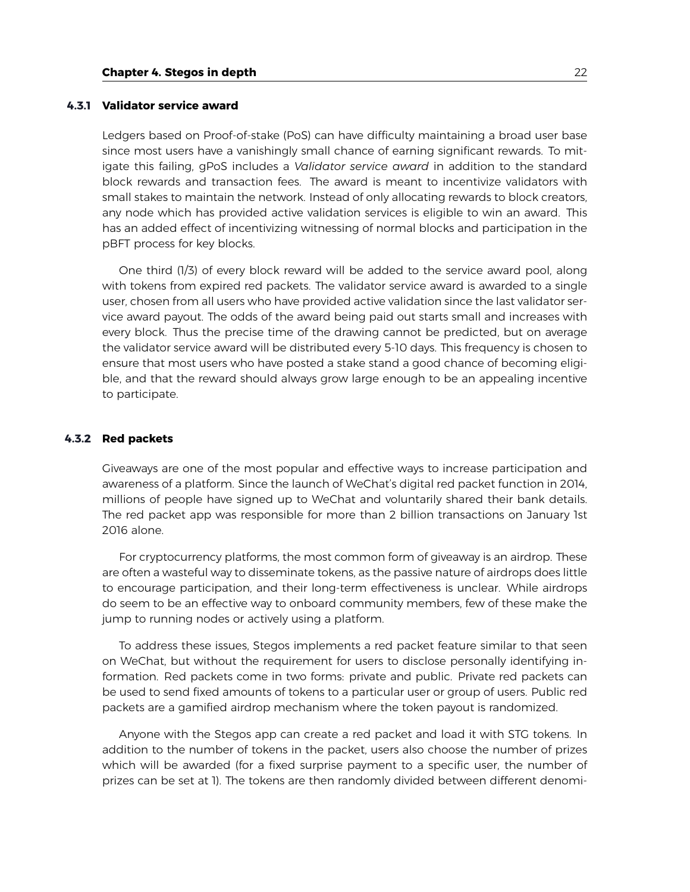### 4.3.1 Validator service award

Ledgers based on Proof-of-stake (PoS) can have difficulty maintaining a broad user base since most users have a vanishingly small chance of earning significant rewards. To mitigate this failing, gPoS includes a *Validator service award* in addition to the standard block rewards and transaction fees. The award is meant to incentivize validators with small stakes to maintain the network. Instead of only allocating rewards to block creators, any node which has provided active validation services is eligible to win an award. This has an added effect of incentivizing witnessing of normal blocks and participation in the pBFT process for key blocks.

One third (1/3) of every block reward will be added to the service award pool, along with tokens from expired red packets. The validator service award is awarded to a single user, chosen from all users who have provided active validation since the last validator service award payout. The odds of the award being paid out starts small and increases with every block. Thus the precise time of the drawing cannot be predicted, but on average the validator service award will be distributed every 5-10 days. This frequency is chosen to ensure that most users who have posted a stake stand a good chance of becoming eligible, and that the reward should always grow large enough to be an appealing incentive to participate.

### 4.3.2 Red packets

Giveaways are one of the most popular and effective ways to increase participation and awareness of a platform. Since the launch of WeChat's digital red packet function in 2014, millions of people have signed up to WeChat and voluntarily shared their bank details. The red packet app was responsible for more than 2 billion transactions on January 1st 2016 alone.

For cryptocurrency platforms, the most common form of giveaway is an airdrop. These are often a wasteful way to disseminate tokens, as the passive nature of airdrops does little to encourage participation, and their long-term effectiveness is unclear. While airdrops do seem to be an effective way to onboard community members, few of these make the jump to running nodes or actively using a platform.

To address these issues, Stegos implements a red packet feature similar to that seen on WeChat, but without the requirement for users to disclose personally identifying information. Red packets come in two forms: private and public. Private red packets can be used to send fixed amounts of tokens to a particular user or group of users. Public red packets are a gamified airdrop mechanism where the token payout is randomized.

Anyone with the Stegos app can create a red packet and load it with STG tokens. In addition to the number of tokens in the packet, users also choose the number of prizes which will be awarded (for a fixed surprise payment to a specific user, the number of prizes can be set at 1). The tokens are then randomly divided between different denomi-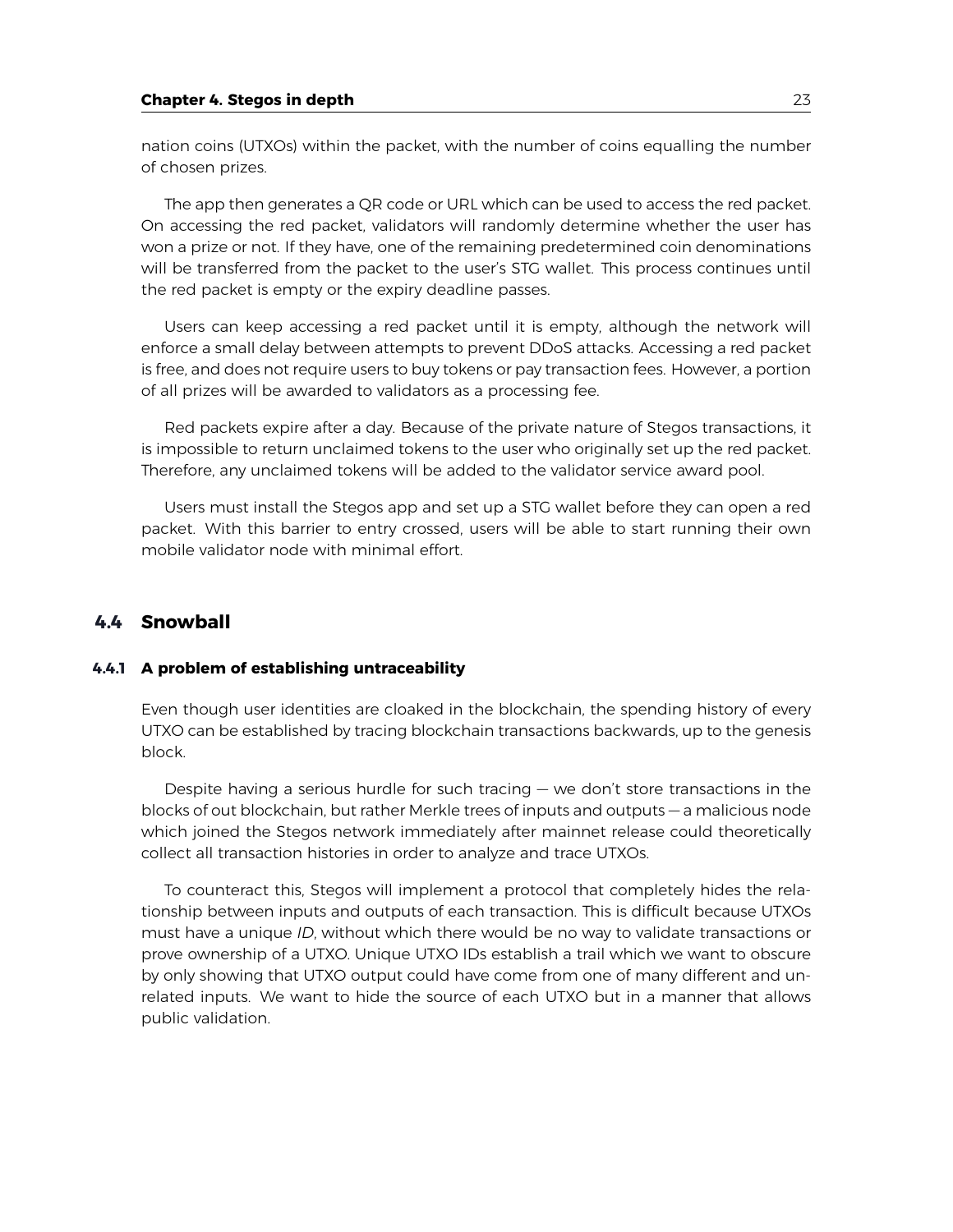nation coins (UTXOs) within the packet, with the number of coins equalling the number of chosen prizes.

The app then generates a QR code or URL which can be used to access the red packet. On accessing the red packet, validators will randomly determine whether the user has won a prize or not. If they have, one of the remaining predetermined coin denominations will be transferred from the packet to the user's STG wallet. This process continues until the red packet is empty or the expiry deadline passes.

Users can keep accessing a red packet until it is empty, although the network will enforce a small delay between attempts to prevent DDoS attacks. Accessing a red packet is free, and does not require users to buy tokens or pay transaction fees. However, a portion of all prizes will be awarded to validators as a processing fee.

Red packets expire after a day. Because of the private nature of Stegos transactions, it is impossible to return unclaimed tokens to the user who originally set up the red packet. Therefore, any unclaimed tokens will be added to the validator service award pool.

Users must install the Stegos app and set up a STG wallet before they can open a red packet. With this barrier to entry crossed, users will be able to start running their own mobile validator node with minimal effort.

## 4.4 Snowball

### 4.4.1 A problem of establishing untraceability

Even though user identities are cloaked in the blockchain, the spending history of every UTXO can be established by tracing blockchain transactions backwards, up to the genesis block.

Despite having a serious hurdle for such tracing — we don't store transactions in the blocks of out blockchain, but rather Merkle trees of inputs and outputs — a malicious node which joined the Stegos network immediately after mainnet release could theoretically collect all transaction histories in order to analyze and trace UTXOs.

To counteract this, Stegos will implement a protocol that completely hides the relationship between inputs and outputs of each transaction. This is difficult because UTXOs must have a unique *ID*, without which there would be no way to validate transactions or prove ownership of a UTXO. Unique UTXO IDs establish a trail which we want to obscure by only showing that UTXO output could have come from one of many different and unrelated inputs. We want to hide the source of each UTXO but in a manner that allows public validation.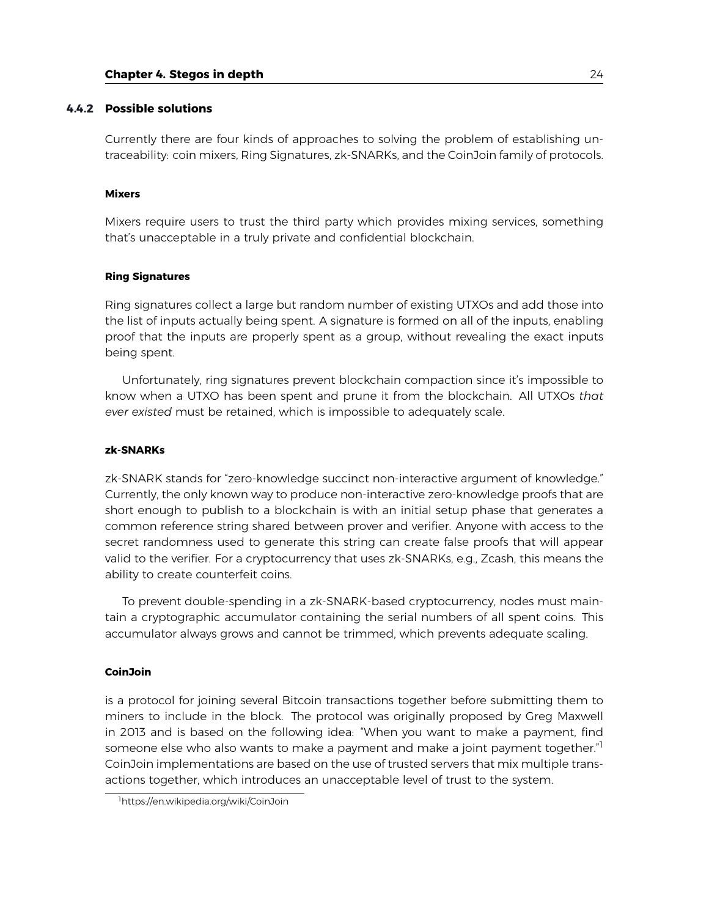### 4.4.2 Possible solutions

Currently there are four kinds of approaches to solving the problem of establishing untraceability: coin mixers, Ring Signatures, zk-SNARKs, and the CoinJoin family of protocols.

#### Mixers

Mixers require users to trust the third party which provides mixing services, something that's unacceptable in a truly private and confidential blockchain.

#### Ring Signatures

Ring signatures collect a large but random number of existing UTXOs and add those into the list of inputs actually being spent. A signature is formed on all of the inputs, enabling proof that the inputs are properly spent as a group, without revealing the exact inputs being spent.

Unfortunately, ring signatures prevent blockchain compaction since it's impossible to know when a UTXO has been spent and prune it from the blockchain. All UTXOs *that ever existed* must be retained, which is impossible to adequately scale.

#### zk-SNARKs

zk-SNARK stands for "zero-knowledge succinct non-interactive argument of knowledge." Currently, the only known way to produce non-interactive zero-knowledge proofs that are short enough to publish to a blockchain is with an initial setup phase that generates a common reference string shared between prover and verifier. Anyone with access to the secret randomness used to generate this string can create false proofs that will appear valid to the verifier. For a cryptocurrency that uses zk-SNARKs, e.g., Zcash, this means the ability to create counterfeit coins.

To prevent double-spending in a zk-SNARK-based cryptocurrency, nodes must maintain a cryptographic accumulator containing the serial numbers of all spent coins. This accumulator always grows and cannot be trimmed, which prevents adequate scaling.

#### CoinJoin

is a protocol for joining several Bitcoin transactions together before submitting them to miners to include in the block. The protocol was originally proposed by Greg Maxwell in 2013 and is based on the following idea: "When you want to make a payment, find someone else who also wants to make a payment and make a joint payment together."[1] CoinJoin implementations are based on the use of trusted servers that mix multiple transactions together, which introduces an unacceptable level of trust to the system.

[1] https://en.wikipedia.org/wiki/CoinJoin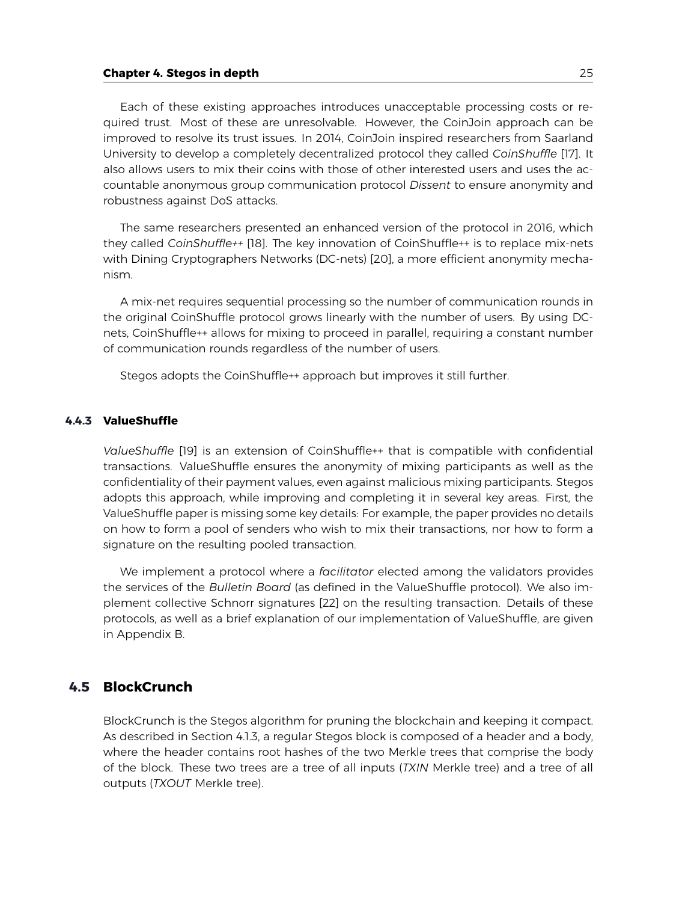Each of these existing approaches introduces unacceptable processing costs or required trust. Most of these are unresolvable. However, the CoinJoin approach can be improved to resolve its trust issues. In 2014, CoinJoin inspired researchers from Saarland University to develop a completely decentralized protocol they called *CoinShuffle* [17]. It also allows users to mix their coins with those of other interested users and uses the accountable anonymous group communication protocol *Dissent* to ensure anonymity and robustness against DoS attacks.

The same researchers presented an enhanced version of the protocol in 2016, which they called *CoinShuffle++* [18]. The key innovation of CoinShuffle++ is to replace mix-nets with Dining Cryptographers Networks (DC-nets) [20], a more efficient anonymity mechanism.

A mix-net requires sequential processing so the number of communication rounds in the original CoinShuffle protocol grows linearly with the number of users. By using DC-nets, CoinShuffle++ allows for mixing to proceed in parallel, requiring a constant number of communication rounds regardless of the number of users.

Stegos adopts the CoinShuffle++ approach but improves it still further.

### 4.4.3 ValueShuffle

*ValueShuffle* [19] is an extension of CoinShuffle++ that is compatible with confidential transactions. ValueShuffle ensures the anonymity of mixing participants as well as the confidentiality of their payment values, even against malicious mixing participants. Stegos adopts this approach, while improving and completing it in several key areas. First, the ValueShuffle paper is missing some key details: For example, the paper provides no details on how to form a pool of senders who wish to mix their transactions, nor how to form a signature on the resulting pooled transaction.

We implement a protocol where a *facilitator* elected among the validators provides the services of the *Bulletin Board* (as defined in the ValueShuffle protocol). We also implement collective Schnorr signatures [22] on the resulting transaction. Details of these protocols, as well as a brief explanation of our implementation of ValueShuffle, are given in Appendix B.

## 4.5 BlockCrunch

BlockCrunch is the Stegos algorithm for pruning the blockchain and keeping it compact. As described in Section 4.1.3, a regular Stegos block is composed of a header and a body, where the header contains root hashes of the two Merkle trees that comprise the body of the block. These two trees are a tree of all inputs (*TXIN* Merkle tree) and a tree of all outputs (*TXOUT* Merkle tree).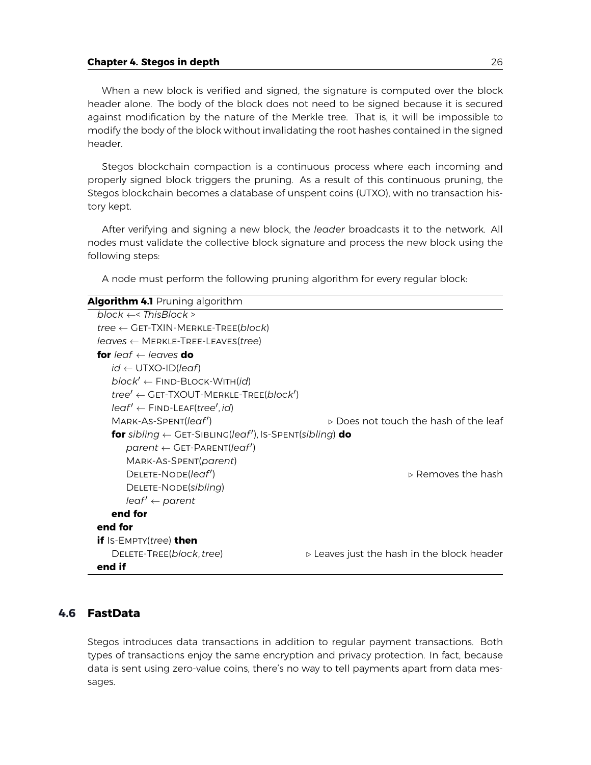When a new block is verified and signed, the signature is computed over the block header alone. The body of the block does not need to be signed because it is secured against modification by the nature of the Merkle tree. That is, it will be impossible to modify the body of the block without invalidating the root hashes contained in the signed header.

Stegos blockchain compaction is a continuous process where each incoming and properly signed block triggers the pruning. As a result of this continuous pruning, the Stegos blockchain becomes a database of unspent coins (UTXO), with no transaction history kept.

After verifying and signing a new block, the *leader* broadcasts it to the network. All nodes must validate the collective block signature and process the new block using the following steps:

A node must perform the following pruning algorithm for every regular block:

**Algorithm 4.1** Pruning algorithm

```
block ← < ThisBlock >
tree ← GET-TXIN-MERKLE-TREE(block)
leaves ← MERKLE-TREE-LEAVES(tree)
for leaf ← leaves do
    id ← UTXO-ID(leaf)
    block′ ← FIND-BLOCK-WITH(id)
    tree′ ← GET-TXOUT-MERKLE-TREE(block′)
    leaf′ ← FIND-LEAF(tree′, id)
    MARK-AS-SPENT(leaf′)                          ▷ Does not touch the hash of the leaf
    for sibling ← GET-SIBLING(leaf′), IS-SPENT(sibling) do
        parent ← GET-PARENT(leaf′)
        MARK-AS-SPENT(parent)
        DELETE-NODE(leaf′)                        ▷ Removes the hash
        DELETE-NODE(sibling)
        leaf′ ← parent
    end for
end for
if IS-EMPTY(tree) then
    DELETE-TREE(block, tree)                      ▷ Leaves just the hash in the block header
end if
```

## 4.6 FastData

Stegos introduces data transactions in addition to regular payment transactions. Both types of transactions enjoy the same encryption and privacy protection. In fact, because data is sent using zero-value coins, there's no way to tell payments apart from data messages.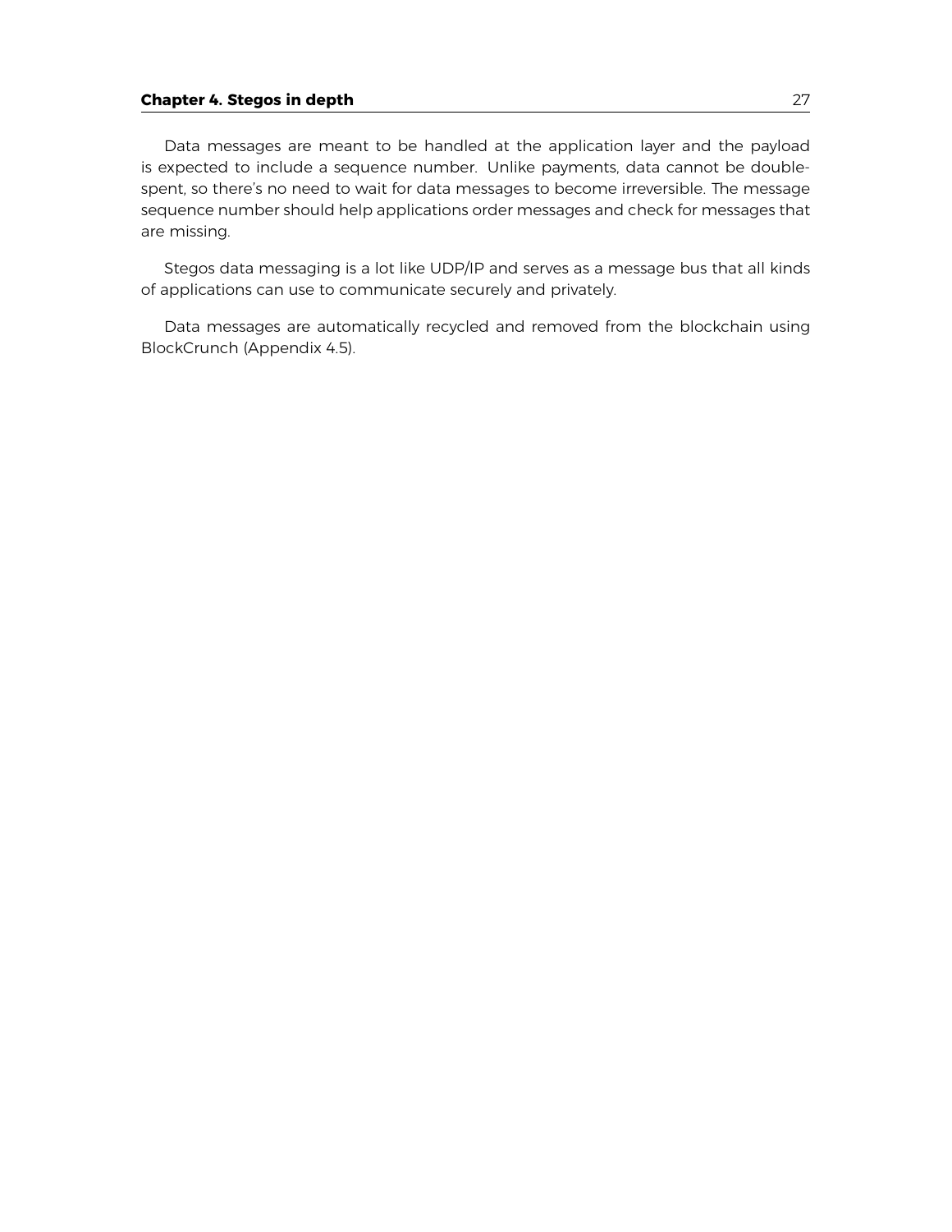Data messages are meant to be handled at the application layer and the payload is expected to include a sequence number. Unlike payments, data cannot be double-spent, so there's no need to wait for data messages to become irreversible. The message sequence number should help applications order messages and check for messages that are missing.

Stegos data messaging is a lot like UDP/IP and serves as a message bus that all kinds of applications can use to communicate securely and privately.

Data messages are automatically recycled and removed from the blockchain using BlockCrunch (Appendix 4.5).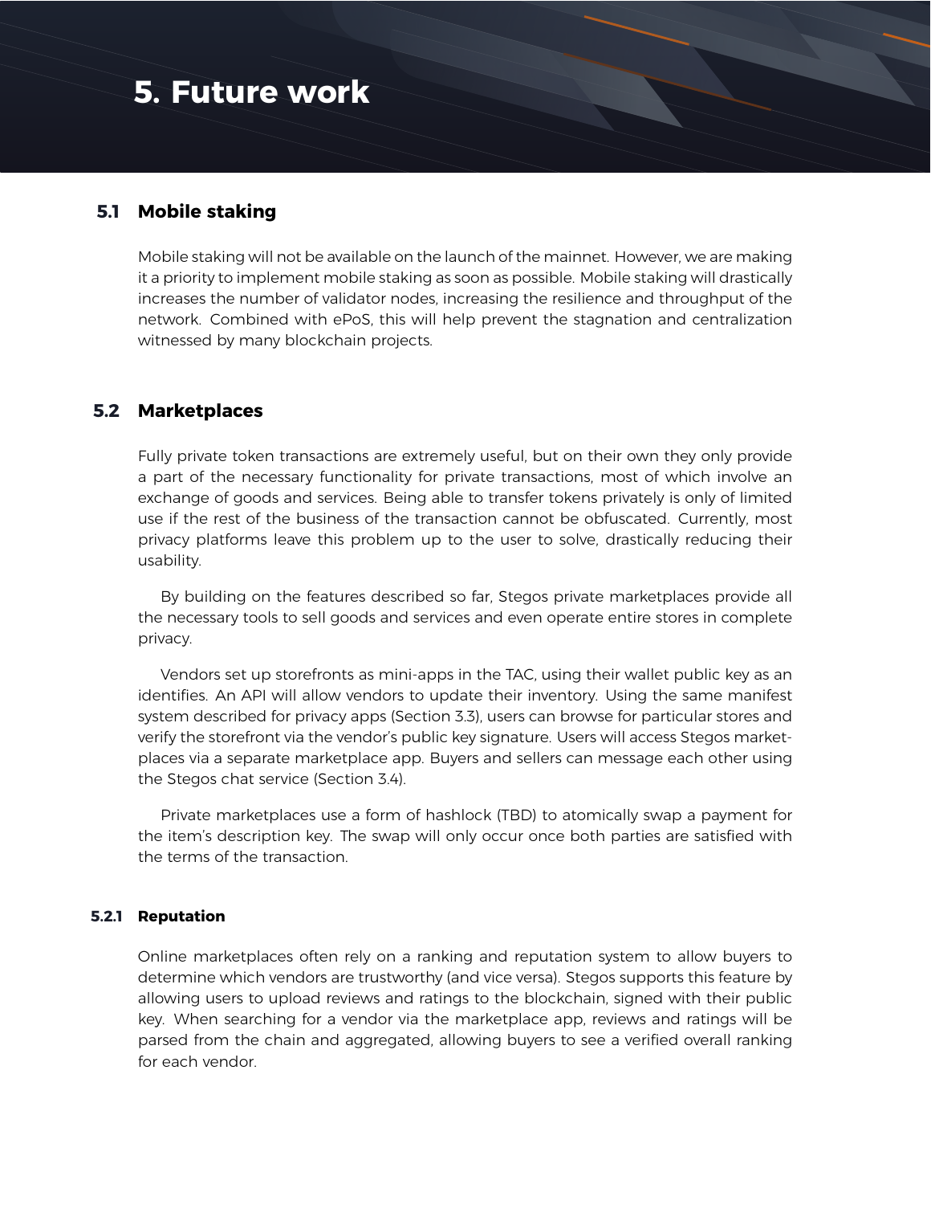# 5. Future work

## 5.1 Mobile staking

Mobile staking will not be available on the launch of the mainnet. However, we are making it a priority to implement mobile staking as soon as possible. Mobile staking will drastically increases the number of validator nodes, increasing the resilience and throughput of the network. Combined with ePoS, this will help prevent the stagnation and centralization witnessed by many blockchain projects.

## 5.2 Marketplaces

Fully private token transactions are extremely useful, but on their own they only provide a part of the necessary functionality for private transactions, most of which involve an exchange of goods and services. Being able to transfer tokens privately is only of limited use if the rest of the business of the transaction cannot be obfuscated. Currently, most privacy platforms leave this problem up to the user to solve, drastically reducing their usability.

By building on the features described so far, Stegos private marketplaces provide all the necessary tools to sell goods and services and even operate entire stores in complete privacy.

Vendors set up storefronts as mini-apps in the TAC, using their wallet public key as an identifies. An API will allow vendors to update their inventory. Using the same manifest system described for privacy apps (Section 3.3), users can browse for particular stores and verify the storefront via the vendor's public key signature. Users will access Stegos marketplaces via a separate marketplace app. Buyers and sellers can message each other using the Stegos chat service (Section 3.4).

Private marketplaces use a form of hashlock (TBD) to atomically swap a payment for the item's description key. The swap will only occur once both parties are satisfied with the terms of the transaction.

### 5.2.1 Reputation

Online marketplaces often rely on a ranking and reputation system to allow buyers to determine which vendors are trustworthy (and vice versa). Stegos supports this feature by allowing users to upload reviews and ratings to the blockchain, signed with their public key. When searching for a vendor via the marketplace app, reviews and ratings will be parsed from the chain and aggregated, allowing buyers to see a verified overall ranking for each vendor.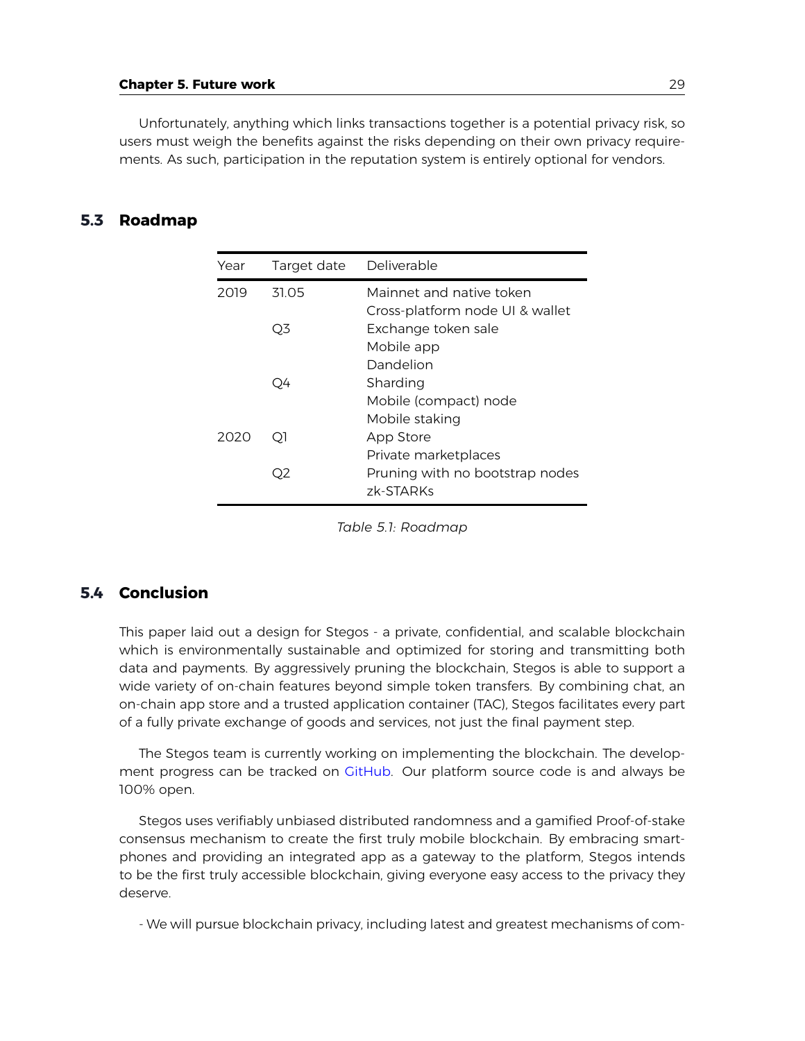Unfortunately, anything which links transactions together is a potential privacy risk, so users must weigh the benefits against the risks depending on their own privacy requirements. As such, participation in the reputation system is entirely optional for vendors.

## 5.3 Roadmap

| Year | Target date | Deliverable |
|---|---|---|
| 2019 | 31.05 | Mainnet and native token |
| | | Cross-platform node UI & wallet |
| | Q3 | Exchange token sale |
| | | Mobile app |
| | | Dandelion |
| | Q4 | Sharding |
| | | Mobile (compact) node |
| | | Mobile staking |
| 2020 | Q1 | App Store |
| | | Private marketplaces |
| | Q2 | Pruning with no bootstrap nodes |
| | | zk-STARKs |

*Table 5.1: Roadmap*

## 5.4 Conclusion

This paper laid out a design for Stegos - a private, confidential, and scalable blockchain which is environmentally sustainable and optimized for storing and transmitting both data and payments. By aggressively pruning the blockchain, Stegos is able to support a wide variety of on-chain features beyond simple token transfers. By combining chat, an on-chain app store and a trusted application container (TAC), Stegos facilitates every part of a fully private exchange of goods and services, not just the final payment step.

The Stegos team is currently working on implementing the blockchain. The development progress can be tracked on GitHub. Our platform source code is and always be 100% open.

Stegos uses verifiably unbiased distributed randomness and a gamified Proof-of-stake consensus mechanism to create the first truly mobile blockchain. By embracing smartphones and providing an integrated app as a gateway to the platform, Stegos intends to be the first truly accessible blockchain, giving everyone easy access to the privacy they deserve.

- We will pursue blockchain privacy, including latest and greatest mechanisms of com-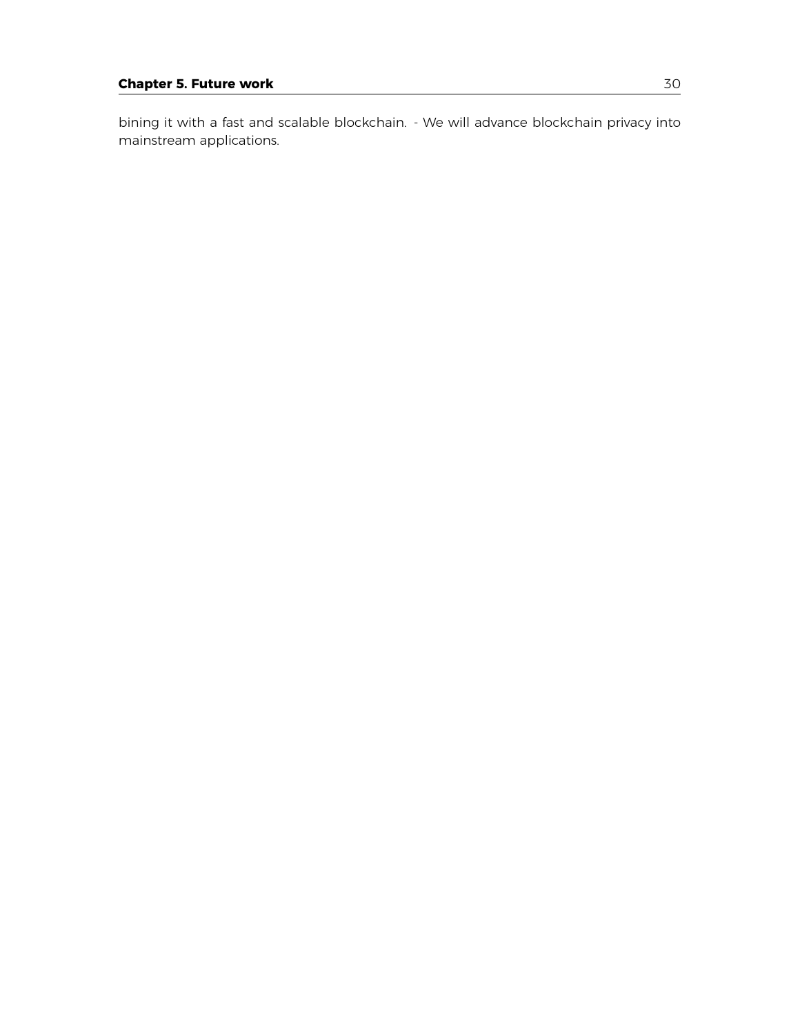bining it with a fast and scalable blockchain. - We will advance blockchain privacy into mainstream applications.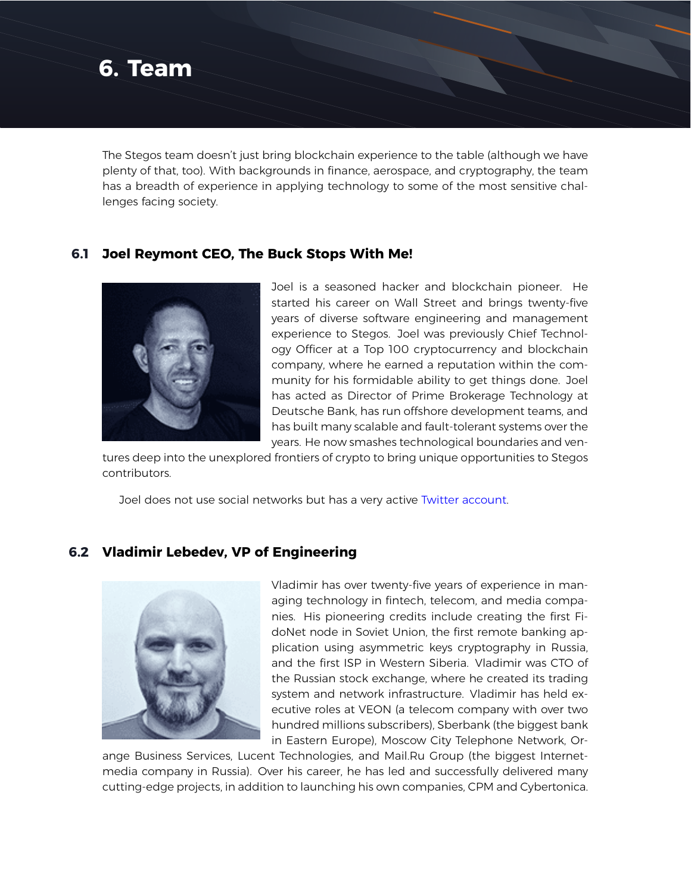# 6. Team

The Stegos team doesn't just bring blockchain experience to the table (although we have plenty of that, too). With backgrounds in finance, aerospace, and cryptography, the team has a breadth of experience in applying technology to some of the most sensitive challenges facing society.

## 6.1 Joel Reymont CEO, The Buck Stops With Me!

Joel is a seasoned hacker and blockchain pioneer. He started his career on Wall Street and brings twenty-five years of diverse software engineering and management experience to Stegos. Joel was previously Chief Technology Officer at a Top 100 cryptocurrency and blockchain company, where he earned a reputation within the community for his formidable ability to get things done. Joel has acted as Director of Prime Brokerage Technology at Deutsche Bank, has run offshore development teams, and has built many scalable and fault-tolerant systems over the years. He now smashes technological boundaries and ventures deep into the unexplored frontiers of crypto to bring unique opportunities to Stegos contributors.

Joel does not use social networks but has a very active Twitter account.

## 6.2 Vladimir Lebedev, VP of Engineering

Vladimir has over twenty-five years of experience in managing technology in fintech, telecom, and media companies. His pioneering credits include creating the first FidoNet node in Soviet Union, the first remote banking application using asymmetric keys cryptography in Russia, and the first ISP in Western Siberia. Vladimir was CTO of the Russian stock exchange, where he created its trading system and network infrastructure. Vladimir has held executive roles at VEON (a telecom company with over two hundred millions subscribers), Sberbank (the biggest bank in Eastern Europe), Moscow City Telephone Network, Orange Business Services, Lucent Technologies, and Mail.Ru Group (the biggest Internet-media company in Russia). Over his career, he has led and successfully delivered many cutting-edge projects, in addition to launching his own companies, CPM and Cybertonica.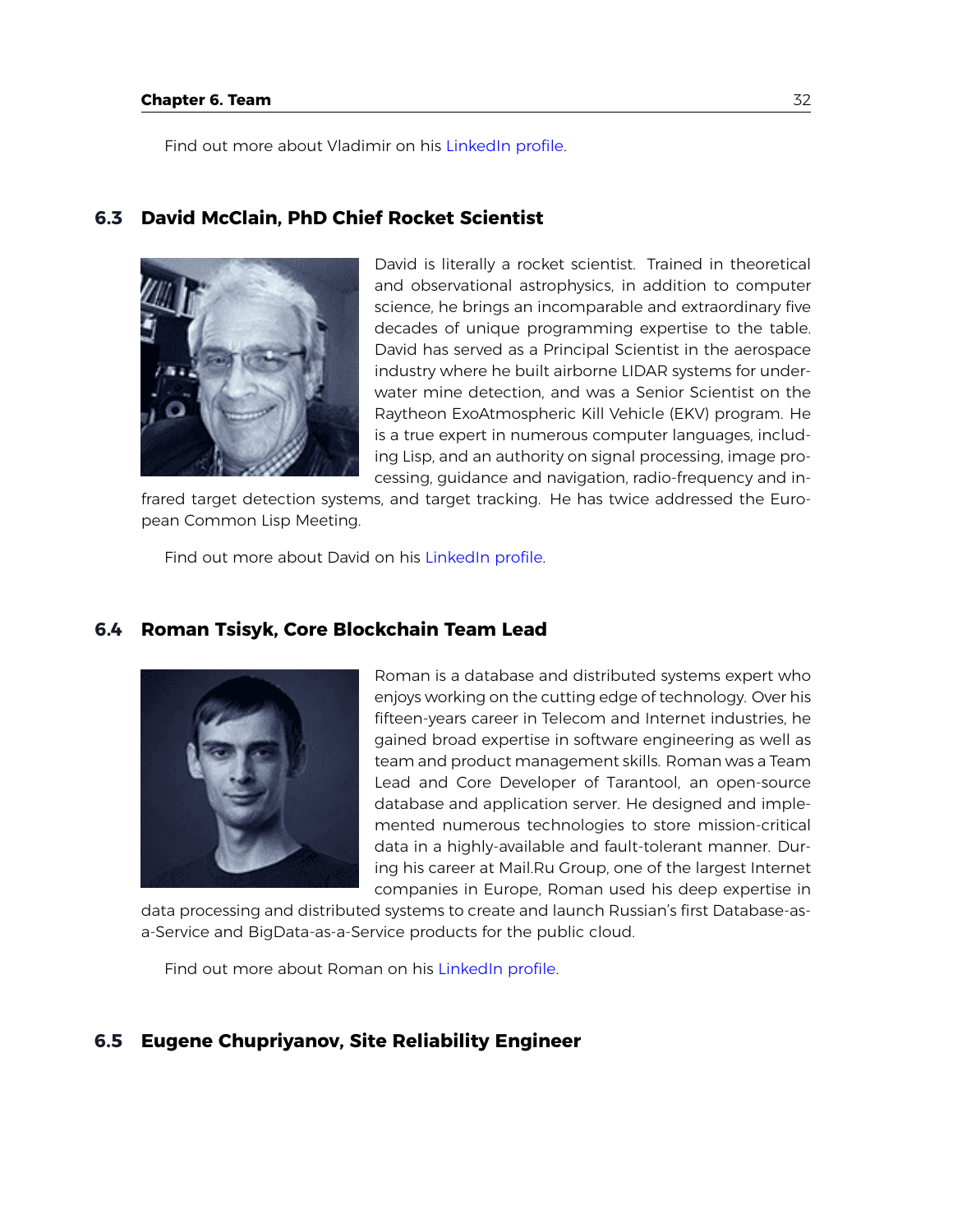Find out more about Vladimir on his LinkedIn profile.

## 6.3 David McClain, PhD Chief Rocket Scientist

David is literally a rocket scientist. Trained in theoretical and observational astrophysics, in addition to computer science, he brings an incomparable and extraordinary five decades of unique programming expertise to the table. David has served as a Principal Scientist in the aerospace industry where he built airborne LIDAR systems for underwater mine detection, and was a Senior Scientist on the Raytheon ExoAtmospheric Kill Vehicle (EKV) program. He is a true expert in numerous computer languages, including Lisp, and an authority on signal processing, image processing, guidance and navigation, radio-frequency and infrared target detection systems, and target tracking. He has twice addressed the European Common Lisp Meeting.

Find out more about David on his LinkedIn profile.

## 6.4 Roman Tsisyk, Core Blockchain Team Lead

Roman is a database and distributed systems expert who enjoys working on the cutting edge of technology. Over his fifteen-years career in Telecom and Internet industries, he gained broad expertise in software engineering as well as team and product management skills. Roman was a Team Lead and Core Developer of Tarantool, an open-source database and application server. He designed and implemented numerous technologies to store mission-critical data in a highly-available and fault-tolerant manner. During his career at Mail.Ru Group, one of the largest Internet companies in Europe, Roman used his deep expertise in data processing and distributed systems to create and launch Russian's first Database-as-a-Service and BigData-as-a-Service products for the public cloud.

Find out more about Roman on his LinkedIn profile.

## 6.5 Eugene Chupriyanov, Site Reliability Engineer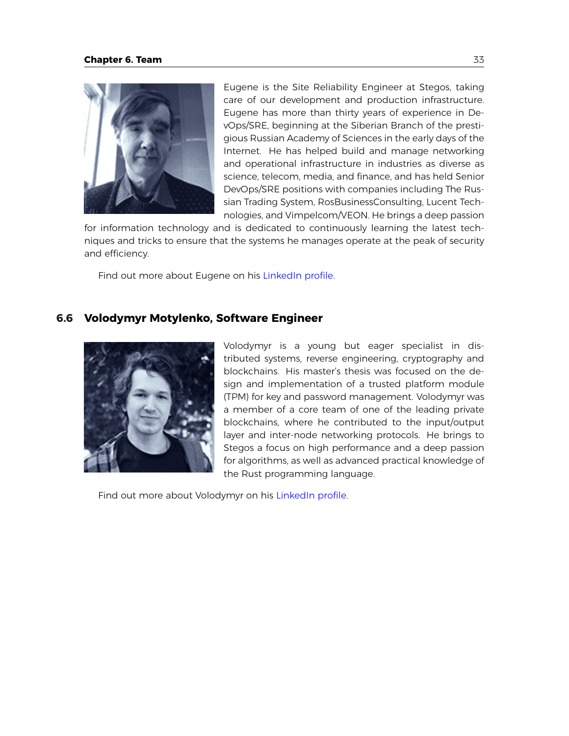Eugene is the Site Reliability Engineer at Stegos, taking care of our development and production infrastructure. Eugene has more than thirty years of experience in DevOps/SRE, beginning at the Siberian Branch of the prestigious Russian Academy of Sciences in the early days of the Internet. He has helped build and manage networking and operational infrastructure in industries as diverse as science, telecom, media, and finance, and has held Senior DevOps/SRE positions with companies including The Russian Trading System, RosBusinessConsulting, Lucent Technologies, and Vimpelcom/VEON. He brings a deep passion for information technology and is dedicated to continuously learning the latest techniques and tricks to ensure that the systems he manages operate at the peak of security and efficiency.

Find out more about Eugene on his LinkedIn profile.

## 6.6 Volodymyr Motylenko, Software Engineer

Volodymyr is a young but eager specialist in distributed systems, reverse engineering, cryptography and blockchains. His master's thesis was focused on the design and implementation of a trusted platform module (TPM) for key and password management. Volodymyr was a member of a core team of one of the leading private blockchains, where he contributed to the input/output layer and inter-node networking protocols. He brings to Stegos a focus on high performance and a deep passion for algorithms, as well as advanced practical knowledge of the Rust programming language.

Find out more about Volodymyr on his LinkedIn profile.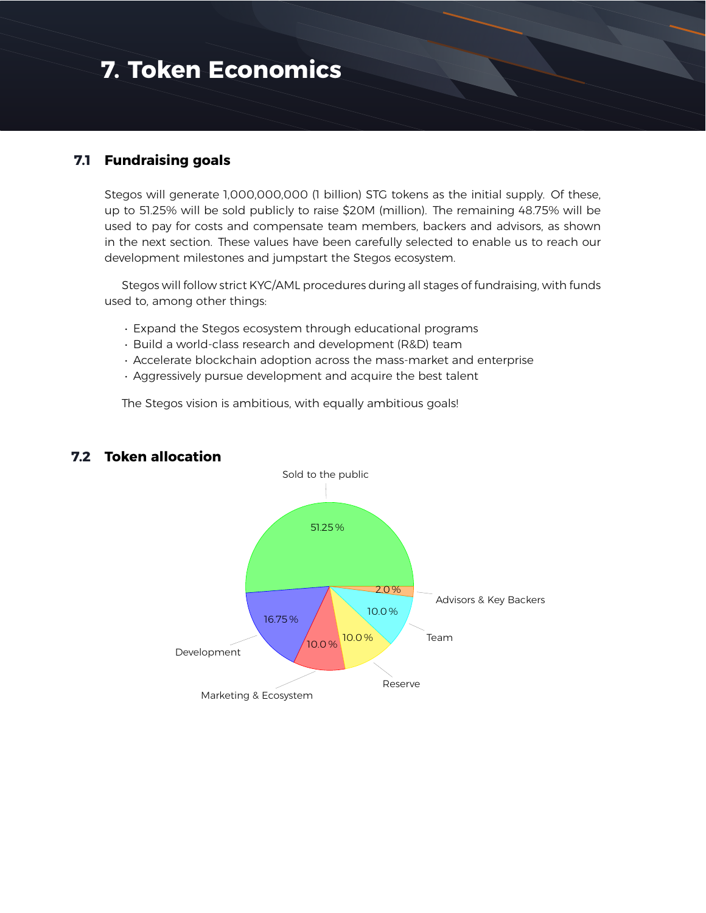# 7. Token Economics

## 7.1 Fundraising goals

Stegos will generate 1,000,000,000 (1 billion) STG tokens as the initial supply. Of these, up to 51.25% will be sold publicly to raise $20M (million). The remaining 48.75% will be used to pay for costs and compensate team members, backers and advisors, as shown in the next section. These values have been carefully selected to enable us to reach our development milestones and jumpstart the Stegos ecosystem.

Stegos will follow strict KYC/AML procedures during all stages of fundraising, with funds used to, among other things:

- Expand the Stegos ecosystem through educational programs
- Build a world-class research and development (R&D) team
- Accelerate blockchain adoption across the mass-market and enterprise
- Aggressively pursue development and acquire the best talent

The Stegos vision is ambitious, with equally ambitious goals!

## 7.2 Token allocation

Sold to the public
51.25 %
2.0 %
Advisors & Key Backers
10.0 %
Team
10.0 %
Reserve
10.0 %
Marketing & Ecosystem
16.75 %
Development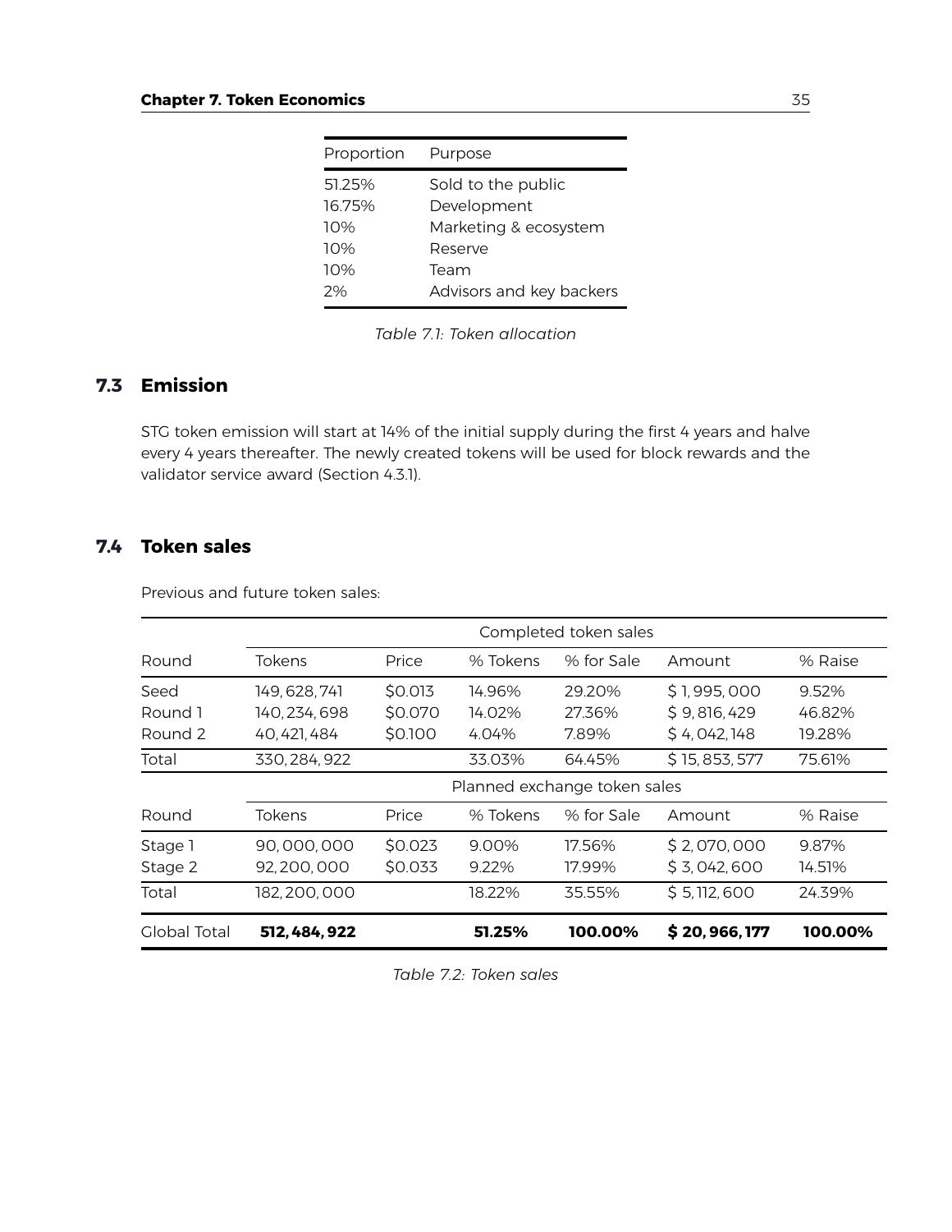| Proportion | Purpose |
|---|---|
| 51.25% | Sold to the public |
| 16.75% | Development |
| 10% | Marketing & ecosystem |
| 10% | Reserve |
| 10% | Team |
| 2% | Advisors and key backers |

*Table 7.1: Token allocation*

## 7.3 Emission

STG token emission will start at 14% of the initial supply during the first 4 years and halve every 4 years thereafter. The newly created tokens will be used for block rewards and the validator service award (Section 4.3.1).

## 7.4 Token sales

Previous and future token sales:

| | Completed token sales | | | | | |
|---|---|---|---|---|---|---|
| Round | Tokens | Price | % Tokens | % for Sale | Amount | % Raise |
| Seed | 149, 628, 741 | $0.013 | 14.96% | 29.20% | $ 1, 995, 000 | 9.52% |
| Round 1 | 140, 234, 698 | $0.070 | 14.02% | 27.36% | $ 9, 816, 429 | 46.82% |
| Round 2 | 40, 421, 484 | $0.100 | 4.04% | 7.89% | $ 4, 042, 148 | 19.28% |
| Total | 330, 284, 922 | | 33.03% | 64.45% | $ 15, 853, 577 | 75.61% |
| | Planned exchange token sales | | | | | |
| Round | Tokens | Price | % Tokens | % for Sale | Amount | % Raise |
| Stage 1 | 90, 000, 000 | $0.023 | 9.00% | 17.56% | $ 2, 070, 000 | 9.87% |
| Stage 2 | 92, 200, 000 | $0.033 | 9.22% | 17.99% | $ 3, 042, 600 | 14.51% |
| Total | 182, 200, 000 | | 18.22% | 35.55% | $ 5, 112, 600 | 24.39% |
| Global Total | **512, 484, 922** | | **51.25%** | **100.00%** | **$ 20, 966, 177** | **100.00%** |

*Table 7.2: Token sales*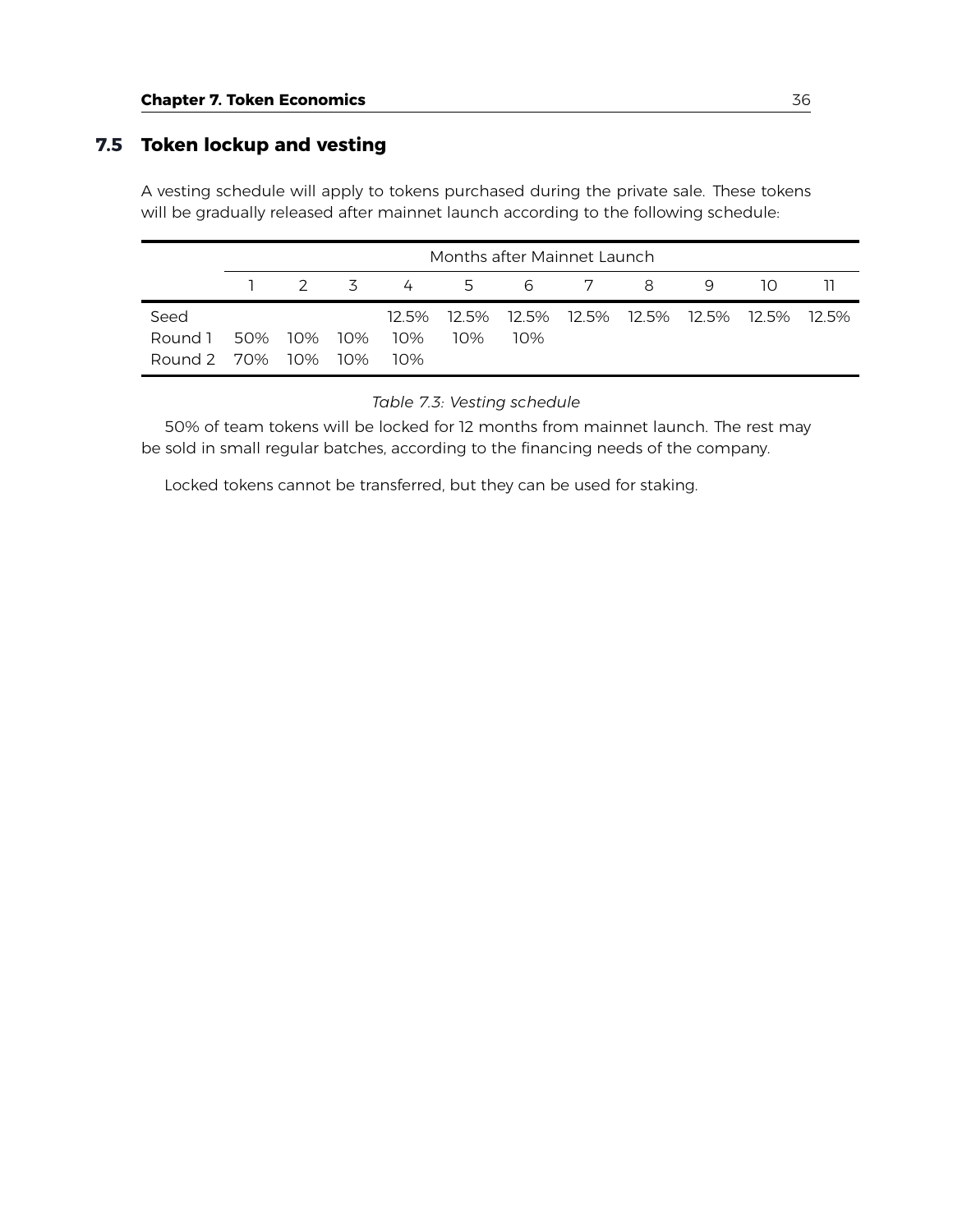## 7.5 Token lockup and vesting

A vesting schedule will apply to tokens purchased during the private sale. These tokens will be gradually released after mainnet launch according to the following schedule:

| | Months after Mainnet Launch | | | | | | | | | | |
|---|---|---|---|---|---|---|---|---|---|---|---|
| | 1 | 2 | 3 | 4 | 5 | 6 | 7 | 8 | 9 | 10 | 11 |
| Seed | | | | 12.5% | 12.5% | 12.5% | 12.5% | 12.5% | 12.5% | 12.5% | 12.5% |
| Round 1 | 50% | 10% | 10% | 10% | 10% | 10% | | | | | |
| Round 2 | 70% | 10% | 10% | 10% | | | | | | | |

*Table 7.3: Vesting schedule*

50% of team tokens will be locked for 12 months from mainnet launch. The rest may be sold in small regular batches, according to the financing needs of the company.

Locked tokens cannot be transferred, but they can be used for staking.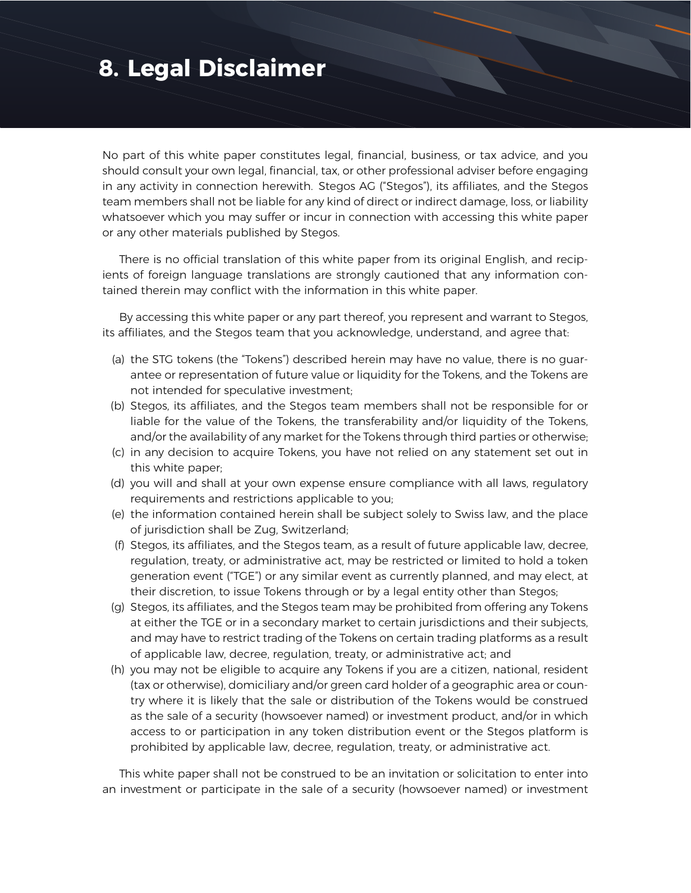# 8. Legal Disclaimer

No part of this white paper constitutes legal, financial, business, or tax advice, and you should consult your own legal, financial, tax, or other professional adviser before engaging in any activity in connection herewith. Stegos AG ("Stegos"), its affiliates, and the Stegos team members shall not be liable for any kind of direct or indirect damage, loss, or liability whatsoever which you may suffer or incur in connection with accessing this white paper or any other materials published by Stegos.

There is no official translation of this white paper from its original English, and recipients of foreign language translations are strongly cautioned that any information contained therein may conflict with the information in this white paper.

By accessing this white paper or any part thereof, you represent and warrant to Stegos, its affiliates, and the Stegos team that you acknowledge, understand, and agree that:

(a) the STG tokens (the "Tokens") described herein may have no value, there is no guarantee or representation of future value or liquidity for the Tokens, and the Tokens are not intended for speculative investment;

(b) Stegos, its affiliates, and the Stegos team members shall not be responsible for or liable for the value of the Tokens, the transferability and/or liquidity of the Tokens, and/or the availability of any market for the Tokens through third parties or otherwise;

(c) in any decision to acquire Tokens, you have not relied on any statement set out in this white paper;

(d) you will and shall at your own expense ensure compliance with all laws, regulatory requirements and restrictions applicable to you;

(e) the information contained herein shall be subject solely to Swiss law, and the place of jurisdiction shall be Zug, Switzerland;

(f) Stegos, its affiliates, and the Stegos team, as a result of future applicable law, decree, regulation, treaty, or administrative act, may be restricted or limited to hold a token generation event ("TGE") or any similar event as currently planned, and may elect, at their discretion, to issue Tokens through or by a legal entity other than Stegos;

(g) Stegos, its affiliates, and the Stegos team may be prohibited from offering any Tokens at either the TGE or in a secondary market to certain jurisdictions and their subjects, and may have to restrict trading of the Tokens on certain trading platforms as a result of applicable law, decree, regulation, treaty, or administrative act; and

(h) you may not be eligible to acquire any Tokens if you are a citizen, national, resident (tax or otherwise), domiciliary and/or green card holder of a geographic area or country where it is likely that the sale or distribution of the Tokens would be construed as the sale of a security (howsoever named) or investment product, and/or in which access to or participation in any token distribution event or the Stegos platform is prohibited by applicable law, decree, regulation, treaty, or administrative act.

This white paper shall not be construed to be an invitation or solicitation to enter into an investment or participate in the sale of a security (howsoever named) or investment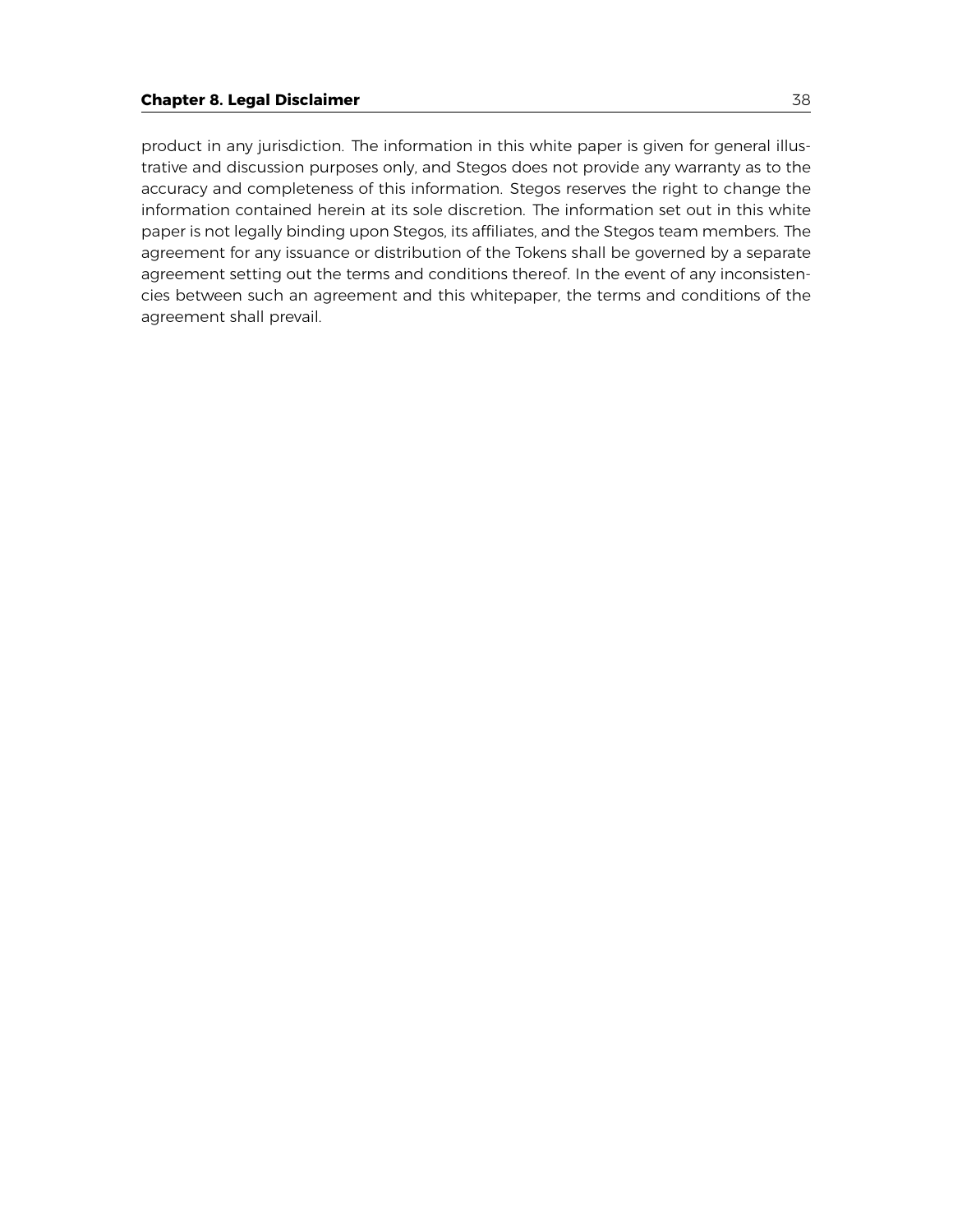product in any jurisdiction. The information in this white paper is given for general illustrative and discussion purposes only, and Stegos does not provide any warranty as to the accuracy and completeness of this information. Stegos reserves the right to change the information contained herein at its sole discretion. The information set out in this white paper is not legally binding upon Stegos, its affiliates, and the Stegos team members. The agreement for any issuance or distribution of the Tokens shall be governed by a separate agreement setting out the terms and conditions thereof. In the event of any inconsistencies between such an agreement and this whitepaper, the terms and conditions of the agreement shall prevail.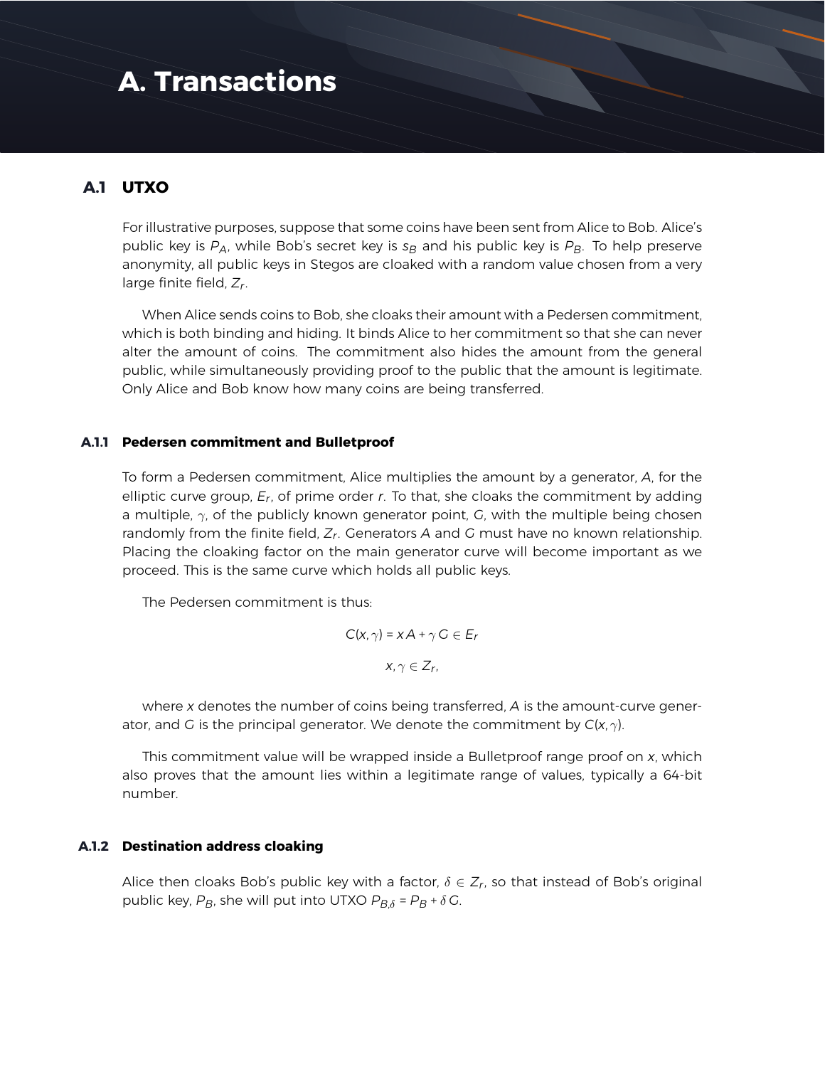# A. Transactions

## A.1 UTXO

For illustrative purposes, suppose that some coins have been sent from Alice to Bob. Alice's public key is $P_A$, while Bob's secret key is $s_B$ and his public key is $P_B$. To help preserve anonymity, all public keys in Stegos are cloaked with a random value chosen from a very large finite field, $Z_r$.

When Alice sends coins to Bob, she cloaks their amount with a Pedersen commitment, which is both binding and hiding. It binds Alice to her commitment so that she can never alter the amount of coins. The commitment also hides the amount from the general public, while simultaneously providing proof to the public that the amount is legitimate. Only Alice and Bob know how many coins are being transferred.

### A.1.1 Pedersen commitment and Bulletproof

To form a Pedersen commitment, Alice multiplies the amount by a generator, $A$, for the elliptic curve group, $E_r$, of prime order $r$. To that, she cloaks the commitment by adding a multiple, $\gamma$, of the publicly known generator point, $G$, with the multiple being chosen randomly from the finite field, $Z_r$. Generators $A$ and $G$ must have no known relationship. Placing the cloaking factor on the main generator curve will become important as we proceed. This is the same curve which holds all public keys.

The Pedersen commitment is thus:

$$C(x, \gamma) = x\,A + \gamma\,G \in E_r$$

$$x, \gamma \in Z_r,$$

where $x$ denotes the number of coins being transferred, $A$ is the amount-curve generator, and $G$ is the principal generator. We denote the commitment by $C(x, \gamma)$.

This commitment value will be wrapped inside a Bulletproof range proof on $x$, which also proves that the amount lies within a legitimate range of values, typically a 64-bit number.

### A.1.2 Destination address cloaking

Alice then cloaks Bob's public key with a factor, $\delta \in Z_r$, so that instead of Bob's original public key, $P_B$, she will put into UTXO $P_{B,\delta} = P_B + \delta\,G$.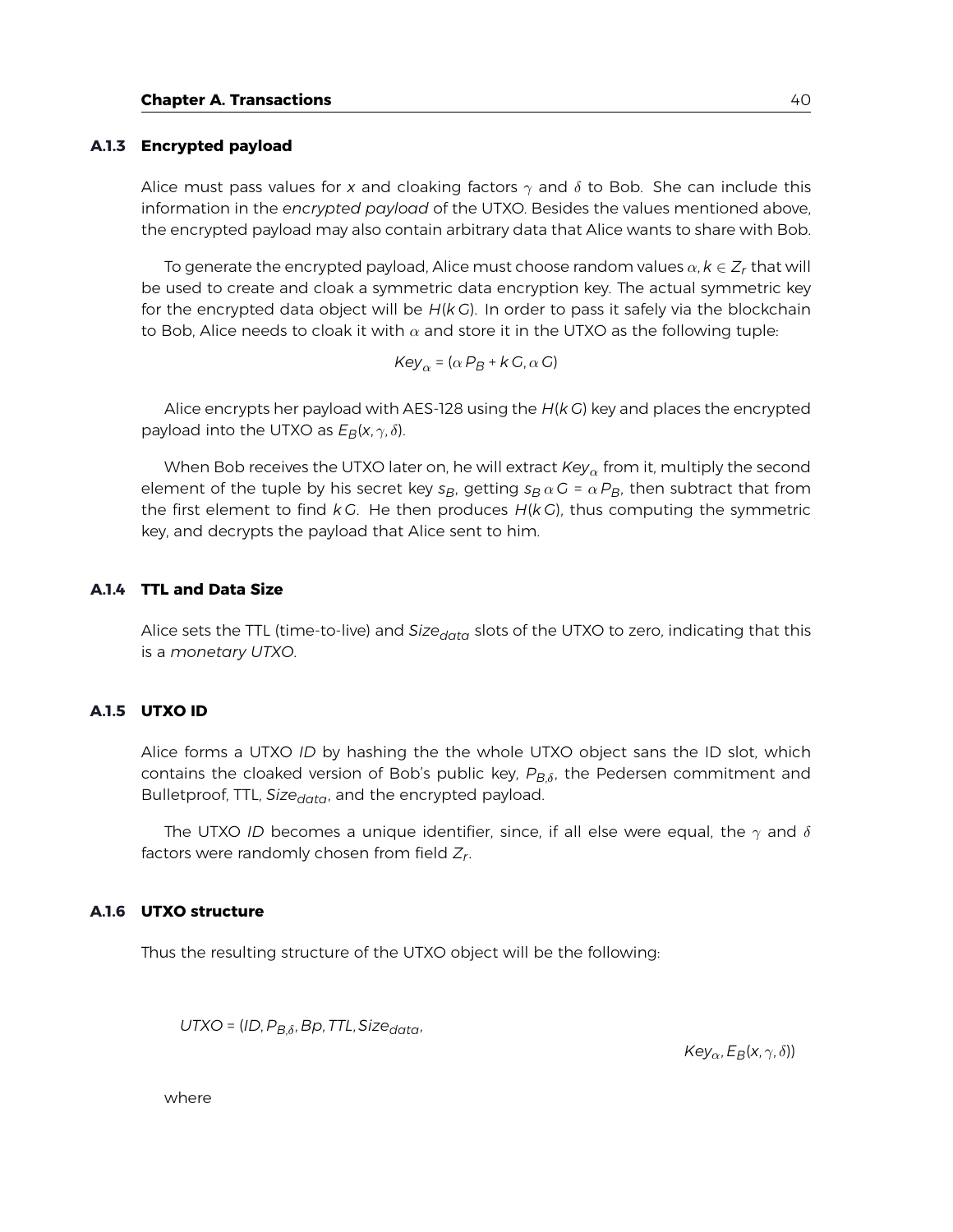### A.1.3 Encrypted payload

Alice must pass values for $x$ and cloaking factors $\gamma$ and $\delta$ to Bob. She can include this information in the *encrypted payload* of the UTXO. Besides the values mentioned above, the encrypted payload may also contain arbitrary data that Alice wants to share with Bob.

To generate the encrypted payload, Alice must choose random values $\alpha, k \in Z_r$ that will be used to create and cloak a symmetric data encryption key. The actual symmetric key for the encrypted data object will be $H(k\,G)$. In order to pass it safely via the blockchain to Bob, Alice needs to cloak it with $\alpha$ and store it in the UTXO as the following tuple:

$$Key_{\alpha} = (\alpha\, P_B + k\, G, \alpha\, G)$$

Alice encrypts her payload with AES-128 using the $H(k\,G)$ key and places the encrypted payload into the UTXO as $E_B(x, \gamma, \delta)$.

When Bob receives the UTXO later on, he will extract $Key_{\alpha}$ from it, multiply the second element of the tuple by his secret key $s_B$, getting $s_B\, \alpha\, G = \alpha\, P_B$, then subtract that from the first element to find $k\, G$. He then produces $H(k\,G)$, thus computing the symmetric key, and decrypts the payload that Alice sent to him.

### A.1.4 TTL and Data Size

Alice sets the TTL (time-to-live) and $Size_{data}$ slots of the UTXO to zero, indicating that this is a *monetary UTXO*.

### A.1.5 UTXO ID

Alice forms a UTXO *ID* by hashing the the whole UTXO object sans the ID slot, which contains the cloaked version of Bob's public key, $P_{B,\delta}$, the Pedersen commitment and Bulletproof, TTL, $Size_{data}$, and the encrypted payload.

The UTXO *ID* becomes a unique identifier, since, if all else were equal, the $\gamma$ and $\delta$ factors were randomly chosen from field $Z_r$.

### A.1.6 UTXO structure

Thus the resulting structure of the UTXO object will be the following:

$$UTXO = (ID, P_{B,\delta}, Bp, TTL, Size_{data}, Key_{\alpha}, E_B(x, \gamma, \delta))$$

where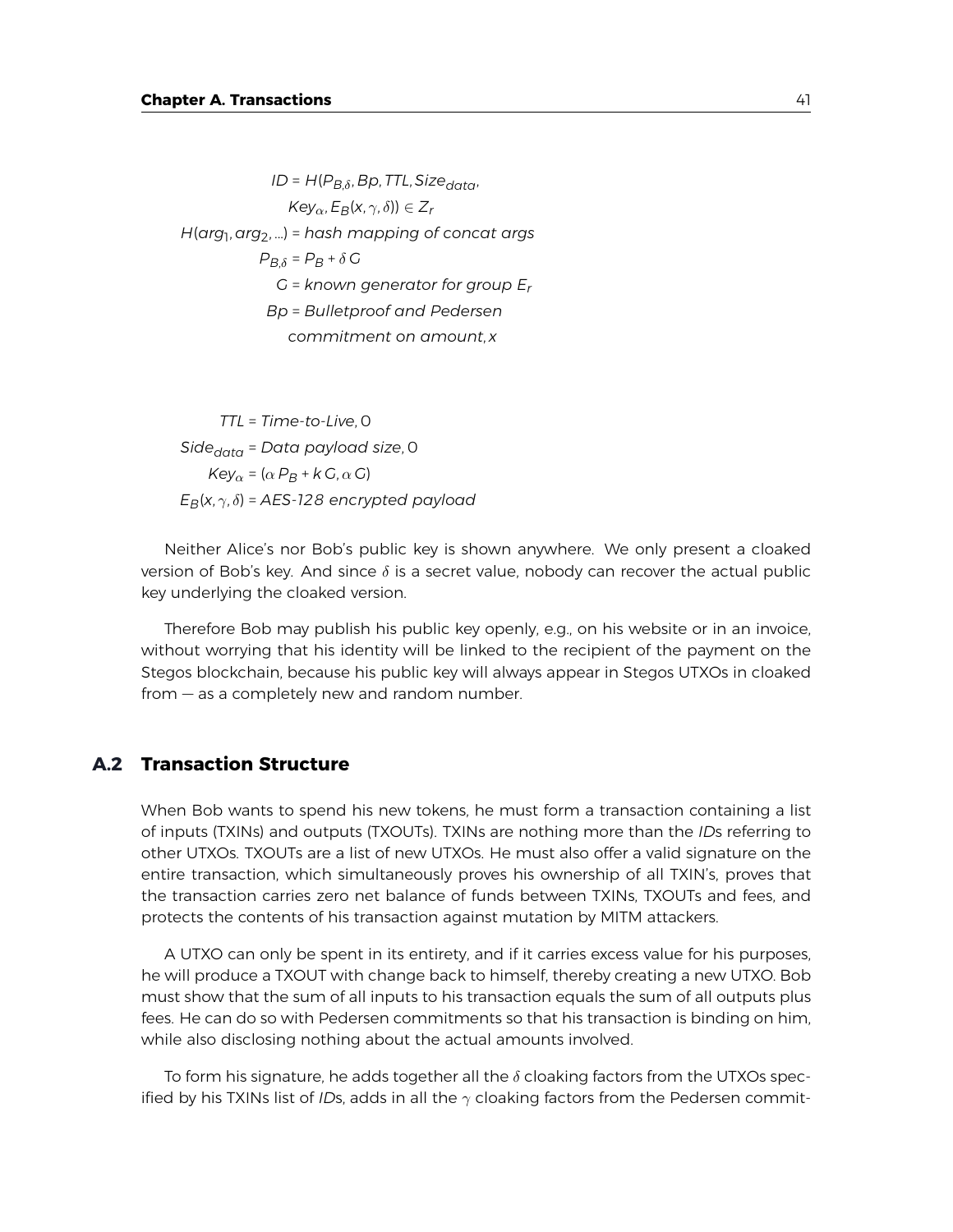$$
\begin{aligned}
ID &= H(P_{B,\delta}, Bp, TTL, Size_{data}, \\
&\quad Key_{\alpha}, E_B(x, \gamma, \delta)) \in Z_r \\
H(arg_1, arg_2, \ldots) &= \textit{hash mapping of concat args} \\
P_{B,\delta} &= P_B + \delta\, G \\
G &= \textit{known generator for group } E_r \\
Bp &= \textit{Bulletproof and Pedersen} \\
&\quad \textit{commitment on amount}, x
\end{aligned}
$$

$$
\begin{aligned}
TTL &= \textit{Time-to-Live}, 0 \\
Side_{data} &= \textit{Data payload size}, 0 \\
Key_{\alpha} &= (\alpha\, P_B + k\, G, \alpha\, G) \\
E_B(x, \gamma, \delta) &= \textit{AES-128 encrypted payload}
\end{aligned}
$$

Neither Alice's nor Bob's public key is shown anywhere. We only present a cloaked version of Bob's key. And since $\delta$ is a secret value, nobody can recover the actual public key underlying the cloaked version.

Therefore Bob may publish his public key openly, e.g., on his website or in an invoice, without worrying that his identity will be linked to the recipient of the payment on the Stegos blockchain, because his public key will always appear in Stegos UTXOs in cloaked from — as a completely new and random number.

## A.2 Transaction Structure

When Bob wants to spend his new tokens, he must form a transaction containing a list of inputs (TXINs) and outputs (TXOUTs). TXINs are nothing more than the *ID*s referring to other UTXOs. TXOUTs are a list of new UTXOs. He must also offer a valid signature on the entire transaction, which simultaneously proves his ownership of all TXIN's, proves that the transaction carries zero net balance of funds between TXINs, TXOUTs and fees, and protects the contents of his transaction against mutation by MITM attackers.

A UTXO can only be spent in its entirety, and if it carries excess value for his purposes, he will produce a TXOUT with change back to himself, thereby creating a new UTXO. Bob must show that the sum of all inputs to his transaction equals the sum of all outputs plus fees. He can do so with Pedersen commitments so that his transaction is binding on him, while also disclosing nothing about the actual amounts involved.

To form his signature, he adds together all the $\delta$ cloaking factors from the UTXOs specified by his TXINs list of *ID*s, adds in all the $\gamma$ cloaking factors from the Pedersen commit-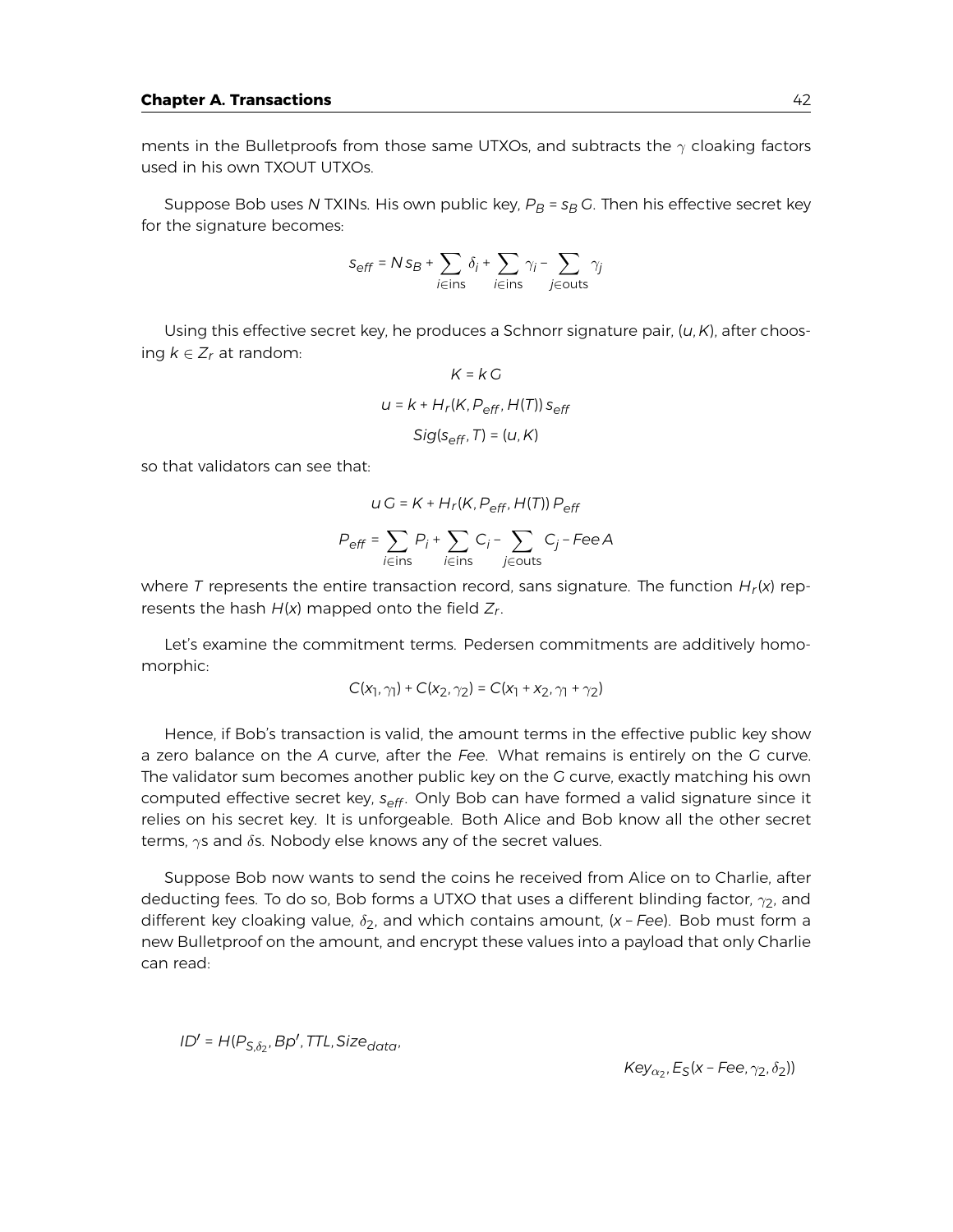ments in the Bulletproofs from those same UTXOs, and subtracts the $\gamma$ cloaking factors used in his own TXOUT UTXOs.

Suppose Bob uses $N$ TXINs. His own public key, $P_B = s_B\,G$. Then his effective secret key for the signature becomes:

$$s_{eff} = N\,s_B + \sum_{i \in \text{ins}} \delta_i + \sum_{i \in \text{ins}} \gamma_i - \sum_{j \in \text{outs}} \gamma_j$$

Using this effective secret key, he produces a Schnorr signature pair, $(u, K)$, after choosing $k \in Z_r$ at random:

$$K = k\,G$$

$$u = k + H_r(K, P_{eff}, H(T))\,s_{eff}$$

$$Sig(s_{eff}, T) = (u, K)$$

so that validators can see that:

$$u\,G = K + H_r(K, P_{eff}, H(T))\,P_{eff}$$

$$P_{eff} = \sum_{i \in \text{ins}} P_i + \sum_{i \in \text{ins}} C_i - \sum_{j \in \text{outs}} C_j - Fee\,A$$

where $T$ represents the entire transaction record, sans signature. The function $H_r(x)$ represents the hash $H(x)$ mapped onto the field $Z_r$.

Let's examine the commitment terms. Pedersen commitments are additively homomorphic:

$$C(x_1, \gamma_1) + C(x_2, \gamma_2) = C(x_1 + x_2, \gamma_1 + \gamma_2)$$

Hence, if Bob's transaction is valid, the amount terms in the effective public key show a zero balance on the $A$ curve, after the $Fee$. What remains is entirely on the $G$ curve. The validator sum becomes another public key on the $G$ curve, exactly matching his own computed effective secret key, $s_{eff}$. Only Bob can have formed a valid signature since it relies on his secret key. It is unforgeable. Both Alice and Bob know all the other secret terms, $\gamma$s and $\delta$s. Nobody else knows any of the secret values.

Suppose Bob now wants to send the coins he received from Alice on to Charlie, after deducting fees. To do so, Bob forms a UTXO that uses a different blinding factor, $\gamma_2$, and different key cloaking value, $\delta_2$, and which contains amount, $(x - Fee)$. Bob must form a new Bulletproof on the amount, and encrypt these values into a payload that only Charlie can read:

$$ID' = H(P_{S,\delta_2}, Bp', TTL, Size_{data}, Key_{\alpha_2}, E_S(x - Fee, \gamma_2, \delta_2))$$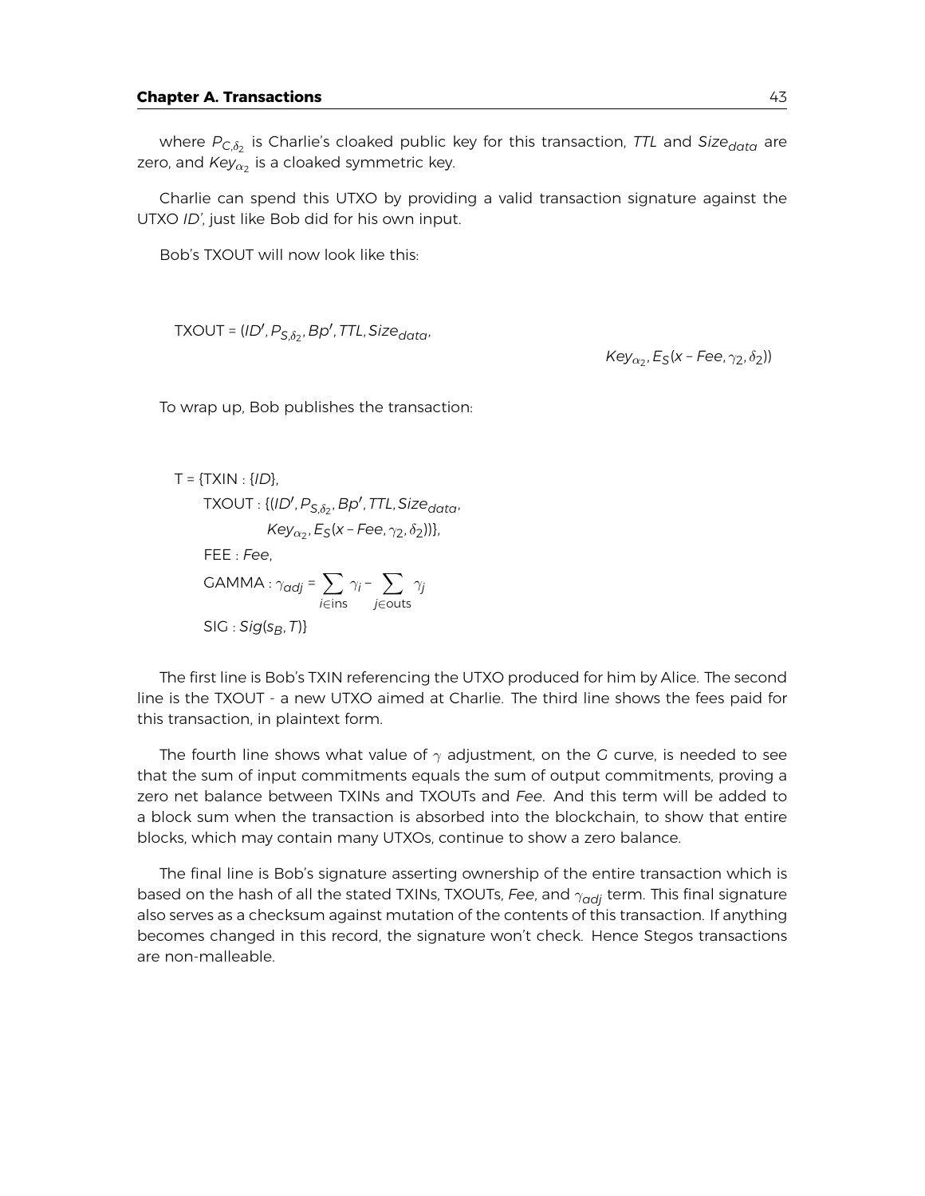where $P_{C,\delta_2}$ is Charlie's cloaked public key for this transaction, $TTL$ and $Size_{data}$ are zero, and $Key_{\alpha_2}$ is a cloaked symmetric key.

Charlie can spend this UTXO by providing a valid transaction signature against the UTXO *ID'*, just like Bob did for his own input.

Bob's TXOUT will now look like this:

$$\text{TXOUT} = (ID', P_{S,\delta_2}, Bp', TTL, Size_{data}, \\ Key_{\alpha_2}, E_S(x - Fee, \gamma_2, \delta_2))$$

To wrap up, Bob publishes the transaction:

$$\begin{aligned}
T = \{&\text{TXIN} : \{ID\}, \\
&\text{TXOUT} : \{(ID', P_{S,\delta_2}, Bp', TTL, Size_{data}, \\
&\qquad Key_{\alpha_2}, E_S(x - Fee, \gamma_2, \delta_2))\}, \\
&\text{FEE} : Fee, \\
&\text{GAMMA} : \gamma_{adj} = \sum_{i \in \text{ins}} \gamma_i - \sum_{j \in \text{outs}} \gamma_j \\
&\text{SIG} : Sig(s_B, T)\}
\end{aligned}$$

The first line is Bob's TXIN referencing the UTXO produced for him by Alice. The second line is the TXOUT - a new UTXO aimed at Charlie. The third line shows the fees paid for this transaction, in plaintext form.

The fourth line shows what value of $\gamma$ adjustment, on the $G$ curve, is needed to see that the sum of input commitments equals the sum of output commitments, proving a zero net balance between TXINs and TXOUTs and *Fee*. And this term will be added to a block sum when the transaction is absorbed into the blockchain, to show that entire blocks, which may contain many UTXOs, continue to show a zero balance.

The final line is Bob's signature asserting ownership of the entire transaction which is based on the hash of all the stated TXINs, TXOUTs, *Fee*, and $\gamma_{adj}$ term. This final signature also serves as a checksum against mutation of the contents of this transaction. If anything becomes changed in this record, the signature won't check. Hence Stegos transactions are non-malleable.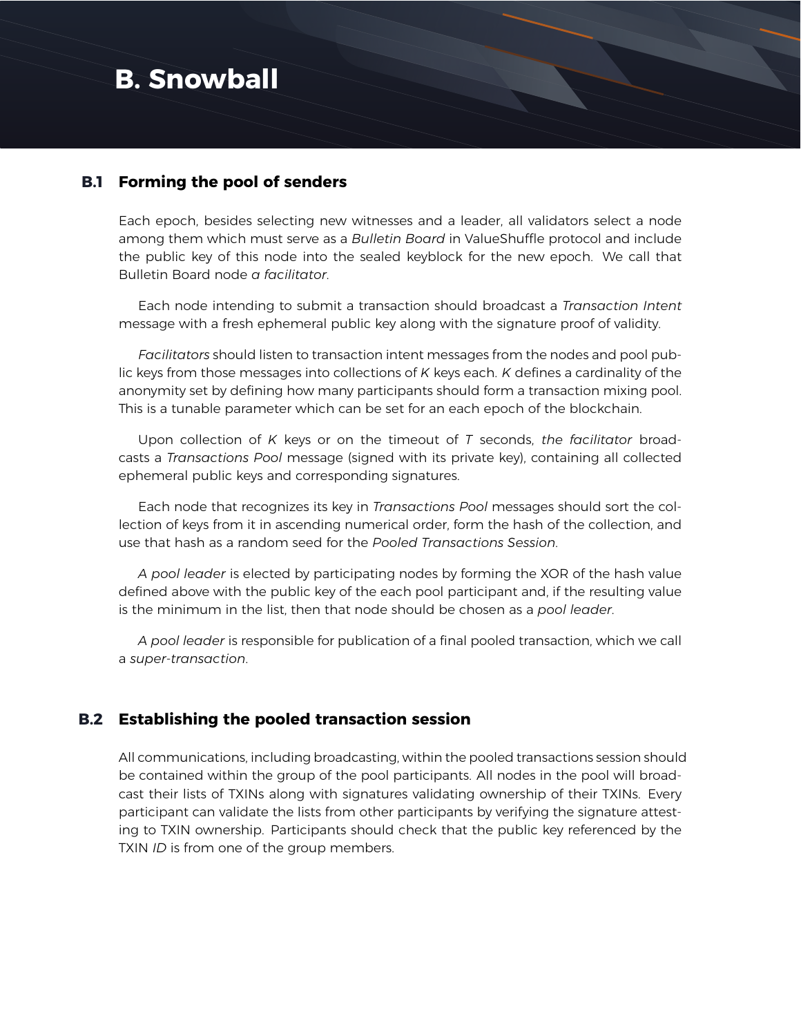# B. Snowball

## B.1 Forming the pool of senders

Each epoch, besides selecting new witnesses and a leader, all validators select a node among them which must serve as a *Bulletin Board* in ValueShuffle protocol and include the public key of this node into the sealed keyblock for the new epoch. We call that Bulletin Board node *a facilitator*.

Each node intending to submit a transaction should broadcast a *Transaction Intent* message with a fresh ephemeral public key along with the signature proof of validity.

*Facilitators* should listen to transaction intent messages from the nodes and pool public keys from those messages into collections of *K* keys each. *K* defines a cardinality of the anonymity set by defining how many participants should form a transaction mixing pool. This is a tunable parameter which can be set for an each epoch of the blockchain.

Upon collection of *K* keys or on the timeout of *T* seconds, *the facilitator* broadcasts a *Transactions Pool* message (signed with its private key), containing all collected ephemeral public keys and corresponding signatures.

Each node that recognizes its key in *Transactions Pool* messages should sort the collection of keys from it in ascending numerical order, form the hash of the collection, and use that hash as a random seed for the *Pooled Transactions Session*.

*A pool leader* is elected by participating nodes by forming the XOR of the hash value defined above with the public key of the each pool participant and, if the resulting value is the minimum in the list, then that node should be chosen as a *pool leader*.

*A pool leader* is responsible for publication of a final pooled transaction, which we call a *super-transaction*.

## B.2 Establishing the pooled transaction session

All communications, including broadcasting, within the pooled transactions session should be contained within the group of the pool participants. All nodes in the pool will broadcast their lists of TXINs along with signatures validating ownership of their TXINs. Every participant can validate the lists from other participants by verifying the signature attesting to TXIN ownership. Participants should check that the public key referenced by the TXIN *ID* is from one of the group members.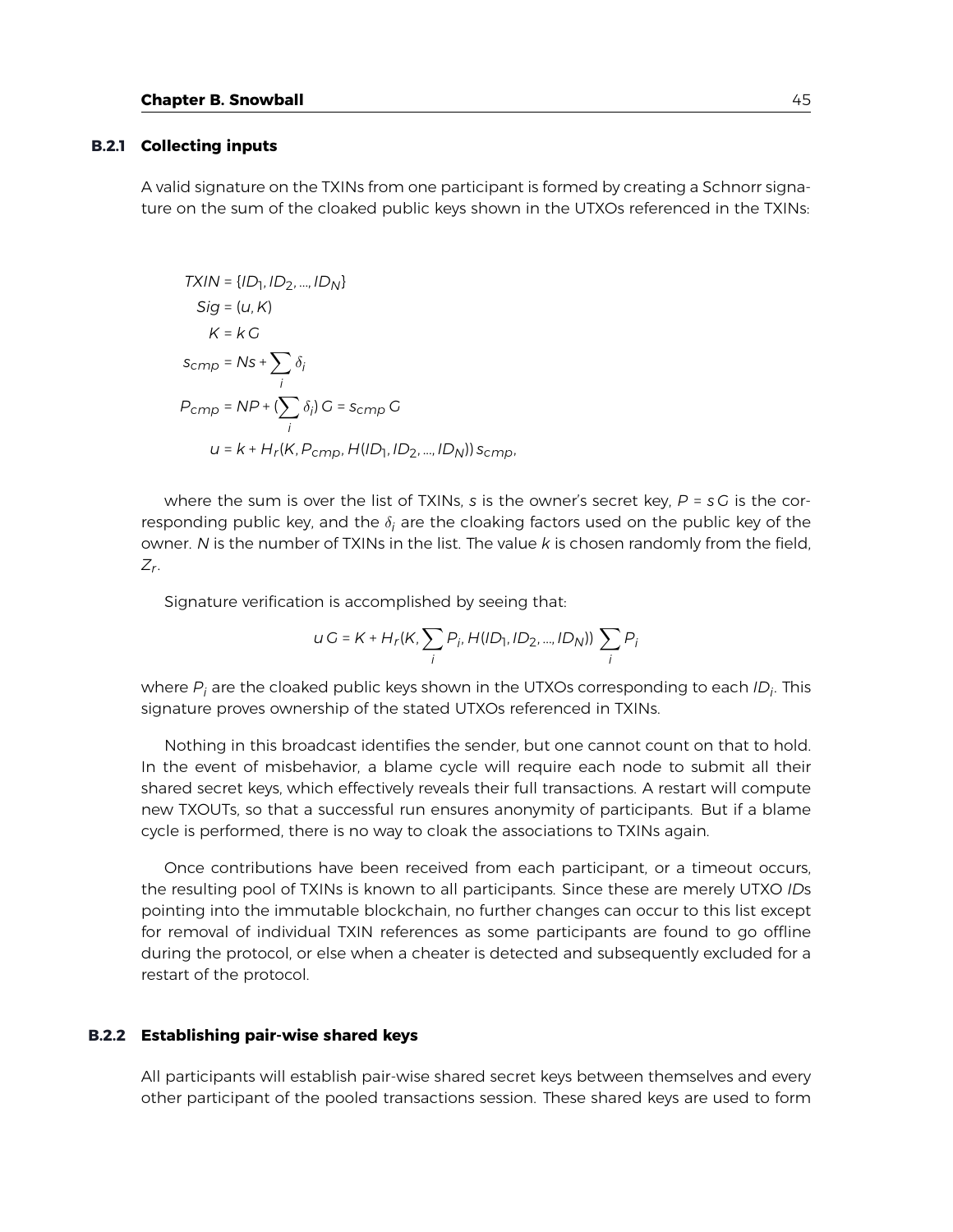### B.2.1 Collecting inputs

A valid signature on the TXINs from one participant is formed by creating a Schnorr signature on the sum of the cloaked public keys shown in the UTXOs referenced in the TXINs:

$$
\begin{aligned}
TXIN &= \{ID_1, ID_2, ..., ID_N\} \\
Sig &= (u, K) \\
K &= k\,G \\
s_{cmp} &= Ns + \sum_i \delta_i \\
P_{cmp} &= NP + (\sum_i \delta_i)\,G = s_{cmp}\,G \\
u &= k + H_r(K, P_{cmp}, H(ID_1, ID_2, ..., ID_N))\,s_{cmp},
\end{aligned}
$$

where the sum is over the list of TXINs, $s$ is the owner's secret key, $P = s\,G$ is the corresponding public key, and the $\delta_i$ are the cloaking factors used on the public key of the owner. $N$ is the number of TXINs in the list. The value $k$ is chosen randomly from the field, $Z_r$.

Signature verification is accomplished by seeing that:

$$
u\,G = K + H_r(K, \sum_i P_i, H(ID_1, ID_2, ..., ID_N))\,\sum_i P_i
$$

where $P_i$ are the cloaked public keys shown in the UTXOs corresponding to each $ID_i$. This signature proves ownership of the stated UTXOs referenced in TXINs.

Nothing in this broadcast identifies the sender, but one cannot count on that to hold. In the event of misbehavior, a blame cycle will require each node to submit all their shared secret keys, which effectively reveals their full transactions. A restart will compute new TXOUTs, so that a successful run ensures anonymity of participants. But if a blame cycle is performed, there is no way to cloak the associations to TXINs again.

Once contributions have been received from each participant, or a timeout occurs, the resulting pool of TXINs is known to all participants. Since these are merely UTXO *ID*s pointing into the immutable blockchain, no further changes can occur to this list except for removal of individual TXIN references as some participants are found to go offline during the protocol, or else when a cheater is detected and subsequently excluded for a restart of the protocol.

### B.2.2 Establishing pair-wise shared keys

All participants will establish pair-wise shared secret keys between themselves and every other participant of the pooled transactions session. These shared keys are used to form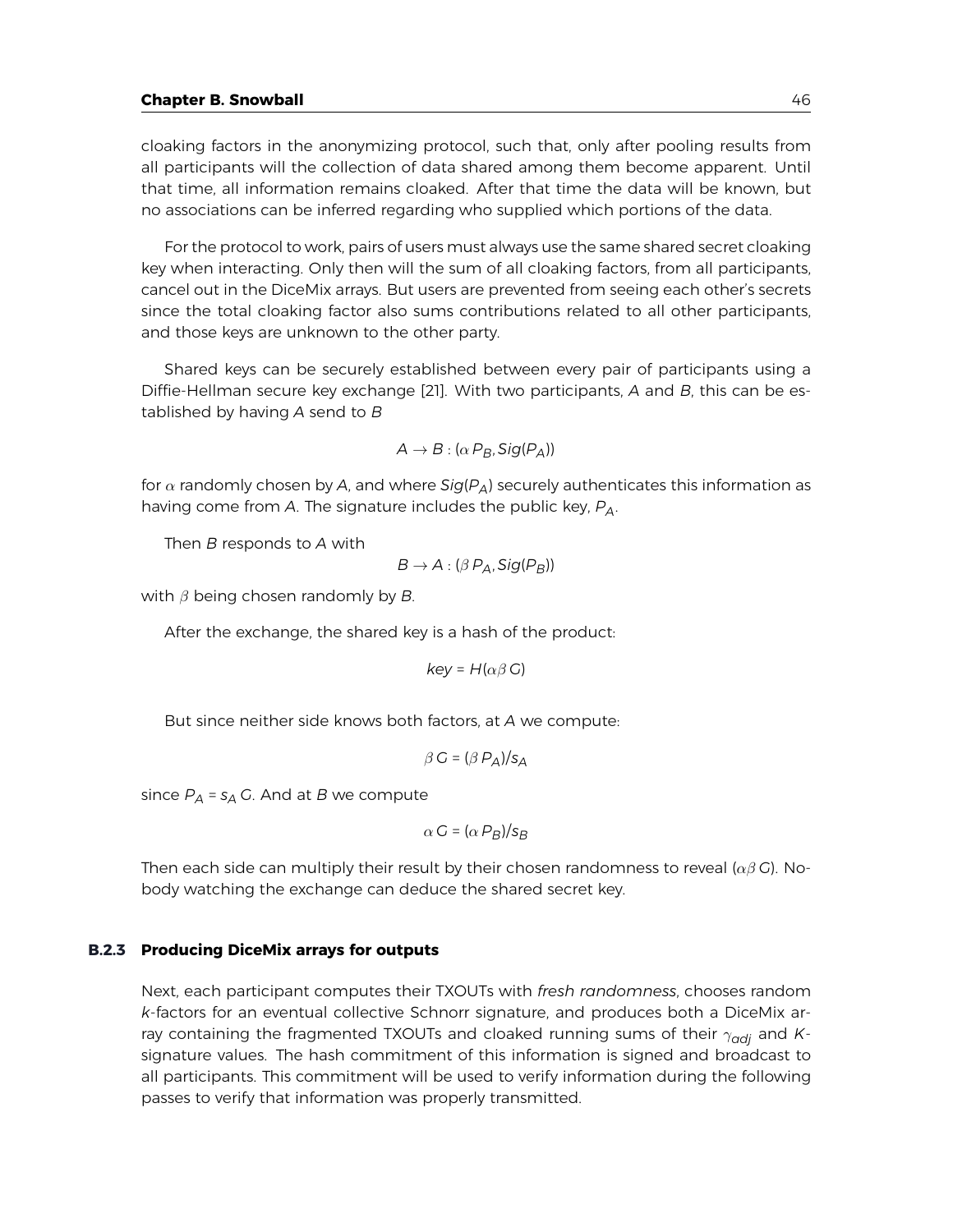cloaking factors in the anonymizing protocol, such that, only after pooling results from all participants will the collection of data shared among them become apparent. Until that time, all information remains cloaked. After that time the data will be known, but no associations can be inferred regarding who supplied which portions of the data.

For the protocol to work, pairs of users must always use the same shared secret cloaking key when interacting. Only then will the sum of all cloaking factors, from all participants, cancel out in the DiceMix arrays. But users are prevented from seeing each other's secrets since the total cloaking factor also sums contributions related to all other participants, and those keys are unknown to the other party.

Shared keys can be securely established between every pair of participants using a Diffie-Hellman secure key exchange [21]. With two participants, $A$ and $B$, this can be established by having $A$ send to $B$

$$A \rightarrow B : (\alpha\, P_B, Sig(P_A))$$

for $\alpha$ randomly chosen by $A$, and where $Sig(P_A)$ securely authenticates this information as having come from $A$. The signature includes the public key, $P_A$.

Then $B$ responds to $A$ with

$$B \rightarrow A : (\beta\, P_A, Sig(P_B))$$

with $\beta$ being chosen randomly by $B$.

After the exchange, the shared key is a hash of the product:

$$key = H(\alpha\beta\, G)$$

But since neither side knows both factors, at $A$ we compute:

$$\beta\, G = (\beta\, P_A)/s_A$$

since $P_A = s_A\, G$. And at $B$ we compute

$$\alpha\, G = (\alpha\, P_B)/s_B$$

Then each side can multiply their result by their chosen randomness to reveal $(\alpha\beta\, G)$. Nobody watching the exchange can deduce the shared secret key.

### B.2.3 Producing DiceMix arrays for outputs

Next, each participant computes their TXOUTs with *fresh randomness*, chooses random $k$-factors for an eventual collective Schnorr signature, and produces both a DiceMix array containing the fragmented TXOUTs and cloaked running sums of their $\gamma_{adj}$ and $K$-signature values. The hash commitment of this information is signed and broadcast to all participants. This commitment will be used to verify information during the following passes to verify that information was properly transmitted.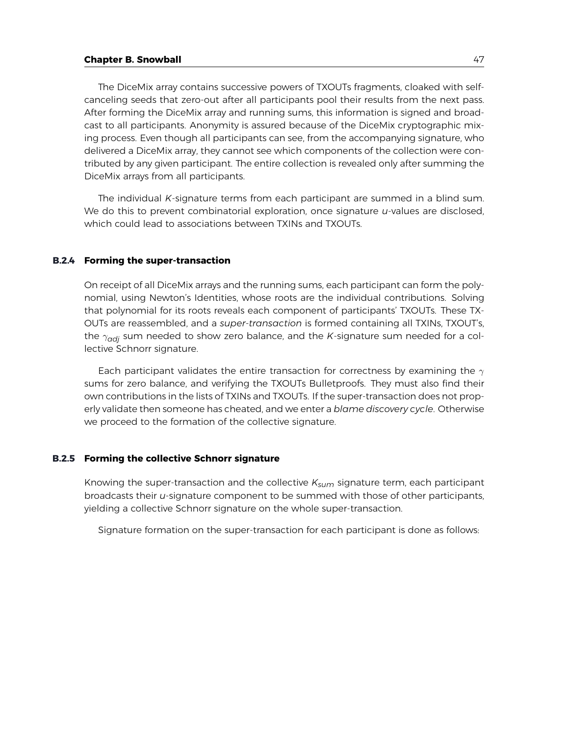The DiceMix array contains successive powers of TXOUTs fragments, cloaked with self-canceling seeds that zero-out after all participants pool their results from the next pass. After forming the DiceMix array and running sums, this information is signed and broadcast to all participants. Anonymity is assured because of the DiceMix cryptographic mixing process. Even though all participants can see, from the accompanying signature, who delivered a DiceMix array, they cannot see which components of the collection were contributed by any given participant. The entire collection is revealed only after summing the DiceMix arrays from all participants.

The individual $K$-signature terms from each participant are summed in a blind sum. We do this to prevent combinatorial exploration, once signature $u$-values are disclosed, which could lead to associations between TXINs and TXOUTs.

### B.2.4 Forming the super-transaction

On receipt of all DiceMix arrays and the running sums, each participant can form the polynomial, using Newton's Identities, whose roots are the individual contributions. Solving that polynomial for its roots reveals each component of participants' TXOUTs. These TXOUTs are reassembled, and a *super-transaction* is formed containing all TXINs, TXOUT's, the $\gamma_{adj}$ sum needed to show zero balance, and the $K$-signature sum needed for a collective Schnorr signature.

Each participant validates the entire transaction for correctness by examining the $\gamma$ sums for zero balance, and verifying the TXOUTs Bulletproofs. They must also find their own contributions in the lists of TXINs and TXOUTs. If the super-transaction does not properly validate then someone has cheated, and we enter a *blame discovery cycle*. Otherwise we proceed to the formation of the collective signature.

### B.2.5 Forming the collective Schnorr signature

Knowing the super-transaction and the collective $K_{sum}$ signature term, each participant broadcasts their $u$-signature component to be summed with those of other participants, yielding a collective Schnorr signature on the whole super-transaction.

Signature formation on the super-transaction for each participant is done as follows: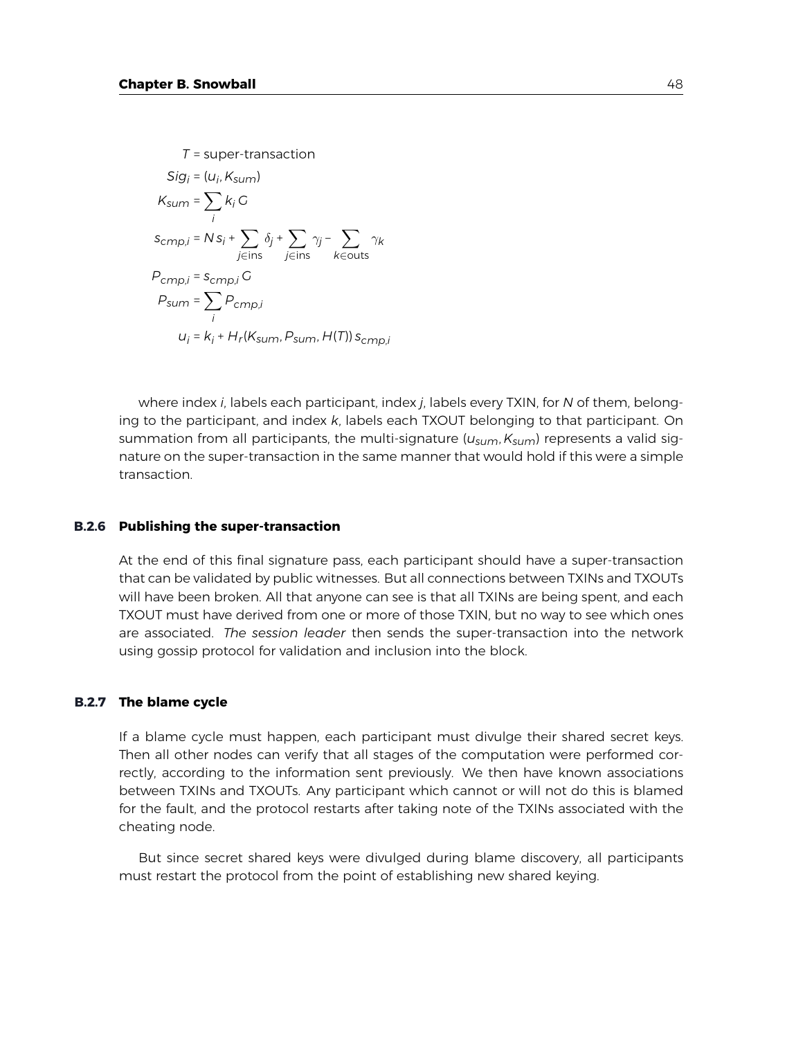$$
\begin{aligned}
T &= \text{super-transaction} \\
Sig_i &= (u_i, K_{sum}) \\
K_{sum} &= \sum_i k_i \, G \\
s_{cmp,i} &= N \, s_i + \sum_{j \in \text{ins}} \delta_j + \sum_{j \in \text{ins}} \gamma_j - \sum_{k \in \text{outs}} \gamma_k \\
P_{cmp,i} &= s_{cmp,i} \, G \\
P_{sum} &= \sum_i P_{cmp,i} \\
u_i &= k_i + H_r(K_{sum}, P_{sum}, H(T)) \, s_{cmp,i}
\end{aligned}
$$

where index $i$, labels each participant, index $j$, labels every TXIN, for $N$ of them, belonging to the participant, and index $k$, labels each TXOUT belonging to that participant. On summation from all participants, the multi-signature $(u_{sum}, K_{sum})$ represents a valid signature on the super-transaction in the same manner that would hold if this were a simple transaction.

### B.2.6 Publishing the super-transaction

At the end of this final signature pass, each participant should have a super-transaction that can be validated by public witnesses. But all connections between TXINs and TXOUTs will have been broken. All that anyone can see is that all TXINs are being spent, and each TXOUT must have derived from one or more of those TXIN, but no way to see which ones are associated. *The session leader* then sends the super-transaction into the network using gossip protocol for validation and inclusion into the block.

### B.2.7 The blame cycle

If a blame cycle must happen, each participant must divulge their shared secret keys. Then all other nodes can verify that all stages of the computation were performed correctly, according to the information sent previously. We then have known associations between TXINs and TXOUTs. Any participant which cannot or will not do this is blamed for the fault, and the protocol restarts after taking note of the TXINs associated with the cheating node.

But since secret shared keys were divulged during blame discovery, all participants must restart the protocol from the point of establishing new shared keying.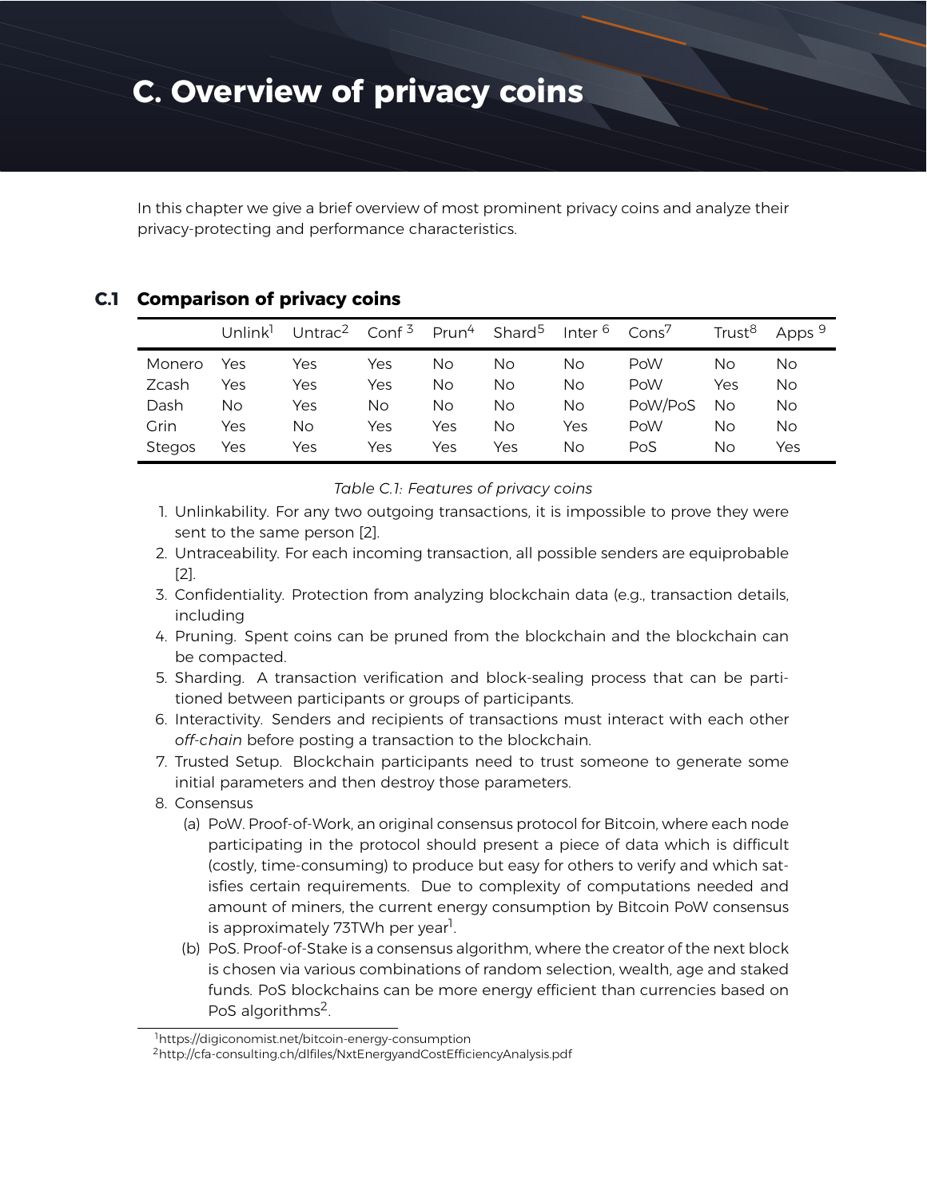# C. Overview of privacy coins

In this chapter we give a brief overview of most prominent privacy coins and analyze their privacy-protecting and performance characteristics.

## C.1 Comparison of privacy coins

| | Unlink[1] | Untrac[2] | Conf [3] | Prun[4] | Shard[5] | Inter [6] | Cons[7] | Trust[8] | Apps [9] |
|---|---|---|---|---|---|---|---|---|---|
| Monero | Yes | Yes | Yes | No | No | No | PoW | No | No |
| Zcash | Yes | Yes | Yes | No | No | No | PoW | Yes | No |
| Dash | No | Yes | No | No | No | No | PoW/PoS | No | No |
| Grin | Yes | No | Yes | Yes | No | Yes | PoW | No | No |
| Stegos | Yes | Yes | Yes | Yes | Yes | No | PoS | No | Yes |

*Table C.1: Features of privacy coins*

1. Unlinkability. For any two outgoing transactions, it is impossible to prove they were sent to the same person [2].
2. Untraceability. For each incoming transaction, all possible senders are equiprobable [2].
3. Confidentiality. Protection from analyzing blockchain data (e.g., transaction details, including
4. Pruning. Spent coins can be pruned from the blockchain and the blockchain can be compacted.
5. Sharding. A transaction verification and block-sealing process that can be partitioned between participants or groups of participants.
6. Interactivity. Senders and recipients of transactions must interact with each other *off-chain* before posting a transaction to the blockchain.
7. Trusted Setup. Blockchain participants need to trust someone to generate some initial parameters and then destroy those parameters.
8. Consensus
   (a) PoW. Proof-of-Work, an original consensus protocol for Bitcoin, where each node participating in the protocol should present a piece of data which is difficult (costly, time-consuming) to produce but easy for others to verify and which satisfies certain requirements. Due to complexity of computations needed and amount of miners, the current energy consumption by Bitcoin PoW consensus is approximately 73TWh per year[1].
   (b) PoS. Proof-of-Stake is a consensus algorithm, where the creator of the next block is chosen via various combinations of random selection, wealth, age and staked funds. PoS blockchains can be more energy efficient than currencies based on PoS algorithms[2].

[1] https://digiconomist.net/bitcoin-energy-consumption
[2] http://cfa-consulting.ch/dlfiles/NxtEnergyandCostEfficiencyAnalysis.pdf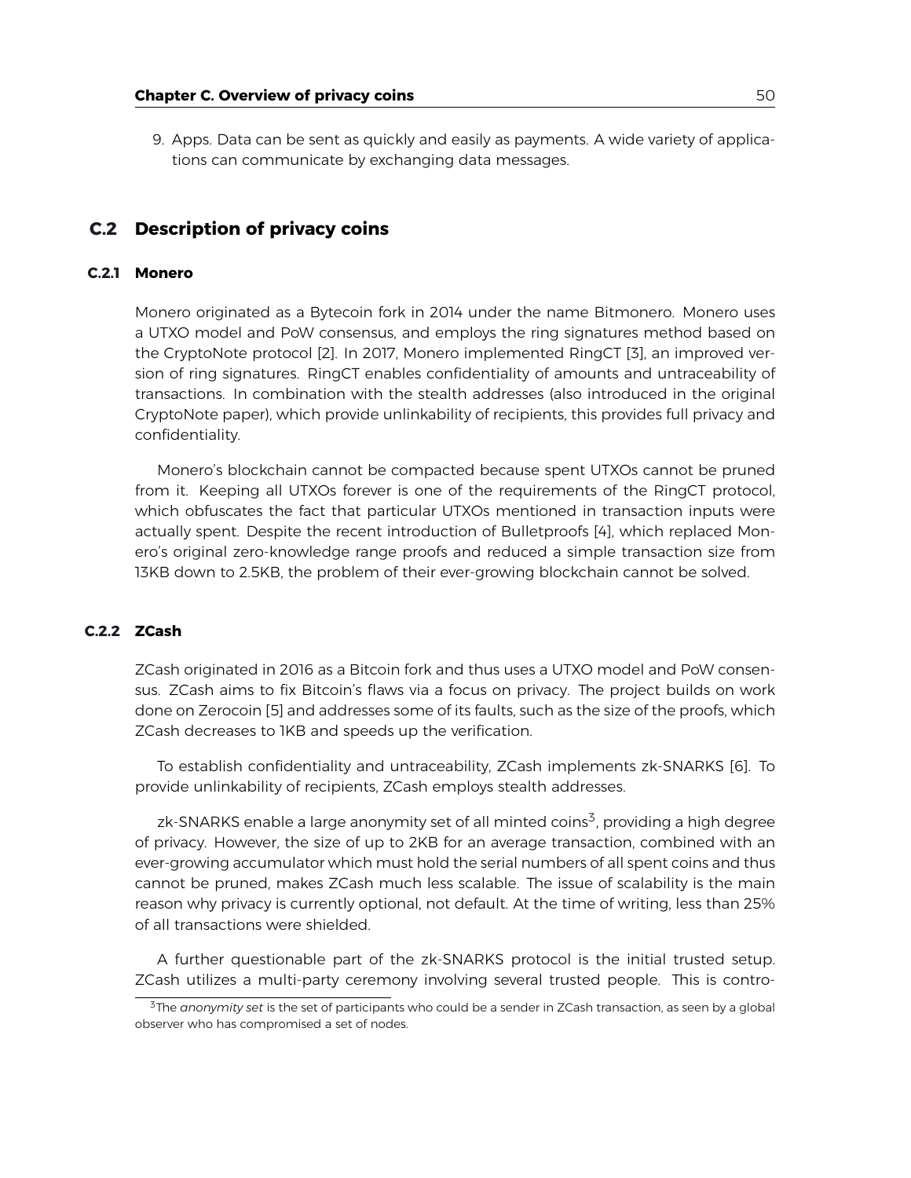9. Apps. Data can be sent as quickly and easily as payments. A wide variety of applications can communicate by exchanging data messages.

## C.2 Description of privacy coins

### C.2.1 Monero

Monero originated as a Bytecoin fork in 2014 under the name Bitmonero. Monero uses a UTXO model and PoW consensus, and employs the ring signatures method based on the CryptoNote protocol [2]. In 2017, Monero implemented RingCT [3], an improved version of ring signatures. RingCT enables confidentiality of amounts and untraceability of transactions. In combination with the stealth addresses (also introduced in the original CryptoNote paper), which provide unlinkability of recipients, this provides full privacy and confidentiality.

Monero's blockchain cannot be compacted because spent UTXOs cannot be pruned from it. Keeping all UTXOs forever is one of the requirements of the RingCT protocol, which obfuscates the fact that particular UTXOs mentioned in transaction inputs were actually spent. Despite the recent introduction of Bulletproofs [4], which replaced Monero's original zero-knowledge range proofs and reduced a simple transaction size from 13KB down to 2.5KB, the problem of their ever-growing blockchain cannot be solved.

### C.2.2 ZCash

ZCash originated in 2016 as a Bitcoin fork and thus uses a UTXO model and PoW consensus. ZCash aims to fix Bitcoin's flaws via a focus on privacy. The project builds on work done on Zerocoin [5] and addresses some of its faults, such as the size of the proofs, which ZCash decreases to 1KB and speeds up the verification.

To establish confidentiality and untraceability, ZCash implements zk-SNARKS [6]. To provide unlinkability of recipients, ZCash employs stealth addresses.

zk-SNARKS enable a large anonymity set of all minted coins[3], providing a high degree of privacy. However, the size of up to 2KB for an average transaction, combined with an ever-growing accumulator which must hold the serial numbers of all spent coins and thus cannot be pruned, makes ZCash much less scalable. The issue of scalability is the main reason why privacy is currently optional, not default. At the time of writing, less than 25% of all transactions were shielded.

A further questionable part of the zk-SNARKS protocol is the initial trusted setup. ZCash utilizes a multi-party ceremony involving several trusted people. This is contro-

[3] The *anonymity set* is the set of participants who could be a sender in ZCash transaction, as seen by a global observer who has compromised a set of nodes.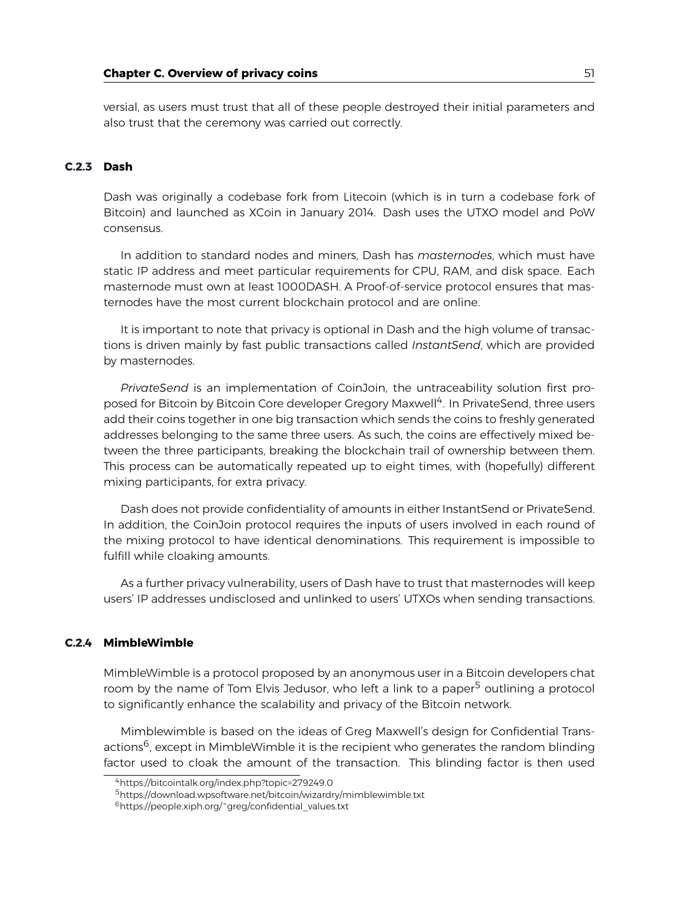versial, as users must trust that all of these people destroyed their initial parameters and also trust that the ceremony was carried out correctly.

### C.2.3 Dash

Dash was originally a codebase fork from Litecoin (which is in turn a codebase fork of Bitcoin) and launched as XCoin in January 2014. Dash uses the UTXO model and PoW consensus.

In addition to standard nodes and miners, Dash has *masternodes*, which must have static IP address and meet particular requirements for CPU, RAM, and disk space. Each masternode must own at least 1000DASH. A Proof-of-service protocol ensures that masternodes have the most current blockchain protocol and are online.

It is important to note that privacy is optional in Dash and the high volume of transactions is driven mainly by fast public transactions called *InstantSend*, which are provided by masternodes.

*PrivateSend* is an implementation of CoinJoin, the untraceability solution first proposed for Bitcoin by Bitcoin Core developer Gregory Maxwell[4]. In PrivateSend, three users add their coins together in one big transaction which sends the coins to freshly generated addresses belonging to the same three users. As such, the coins are effectively mixed between the three participants, breaking the blockchain trail of ownership between them. This process can be automatically repeated up to eight times, with (hopefully) different mixing participants, for extra privacy.

Dash does not provide confidentiality of amounts in either InstantSend or PrivateSend. In addition, the CoinJoin protocol requires the inputs of users involved in each round of the mixing protocol to have identical denominations. This requirement is impossible to fulfill while cloaking amounts.

As a further privacy vulnerability, users of Dash have to trust that masternodes will keep users' IP addresses undisclosed and unlinked to users' UTXOs when sending transactions.

### C.2.4 MimbleWimble

MimbleWimble is a protocol proposed by an anonymous user in a Bitcoin developers chat room by the name of Tom Elvis Jedusor, who left a link to a paper[5] outlining a protocol to significantly enhance the scalability and privacy of the Bitcoin network.

Mimblewimble is based on the ideas of Greg Maxwell's design for Confidential Transactions[6], except in MimbleWimble it is the recipient who generates the random blinding factor used to cloak the amount of the transaction. This blinding factor is then used

---

[4] https://bitcointalk.org/index.php?topic=279249.0

[5] https://download.wpsoftware.net/bitcoin/wizardry/mimblewimble.txt

[6] https://people.xiph.org/~greg/confidential_values.txt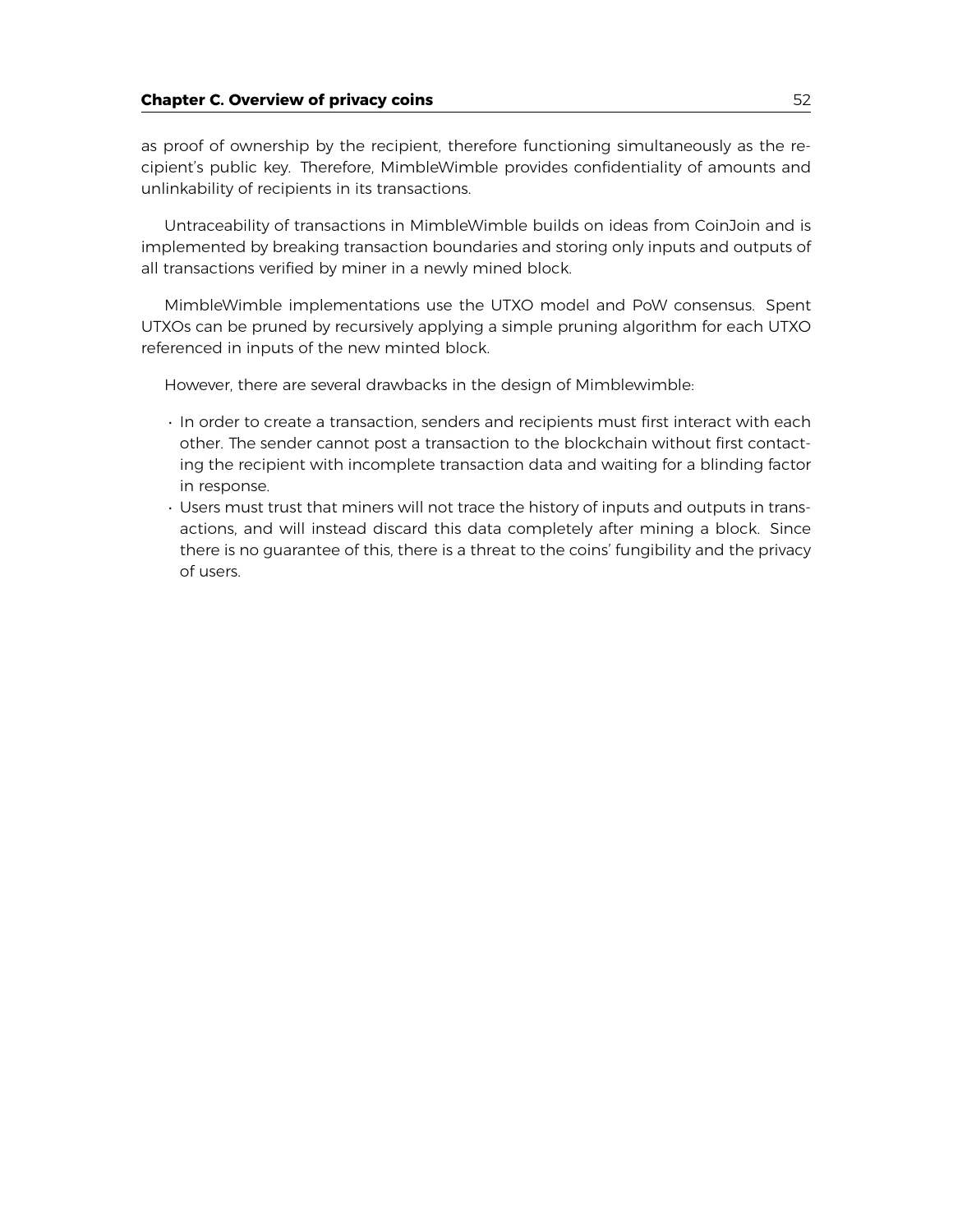as proof of ownership by the recipient, therefore functioning simultaneously as the recipient's public key. Therefore, MimbleWimble provides confidentiality of amounts and unlinkability of recipients in its transactions.

Untraceability of transactions in MimbleWimble builds on ideas from CoinJoin and is implemented by breaking transaction boundaries and storing only inputs and outputs of all transactions verified by miner in a newly mined block.

MimbleWimble implementations use the UTXO model and PoW consensus. Spent UTXOs can be pruned by recursively applying a simple pruning algorithm for each UTXO referenced in inputs of the new minted block.

However, there are several drawbacks in the design of Mimblewimble:

- In order to create a transaction, senders and recipients must first interact with each other. The sender cannot post a transaction to the blockchain without first contacting the recipient with incomplete transaction data and waiting for a blinding factor in response.
- Users must trust that miners will not trace the history of inputs and outputs in transactions, and will instead discard this data completely after mining a block. Since there is no guarantee of this, there is a threat to the coins' fungibility and the privacy of users.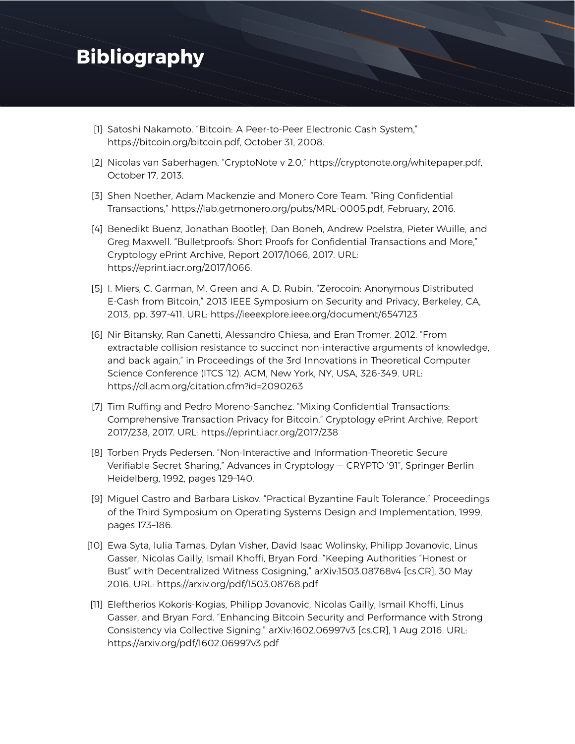# Bibliography

[1] Satoshi Nakamoto. “Bitcoin: A Peer-to-Peer Electronic Cash System,” https://bitcoin.org/bitcoin.pdf, October 31, 2008.

[2] Nicolas van Saberhagen. “CryptoNote v 2.0,” https://cryptonote.org/whitepaper.pdf, October 17, 2013.

[3] Shen Noether, Adam Mackenzie and Monero Core Team. “Ring Confidential Transactions,” https://lab.getmonero.org/pubs/MRL-0005.pdf, February, 2016.

[4] Benedikt Buenz, Jonathan Bootle†, Dan Boneh, Andrew Poelstra, Pieter Wuille, and Greg Maxwell. “Bulletproofs: Short Proofs for Confidential Transactions and More,” Cryptology ePrint Archive, Report 2017/1066, 2017. URL: https://eprint.iacr.org/2017/1066.

[5] I. Miers, C. Garman, M. Green and A. D. Rubin. “Zerocoin: Anonymous Distributed E-Cash from Bitcoin,” 2013 IEEE Symposium on Security and Privacy, Berkeley, CA, 2013, pp. 397-411. URL: https://ieeexplore.ieee.org/document/6547123

[6] Nir Bitansky, Ran Canetti, Alessandro Chiesa, and Eran Tromer. 2012. “From extractable collision resistance to succinct non-interactive arguments of knowledge, and back again,” in Proceedings of the 3rd Innovations in Theoretical Computer Science Conference (ITCS ‘12). ACM, New York, NY, USA, 326-349. URL: https://dl.acm.org/citation.cfm?id=2090263

[7] Tim Ruffing and Pedro Moreno-Sanchez. “Mixing Confidential Transactions: Comprehensive Transaction Privacy for Bitcoin,” Cryptology ePrint Archive, Report 2017/238, 2017. URL: https://eprint.iacr.org/2017/238

[8] Torben Pryds Pedersen. “Non-Interactive and Information-Theoretic Secure Verifiable Secret Sharing,” Advances in Cryptology — CRYPTO ‘91”, Springer Berlin Heidelberg, 1992, pages 129–140.

[9] Miguel Castro and Barbara Liskov. “Practical Byzantine Fault Tolerance,” Proceedings of the Third Symposium on Operating Systems Design and Implementation, 1999, pages 173–186.

[10] Ewa Syta, Iulia Tamas, Dylan Visher, David Isaac Wolinsky, Philipp Jovanovic, Linus Gasser, Nicolas Gailly, Ismail Khoffi, Bryan Ford. “Keeping Authorities “Honest or Bust” with Decentralized Witness Cosigning,” arXiv:1503.08768v4 [cs.CR], 30 May 2016. URL: https://arxiv.org/pdf/1503.08768.pdf

[11] Eleftherios Kokoris-Kogias, Philipp Jovanovic, Nicolas Gailly, Ismail Khoffi, Linus Gasser, and Bryan Ford. “Enhancing Bitcoin Security and Performance with Strong Consistency via Collective Signing,” arXiv:1602.06997v3 [cs.CR], 1 Aug 2016. URL: https://arxiv.org/pdf/1602.06997v3.pdf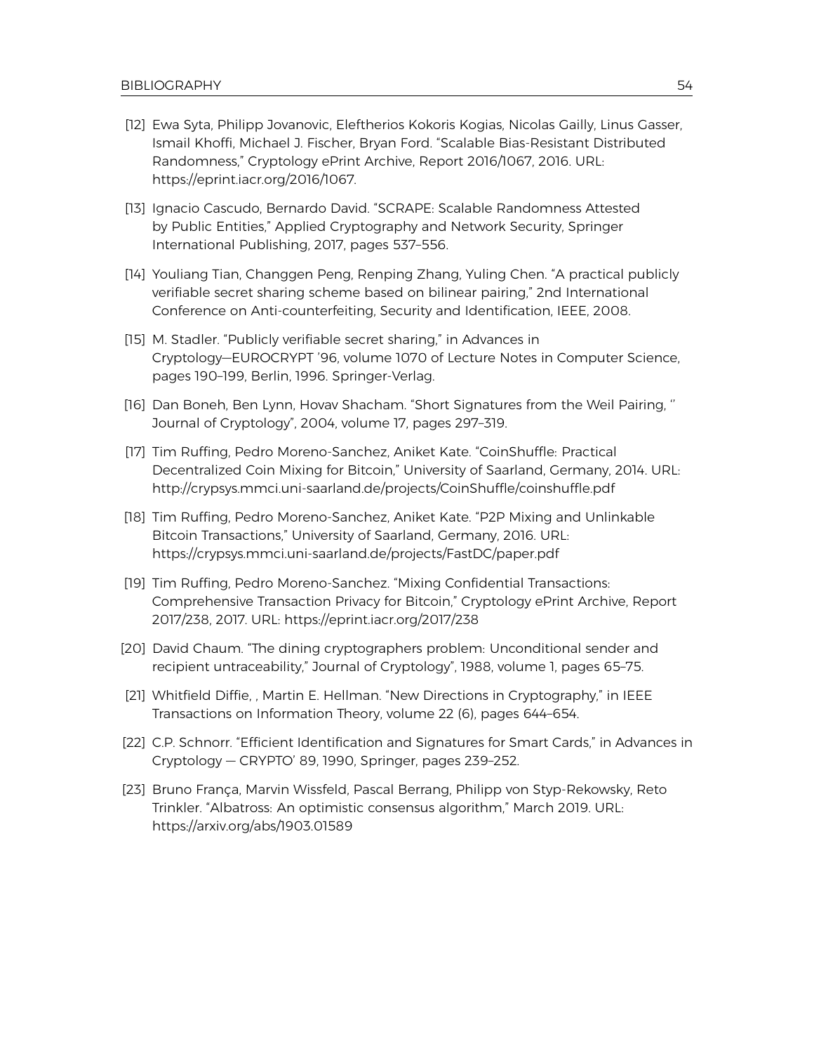[12] Ewa Syta, Philipp Jovanovic, Eleftherios Kokoris Kogias, Nicolas Gailly, Linus Gasser, Ismail Khoffi, Michael J. Fischer, Bryan Ford. "Scalable Bias-Resistant Distributed Randomness," Cryptology ePrint Archive, Report 2016/1067, 2016. URL: https://eprint.iacr.org/2016/1067.

[13] Ignacio Cascudo, Bernardo David. "SCRAPE: Scalable Randomness Attested by Public Entities," Applied Cryptography and Network Security, Springer International Publishing, 2017, pages 537–556.

[14] Youliang Tian, Changgen Peng, Renping Zhang, Yuling Chen. "A practical publicly verifiable secret sharing scheme based on bilinear pairing," 2nd International Conference on Anti-counterfeiting, Security and Identification, IEEE, 2008.

[15] M. Stadler. "Publicly verifiable secret sharing," in Advances in Cryptology—EUROCRYPT '96, volume 1070 of Lecture Notes in Computer Science, pages 190–199, Berlin, 1996. Springer-Verlag.

[16] Dan Boneh, Ben Lynn, Hovav Shacham. "Short Signatures from the Weil Pairing, '' Journal of Cryptology", 2004, volume 17, pages 297–319.

[17] Tim Ruffing, Pedro Moreno-Sanchez, Aniket Kate. "CoinShuffle: Practical Decentralized Coin Mixing for Bitcoin," University of Saarland, Germany, 2014. URL: http://crypsys.mmci.uni-saarland.de/projects/CoinShuffle/coinshuffle.pdf

[18] Tim Ruffing, Pedro Moreno-Sanchez, Aniket Kate. "P2P Mixing and Unlinkable Bitcoin Transactions," University of Saarland, Germany, 2016. URL: https://crypsys.mmci.uni-saarland.de/projects/FastDC/paper.pdf

[19] Tim Ruffing, Pedro Moreno-Sanchez. "Mixing Confidential Transactions: Comprehensive Transaction Privacy for Bitcoin," Cryptology ePrint Archive, Report 2017/238, 2017. URL: https://eprint.iacr.org/2017/238

[20] David Chaum. "The dining cryptographers problem: Unconditional sender and recipient untraceability," Journal of Cryptology", 1988, volume 1, pages 65–75.

[21] Whitfield Diffie, , Martin E. Hellman. "New Directions in Cryptography," in IEEE Transactions on Information Theory, volume 22 (6), pages 644–654.

[22] C.P. Schnorr. "Efficient Identification and Signatures for Smart Cards," in Advances in Cryptology — CRYPTO' 89, 1990, Springer, pages 239–252.

[23] Bruno França, Marvin Wissfeld, Pascal Berrang, Philipp von Styp-Rekowsky, Reto Trinkler. "Albatross: An optimistic consensus algorithm," March 2019. URL: https://arxiv.org/abs/1903.01589